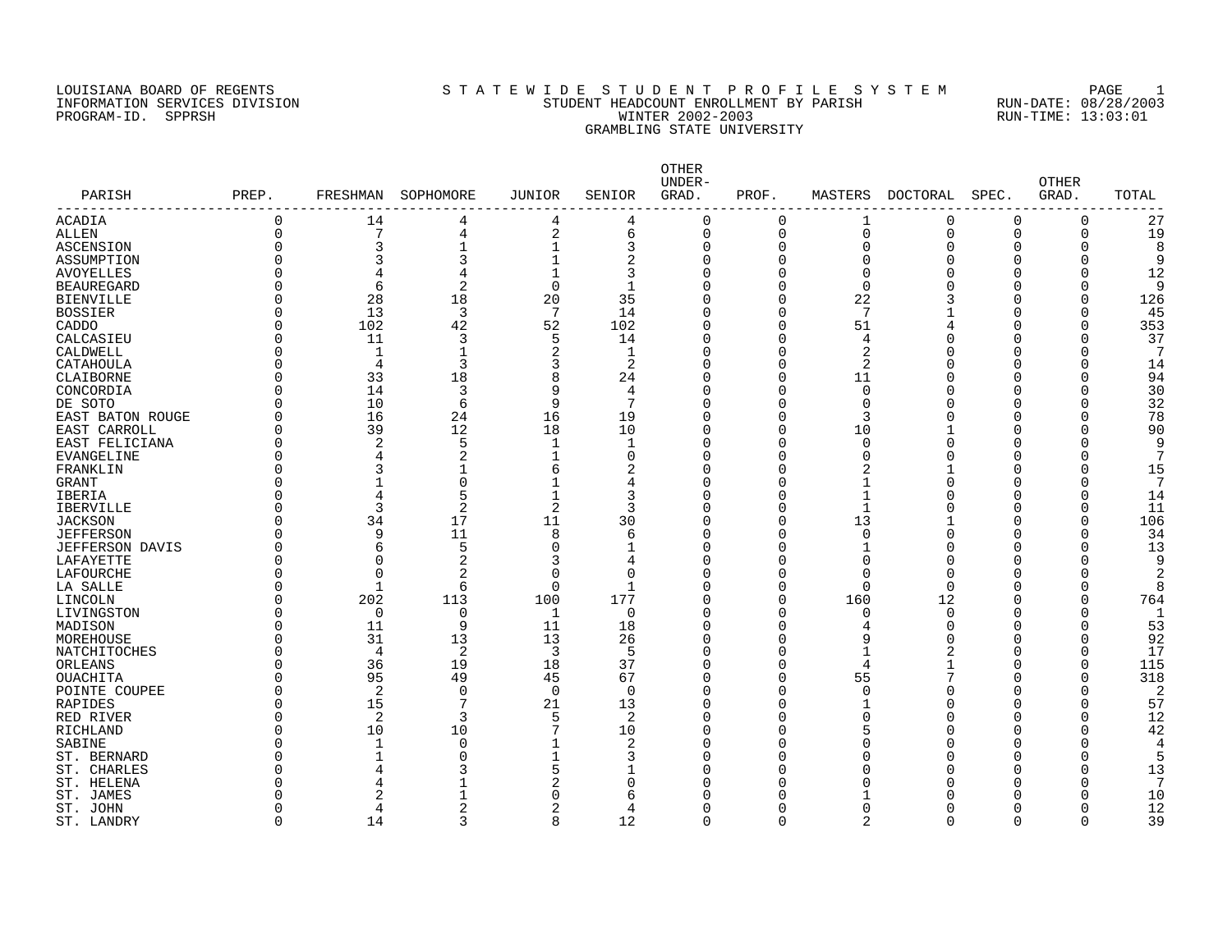LOUISIANA BOARD OF REGENTS
INFORMATION SERVICES DIVISION
PROGRAM-ID. SPPRSH

# S T A T E W I D E S T U D E N T P R O F I L E S Y S T E M

## STUDENT HEADCOUNT ENROLLMENT BY PARISH

### WINTER 2002-2003

### GRAMBLING STATE UNIVERSITY

RUN-DATE: 08/28/2003
RUN-TIME: 13:03:01

| PARISH | PREP. | FRESHMAN | SOPHOMORE | JUNIOR | SENIOR | OTHER UNDER-GRAD. | PROF. | MASTERS | DOCTORAL | SPEC. | OTHER GRAD. | TOTAL |
|---|---|---|---|---|---|---|---|---|---|---|---|---|
| ACADIA | 0 | 14 | 4 | 4 | 4 | 0 | 0 | 1 | 0 | 0 | 0 | 27 |
| ALLEN | 0 | 7 | 4 | 2 | 6 | 0 | 0 | 0 | 0 | 0 | 0 | 19 |
| ASCENSION | 0 | 3 | 1 | 1 | 3 | 0 | 0 | 0 | 0 | 0 | 0 | 8 |
| ASSUMPTION | 0 | 3 | 3 | 1 | 2 | 0 | 0 | 0 | 0 | 0 | 0 | 9 |
| AVOYELLES | 0 | 4 | 4 | 1 | 3 | 0 | 0 | 0 | 0 | 0 | 0 | 12 |
| BEAUREGARD | 0 | 6 | 2 | 0 | 1 | 0 | 0 | 0 | 0 | 0 | 0 | 9 |
| BIENVILLE | 0 | 28 | 18 | 20 | 35 | 0 | 0 | 22 | 3 | 0 | 0 | 126 |
| BOSSIER | 0 | 13 | 3 | 7 | 14 | 0 | 0 | 7 | 1 | 0 | 0 | 45 |
| CADDO | 0 | 102 | 42 | 52 | 102 | 0 | 0 | 51 | 4 | 0 | 0 | 353 |
| CALCASIEU | 0 | 11 | 3 | 5 | 14 | 0 | 0 | 4 | 0 | 0 | 0 | 37 |
| CALDWELL | 0 | 1 | 1 | 2 | 1 | 0 | 0 | 2 | 0 | 0 | 0 | 7 |
| CATAHOULA | 0 | 4 | 3 | 3 | 2 | 0 | 0 | 2 | 0 | 0 | 0 | 14 |
| CLAIBORNE | 0 | 33 | 18 | 8 | 24 | 0 | 0 | 11 | 0 | 0 | 0 | 94 |
| CONCORDIA | 0 | 14 | 3 | 9 | 4 | 0 | 0 | 0 | 0 | 0 | 0 | 30 |
| DE SOTO | 0 | 10 | 6 | 9 | 7 | 0 | 0 | 0 | 0 | 0 | 0 | 32 |
| EAST BATON ROUGE | 0 | 16 | 24 | 16 | 19 | 0 | 0 | 3 | 0 | 0 | 0 | 78 |
| EAST CARROLL | 0 | 39 | 12 | 18 | 10 | 0 | 0 | 10 | 1 | 0 | 0 | 90 |
| EAST FELICIANA | 0 | 2 | 5 | 1 | 1 | 0 | 0 | 0 | 0 | 0 | 0 | 9 |
| EVANGELINE | 0 | 4 | 2 | 1 | 0 | 0 | 0 | 0 | 0 | 0 | 0 | 7 |
| FRANKLIN | 0 | 3 | 1 | 6 | 2 | 0 | 0 | 2 | 1 | 0 | 0 | 15 |
| GRANT | 0 | 1 | 0 | 1 | 4 | 0 | 0 | 1 | 0 | 0 | 0 | 7 |
| IBERIA | 0 | 4 | 5 | 1 | 3 | 0 | 0 | 1 | 0 | 0 | 0 | 14 |
| IBERVILLE | 0 | 3 | 2 | 2 | 3 | 0 | 0 | 1 | 0 | 0 | 0 | 11 |
| JACKSON | 0 | 34 | 17 | 11 | 30 | 0 | 0 | 13 | 1 | 0 | 0 | 106 |
| JEFFERSON | 0 | 9 | 11 | 8 | 6 | 0 | 0 | 0 | 0 | 0 | 0 | 34 |
| JEFFERSON DAVIS | 0 | 6 | 5 | 0 | 1 | 0 | 0 | 1 | 0 | 0 | 0 | 13 |
| LAFAYETTE | 0 | 0 | 2 | 3 | 4 | 0 | 0 | 0 | 0 | 0 | 0 | 9 |
| LAFOURCHE | 0 | 0 | 2 | 0 | 0 | 0 | 0 | 0 | 0 | 0 | 0 | 2 |
| LA SALLE | 0 | 1 | 6 | 0 | 1 | 0 | 0 | 0 | 0 | 0 | 0 | 8 |
| LINCOLN | 0 | 202 | 113 | 100 | 177 | 0 | 0 | 160 | 12 | 0 | 0 | 764 |
| LIVINGSTON | 0 | 0 | 0 | 1 | 0 | 0 | 0 | 0 | 0 | 0 | 0 | 1 |
| MADISON | 0 | 11 | 9 | 11 | 18 | 0 | 0 | 4 | 0 | 0 | 0 | 53 |
| MOREHOUSE | 0 | 31 | 13 | 13 | 26 | 0 | 0 | 9 | 0 | 0 | 0 | 92 |
| NATCHITOCHES | 0 | 4 | 2 | 3 | 5 | 0 | 0 | 1 | 2 | 0 | 0 | 17 |
| ORLEANS | 0 | 36 | 19 | 18 | 37 | 0 | 0 | 4 | 1 | 0 | 0 | 115 |
| OUACHITA | 0 | 95 | 49 | 45 | 67 | 0 | 0 | 55 | 7 | 0 | 0 | 318 |
| POINTE COUPEE | 0 | 2 | 0 | 0 | 0 | 0 | 0 | 0 | 0 | 0 | 0 | 2 |
| RAPIDES | 0 | 15 | 7 | 21 | 13 | 0 | 0 | 1 | 0 | 0 | 0 | 57 |
| RED RIVER | 0 | 2 | 3 | 5 | 2 | 0 | 0 | 0 | 0 | 0 | 0 | 12 |
| RICHLAND | 0 | 10 | 10 | 7 | 10 | 0 | 0 | 5 | 0 | 0 | 0 | 42 |
| SABINE | 0 | 1 | 0 | 1 | 2 | 0 | 0 | 0 | 0 | 0 | 0 | 4 |
| ST. BERNARD | 0 | 1 | 0 | 1 | 3 | 0 | 0 | 0 | 0 | 0 | 0 | 5 |
| ST. CHARLES | 0 | 4 | 3 | 5 | 1 | 0 | 0 | 0 | 0 | 0 | 0 | 13 |
| ST. HELENA | 0 | 4 | 1 | 2 | 0 | 0 | 0 | 0 | 0 | 0 | 0 | 7 |
| ST. JAMES | 0 | 2 | 1 | 0 | 6 | 0 | 0 | 1 | 0 | 0 | 0 | 10 |
| ST. JOHN | 0 | 4 | 2 | 2 | 4 | 0 | 0 | 0 | 0 | 0 | 0 | 12 |
| ST. LANDRY | 0 | 14 | 3 | 8 | 12 | 0 | 0 | 2 | 0 | 0 | 0 | 39 |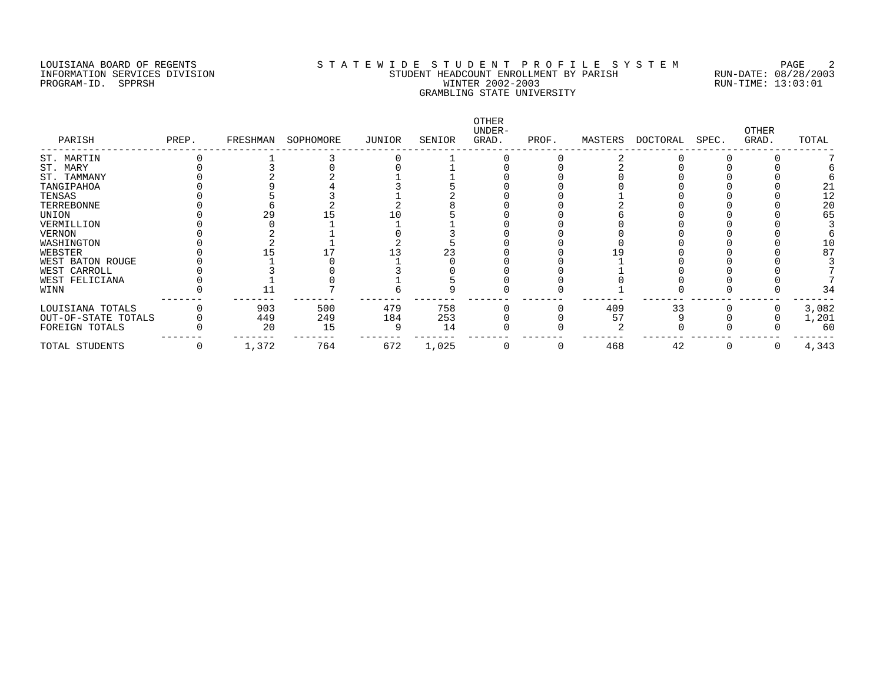LOUISIANA BOARD OF REGENTS
INFORMATION SERVICES DIVISION
PROGRAM-ID. SPPRSH

STATEWIDE STUDENT PROFILE SYSTEM
STUDENT HEADCOUNT ENROLLMENT BY PARISH
WINTER 2002-2003
GRAMBLING STATE UNIVERSITY

RUN-DATE: 08/28/2003
RUN-TIME: 13:03:01

| PARISH | PREP. | FRESHMAN | SOPHOMORE | JUNIOR | SENIOR | OTHER UNDER-GRAD. | PROF. | MASTERS | DOCTORAL | SPEC. | OTHER GRAD. | TOTAL |
|---|---|---|---|---|---|---|---|---|---|---|---|---|
| ST. MARTIN | 0 | 1 | 3 | 0 | 1 | 0 | 0 | 2 | 0 | 0 | 0 | 7 |
| ST. MARY | 0 | 3 | 0 | 0 | 1 | 0 | 0 | 2 | 0 | 0 | 0 | 6 |
| ST. TAMMANY | 0 | 2 | 2 | 1 | 1 | 0 | 0 | 0 | 0 | 0 | 0 | 6 |
| TANGIPAHOA | 0 | 9 | 4 | 3 | 5 | 0 | 0 | 0 | 0 | 0 | 0 | 21 |
| TENSAS | 0 | 5 | 3 | 1 | 2 | 0 | 0 | 1 | 0 | 0 | 0 | 12 |
| TERREBONNE | 0 | 6 | 2 | 2 | 8 | 0 | 0 | 2 | 0 | 0 | 0 | 20 |
| UNION | 0 | 29 | 15 | 10 | 5 | 0 | 0 | 6 | 0 | 0 | 0 | 65 |
| VERMILLION | 0 | 0 | 1 | 1 | 1 | 0 | 0 | 0 | 0 | 0 | 0 | 3 |
| VERNON | 0 | 2 | 1 | 0 | 3 | 0 | 0 | 0 | 0 | 0 | 0 | 6 |
| WASHINGTON | 0 | 2 | 1 | 2 | 5 | 0 | 0 | 0 | 0 | 0 | 0 | 10 |
| WEBSTER | 0 | 15 | 17 | 13 | 23 | 0 | 0 | 19 | 0 | 0 | 0 | 87 |
| WEST BATON ROUGE | 0 | 1 | 0 | 1 | 0 | 0 | 0 | 1 | 0 | 0 | 0 | 3 |
| WEST CARROLL | 0 | 3 | 0 | 3 | 0 | 0 | 0 | 1 | 0 | 0 | 0 | 7 |
| WEST FELICIANA | 0 | 1 | 0 | 1 | 5 | 0 | 0 | 0 | 0 | 0 | 0 | 7 |
| WINN | 0 | 11 | 7 | 6 | 9 | 0 | 0 | 1 | 0 | 0 | 0 | 34 |
| LOUISIANA TOTALS | 0 | 903 | 500 | 479 | 758 | 0 | 0 | 409 | 33 | 0 | 0 | 3,082 |
| OUT-OF-STATE TOTALS | 0 | 449 | 249 | 184 | 253 | 0 | 0 | 57 | 9 | 0 | 0 | 1,201 |
| FOREIGN TOTALS | 0 | 20 | 15 | 9 | 14 | 0 | 0 | 2 | 0 | 0 | 0 | 60 |
| TOTAL STUDENTS | 0 | 1,372 | 764 | 672 | 1,025 | 0 | 0 | 468 | 42 | 0 | 0 | 4,343 |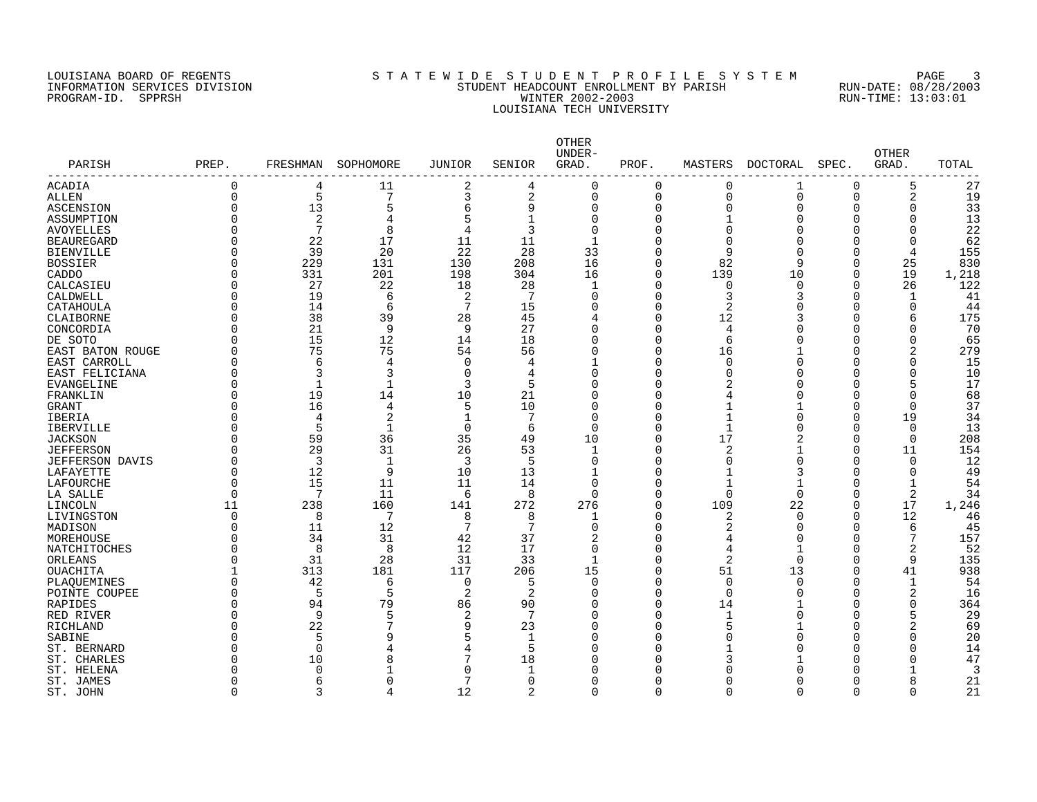LOUISIANA BOARD OF REGENTS
INFORMATION SERVICES DIVISION
PROGRAM-ID. SPPRSH

# S T A T E W I D E   S T U D E N T   P R O F I L E   S Y S T E M
## STUDENT HEADCOUNT ENROLLMENT BY PARISH
### WINTER 2002-2003
### LOUISIANA TECH UNIVERSITY

RUN-DATE: 08/28/2003
RUN-TIME: 13:03:01

| PARISH | PREP. | FRESHMAN | SOPHOMORE | JUNIOR | SENIOR | OTHER UNDER-GRAD. | PROF. | MASTERS | DOCTORAL | SPEC. | OTHER GRAD. | TOTAL |
|---|---|---|---|---|---|---|---|---|---|---|---|---|
| ACADIA | 0 | 4 | 11 | 2 | 4 | 0 | 0 | 0 | 1 | 0 | 5 | 27 |
| ALLEN | 0 | 5 | 7 | 3 | 2 | 0 | 0 | 0 | 0 | 0 | 2 | 19 |
| ASCENSION | 0 | 13 | 5 | 6 | 9 | 0 | 0 | 0 | 0 | 0 | 0 | 33 |
| ASSUMPTION | 0 | 2 | 4 | 5 | 1 | 0 | 0 | 1 | 0 | 0 | 0 | 13 |
| AVOYELLES | 0 | 7 | 8 | 4 | 3 | 0 | 0 | 0 | 0 | 0 | 0 | 22 |
| BEAUREGARD | 0 | 22 | 17 | 11 | 11 | 1 | 0 | 0 | 0 | 0 | 0 | 62 |
| BIENVILLE | 0 | 39 | 20 | 22 | 28 | 33 | 0 | 9 | 0 | 0 | 4 | 155 |
| BOSSIER | 0 | 229 | 131 | 130 | 208 | 16 | 0 | 82 | 9 | 0 | 25 | 830 |
| CADDO | 0 | 331 | 201 | 198 | 304 | 16 | 0 | 139 | 10 | 0 | 19 | 1,218 |
| CALCASIEU | 0 | 27 | 22 | 18 | 28 | 1 | 0 | 0 | 0 | 0 | 26 | 122 |
| CALDWELL | 0 | 19 | 6 | 2 | 7 | 0 | 0 | 3 | 3 | 0 | 1 | 41 |
| CATAHOULA | 0 | 14 | 6 | 7 | 15 | 0 | 0 | 2 | 0 | 0 | 0 | 44 |
| CLAIBORNE | 0 | 38 | 39 | 28 | 45 | 4 | 0 | 12 | 3 | 0 | 6 | 175 |
| CONCORDIA | 0 | 21 | 9 | 9 | 27 | 0 | 0 | 4 | 0 | 0 | 0 | 70 |
| DE SOTO | 0 | 15 | 12 | 14 | 18 | 0 | 0 | 6 | 0 | 0 | 0 | 65 |
| EAST BATON ROUGE | 0 | 75 | 75 | 54 | 56 | 0 | 0 | 16 | 1 | 0 | 2 | 279 |
| EAST CARROLL | 0 | 6 | 4 | 0 | 4 | 1 | 0 | 0 | 0 | 0 | 0 | 15 |
| EAST FELICIANA | 0 | 3 | 3 | 0 | 4 | 0 | 0 | 0 | 0 | 0 | 0 | 10 |
| EVANGELINE | 0 | 1 | 1 | 3 | 5 | 0 | 0 | 2 | 0 | 0 | 5 | 17 |
| FRANKLIN | 0 | 19 | 14 | 10 | 21 | 0 | 0 | 4 | 0 | 0 | 0 | 68 |
| GRANT | 0 | 16 | 4 | 5 | 10 | 0 | 0 | 1 | 1 | 0 | 0 | 37 |
| IBERIA | 0 | 4 | 2 | 1 | 7 | 0 | 0 | 1 | 0 | 0 | 19 | 34 |
| IBERVILLE | 0 | 5 | 1 | 0 | 6 | 0 | 0 | 1 | 0 | 0 | 0 | 13 |
| JACKSON | 0 | 59 | 36 | 35 | 49 | 10 | 0 | 17 | 2 | 0 | 0 | 208 |
| JEFFERSON | 0 | 29 | 31 | 26 | 53 | 1 | 0 | 2 | 1 | 0 | 11 | 154 |
| JEFFERSON DAVIS | 0 | 3 | 1 | 3 | 5 | 0 | 0 | 0 | 0 | 0 | 0 | 12 |
| LAFAYETTE | 0 | 12 | 9 | 10 | 13 | 1 | 0 | 1 | 3 | 0 | 0 | 49 |
| LAFOURCHE | 0 | 15 | 11 | 11 | 14 | 0 | 0 | 1 | 1 | 0 | 1 | 54 |
| LA SALLE | 0 | 7 | 11 | 6 | 8 | 0 | 0 | 0 | 0 | 0 | 2 | 34 |
| LINCOLN | 11 | 238 | 160 | 141 | 272 | 276 | 0 | 109 | 22 | 0 | 17 | 1,246 |
| LIVINGSTON | 0 | 8 | 7 | 8 | 8 | 1 | 0 | 2 | 0 | 0 | 12 | 46 |
| MADISON | 0 | 11 | 12 | 7 | 7 | 0 | 0 | 2 | 0 | 0 | 6 | 45 |
| MOREHOUSE | 0 | 34 | 31 | 42 | 37 | 2 | 0 | 4 | 0 | 0 | 7 | 157 |
| NATCHITOCHES | 0 | 8 | 8 | 12 | 17 | 0 | 0 | 4 | 1 | 0 | 2 | 52 |
| ORLEANS | 0 | 31 | 28 | 31 | 33 | 1 | 0 | 2 | 0 | 0 | 9 | 135 |
| OUACHITA | 1 | 313 | 181 | 117 | 206 | 15 | 0 | 51 | 13 | 0 | 41 | 938 |
| PLAQUEMINES | 0 | 42 | 6 | 0 | 5 | 0 | 0 | 0 | 0 | 0 | 1 | 54 |
| POINTE COUPEE | 0 | 5 | 5 | 2 | 2 | 0 | 0 | 0 | 0 | 0 | 2 | 16 |
| RAPIDES | 0 | 94 | 79 | 86 | 90 | 0 | 0 | 14 | 1 | 0 | 0 | 364 |
| RED RIVER | 0 | 9 | 5 | 2 | 7 | 0 | 0 | 1 | 0 | 0 | 5 | 29 |
| RICHLAND | 0 | 22 | 7 | 9 | 23 | 0 | 0 | 5 | 1 | 0 | 2 | 69 |
| SABINE | 0 | 5 | 9 | 5 | 1 | 0 | 0 | 0 | 0 | 0 | 0 | 20 |
| ST. BERNARD | 0 | 0 | 4 | 4 | 5 | 0 | 0 | 1 | 0 | 0 | 0 | 14 |
| ST. CHARLES | 0 | 10 | 8 | 7 | 18 | 0 | 0 | 3 | 1 | 0 | 0 | 47 |
| ST. HELENA | 0 | 0 | 1 | 0 | 1 | 0 | 0 | 0 | 0 | 0 | 1 | 3 |
| ST. JAMES | 0 | 6 | 0 | 7 | 0 | 0 | 0 | 0 | 0 | 0 | 8 | 21 |
| ST. JOHN | 0 | 3 | 4 | 12 | 2 | 0 | 0 | 0 | 0 | 0 | 0 | 21 |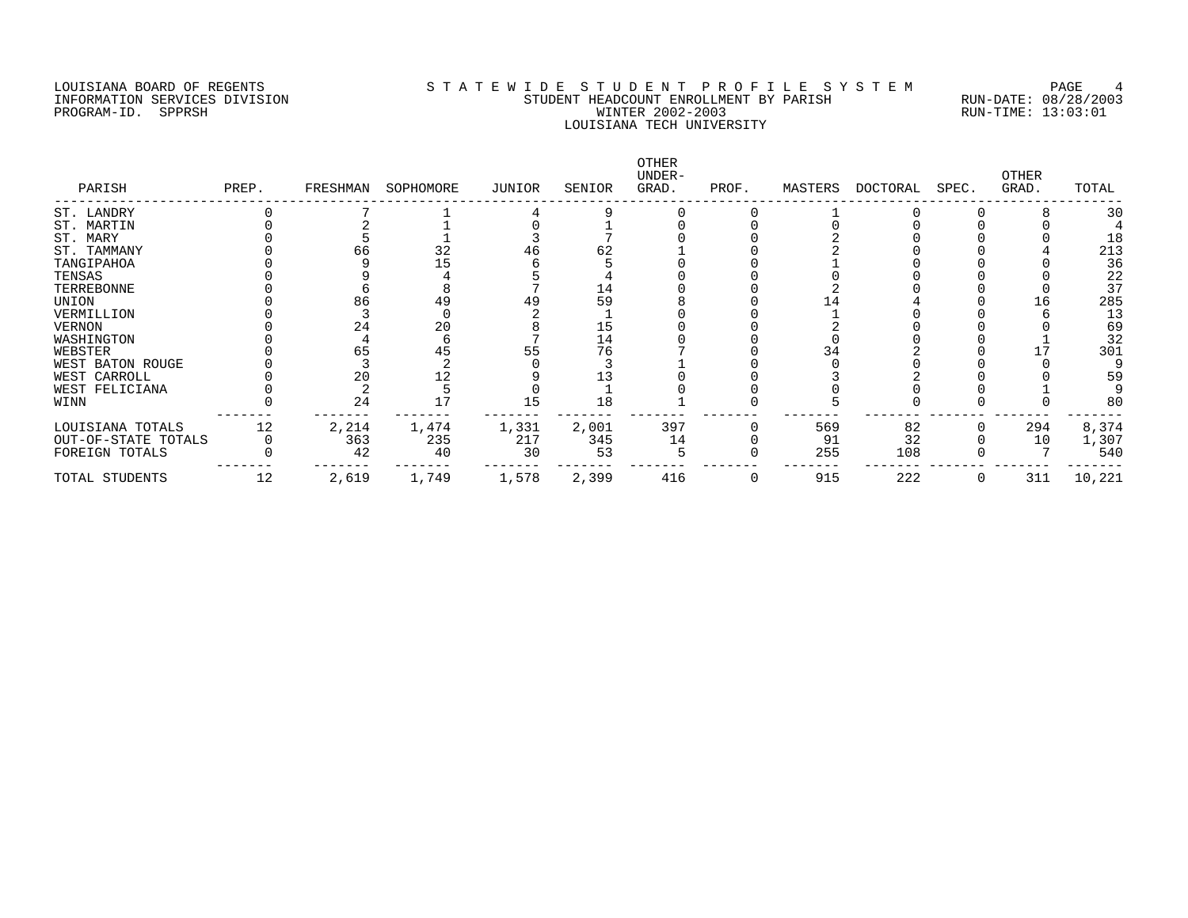LOUISIANA BOARD OF REGENTS
INFORMATION SERVICES DIVISION
PROGRAM-ID. SPPRSH

# S T A T E W I D E S T U D E N T P R O F I L E S Y S T E M
## STUDENT HEADCOUNT ENROLLMENT BY PARISH
## WINTER 2002-2003
## LOUISIANA TECH UNIVERSITY

RUN-DATE: 08/28/2003
RUN-TIME: 13:03:01

| PARISH | PREP. | FRESHMAN | SOPHOMORE | JUNIOR | SENIOR | OTHER UNDER-GRAD. | PROF. | MASTERS | DOCTORAL | SPEC. | OTHER GRAD. | TOTAL |
|---|---|---|---|---|---|---|---|---|---|---|---|---|
| ST. LANDRY | 0 | 7 | 1 | 4 | 9 | 0 | 0 | 1 | 0 | 0 | 8 | 30 |
| ST. MARTIN | 0 | 2 | 1 | 0 | 1 | 0 | 0 | 0 | 0 | 0 | 0 | 4 |
| ST. MARY | 0 | 5 | 1 | 3 | 7 | 0 | 0 | 2 | 0 | 0 | 0 | 18 |
| ST. TAMMANY | 0 | 66 | 32 | 46 | 62 | 1 | 0 | 2 | 0 | 0 | 4 | 213 |
| TANGIPAHOA | 0 | 9 | 15 | 6 | 5 | 0 | 0 | 1 | 0 | 0 | 0 | 36 |
| TENSAS | 0 | 9 | 4 | 5 | 4 | 0 | 0 | 0 | 0 | 0 | 0 | 22 |
| TERREBONNE | 0 | 6 | 8 | 7 | 14 | 0 | 0 | 2 | 0 | 0 | 0 | 37 |
| UNION | 0 | 86 | 49 | 49 | 59 | 8 | 0 | 14 | 4 | 0 | 16 | 285 |
| VERMILLION | 0 | 3 | 0 | 2 | 1 | 0 | 0 | 1 | 0 | 0 | 6 | 13 |
| VERNON | 0 | 24 | 20 | 8 | 15 | 0 | 0 | 2 | 0 | 0 | 0 | 69 |
| WASHINGTON | 0 | 4 | 6 | 7 | 14 | 0 | 0 | 0 | 0 | 0 | 1 | 32 |
| WEBSTER | 0 | 65 | 45 | 55 | 76 | 7 | 0 | 34 | 2 | 0 | 17 | 301 |
| WEST BATON ROUGE | 0 | 3 | 2 | 0 | 3 | 1 | 0 | 0 | 0 | 0 | 0 | 9 |
| WEST CARROLL | 0 | 20 | 12 | 9 | 13 | 0 | 0 | 3 | 2 | 0 | 0 | 59 |
| WEST FELICIANA | 0 | 2 | 5 | 0 | 1 | 0 | 0 | 0 | 0 | 0 | 1 | 9 |
| WINN | 0 | 24 | 17 | 15 | 18 | 1 | 0 | 5 | 0 | 0 | 0 | 80 |
| LOUISIANA TOTALS | 12 | 2,214 | 1,474 | 1,331 | 2,001 | 397 | 0 | 569 | 82 | 0 | 294 | 8,374 |
| OUT-OF-STATE TOTALS | 0 | 363 | 235 | 217 | 345 | 14 | 0 | 91 | 32 | 0 | 10 | 1,307 |
| FOREIGN TOTALS | 0 | 42 | 40 | 30 | 53 | 5 | 0 | 255 | 108 | 0 | 7 | 540 |
| TOTAL STUDENTS | 12 | 2,619 | 1,749 | 1,578 | 2,399 | 416 | 0 | 915 | 222 | 0 | 311 | 10,221 |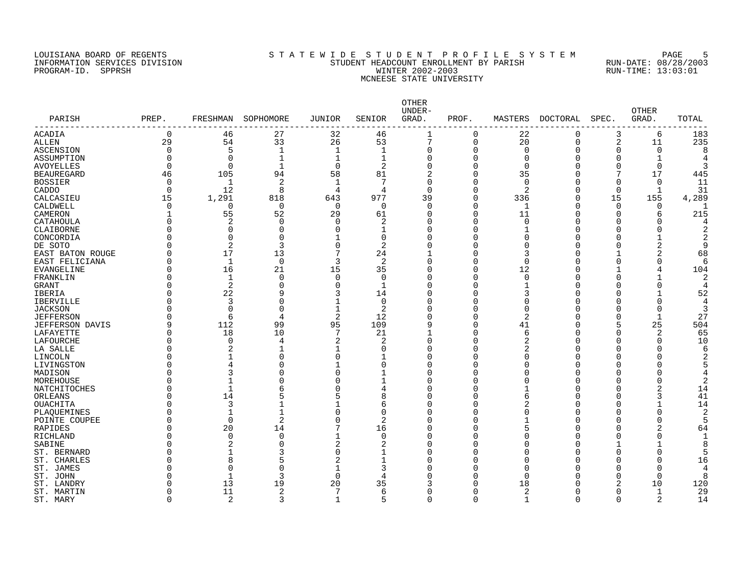LOUISIANA BOARD OF REGENTS
INFORMATION SERVICES DIVISION
PROGRAM-ID. SPPRSH

# STATEWIDE STUDENT PROFILE SYSTEM
## STUDENT HEADCOUNT ENROLLMENT BY PARISH
### WINTER 2002-2003
### MCNEESE STATE UNIVERSITY

RUN-DATE: 08/28/2003
RUN-TIME: 13:03:01

| PARISH | PREP. | FRESHMAN | SOPHOMORE | JUNIOR | SENIOR | OTHER UNDER-GRAD. | PROF. | MASTERS | DOCTORAL | SPEC. | OTHER GRAD. | TOTAL |
|---|---|---|---|---|---|---|---|---|---|---|---|---|
| ACADIA | 0 | 46 | 27 | 32 | 46 | 1 | 0 | 22 | 0 | 3 | 6 | 183 |
| ALLEN | 29 | 54 | 33 | 26 | 53 | 7 | 0 | 20 | 0 | 2 | 11 | 235 |
| ASCENSION | 0 | 5 | 1 | 1 | 1 | 0 | 0 | 0 | 0 | 0 | 0 | 8 |
| ASSUMPTION | 0 | 0 | 1 | 1 | 1 | 0 | 0 | 0 | 0 | 0 | 1 | 4 |
| AVOYELLES | 0 | 0 | 1 | 0 | 2 | 0 | 0 | 0 | 0 | 0 | 0 | 3 |
| BEAUREGARD | 46 | 105 | 94 | 58 | 81 | 2 | 0 | 35 | 0 | 7 | 17 | 445 |
| BOSSIER | 0 | 1 | 2 | 1 | 7 | 0 | 0 | 0 | 0 | 0 | 0 | 11 |
| CADDO | 0 | 12 | 8 | 4 | 4 | 0 | 0 | 2 | 0 | 0 | 1 | 31 |
| CALCASIEU | 15 | 1,291 | 818 | 643 | 977 | 39 | 0 | 336 | 0 | 15 | 155 | 4,289 |
| CALDWELL | 0 | 0 | 0 | 0 | 0 | 0 | 0 | 1 | 0 | 0 | 0 | 1 |
| CAMERON | 1 | 55 | 52 | 29 | 61 | 0 | 0 | 11 | 0 | 0 | 6 | 215 |
| CATAHOULA | 0 | 2 | 0 | 0 | 2 | 0 | 0 | 0 | 0 | 0 | 0 | 4 |
| CLAIBORNE | 0 | 0 | 0 | 0 | 1 | 0 | 0 | 1 | 0 | 0 | 0 | 2 |
| CONCORDIA | 0 | 0 | 0 | 1 | 0 | 0 | 0 | 0 | 0 | 0 | 1 | 2 |
| DE SOTO | 0 | 2 | 3 | 0 | 2 | 0 | 0 | 0 | 0 | 0 | 2 | 9 |
| EAST BATON ROUGE | 0 | 17 | 13 | 7 | 24 | 1 | 0 | 3 | 0 | 1 | 2 | 68 |
| EAST FELICIANA | 0 | 1 | 0 | 3 | 2 | 0 | 0 | 0 | 0 | 0 | 0 | 6 |
| EVANGELINE | 0 | 16 | 21 | 15 | 35 | 0 | 0 | 12 | 0 | 1 | 4 | 104 |
| FRANKLIN | 0 | 1 | 0 | 0 | 0 | 0 | 0 | 0 | 0 | 0 | 1 | 2 |
| GRANT | 0 | 2 | 0 | 0 | 1 | 0 | 0 | 1 | 0 | 0 | 0 | 4 |
| IBERIA | 0 | 22 | 9 | 3 | 14 | 0 | 0 | 3 | 0 | 0 | 1 | 52 |
| IBERVILLE | 0 | 3 | 0 | 1 | 0 | 0 | 0 | 0 | 0 | 0 | 0 | 4 |
| JACKSON | 0 | 0 | 0 | 1 | 2 | 0 | 0 | 0 | 0 | 0 | 0 | 3 |
| JEFFERSON | 0 | 6 | 4 | 2 | 12 | 0 | 0 | 2 | 0 | 0 | 1 | 27 |
| JEFFERSON DAVIS | 9 | 112 | 99 | 95 | 109 | 9 | 0 | 41 | 0 | 5 | 25 | 504 |
| LAFAYETTE | 0 | 18 | 10 | 7 | 21 | 1 | 0 | 6 | 0 | 0 | 2 | 65 |
| LAFOURCHE | 0 | 0 | 4 | 2 | 2 | 0 | 0 | 2 | 0 | 0 | 0 | 10 |
| LA SALLE | 0 | 2 | 1 | 1 | 0 | 0 | 0 | 2 | 0 | 0 | 0 | 6 |
| LINCOLN | 0 | 1 | 0 | 0 | 1 | 0 | 0 | 0 | 0 | 0 | 0 | 2 |
| LIVINGSTON | 0 | 4 | 0 | 1 | 0 | 0 | 0 | 0 | 0 | 0 | 0 | 5 |
| MADISON | 0 | 3 | 0 | 0 | 1 | 0 | 0 | 0 | 0 | 0 | 0 | 4 |
| MOREHOUSE | 0 | 1 | 0 | 0 | 1 | 0 | 0 | 0 | 0 | 0 | 0 | 2 |
| NATCHITOCHES | 0 | 1 | 6 | 0 | 4 | 0 | 0 | 1 | 0 | 0 | 2 | 14 |
| ORLEANS | 0 | 14 | 5 | 5 | 8 | 0 | 0 | 6 | 0 | 0 | 3 | 41 |
| OUACHITA | 0 | 3 | 1 | 1 | 6 | 0 | 0 | 2 | 0 | 0 | 1 | 14 |
| PLAQUEMINES | 0 | 1 | 1 | 0 | 0 | 0 | 0 | 0 | 0 | 0 | 0 | 2 |
| POINTE COUPEE | 0 | 0 | 2 | 0 | 2 | 0 | 0 | 1 | 0 | 0 | 0 | 5 |
| RAPIDES | 0 | 20 | 14 | 7 | 16 | 0 | 0 | 5 | 0 | 0 | 2 | 64 |
| RICHLAND | 0 | 0 | 0 | 1 | 0 | 0 | 0 | 0 | 0 | 0 | 0 | 1 |
| SABINE | 0 | 2 | 0 | 2 | 2 | 0 | 0 | 0 | 0 | 1 | 1 | 8 |
| ST. BERNARD | 0 | 1 | 3 | 0 | 1 | 0 | 0 | 0 | 0 | 0 | 0 | 5 |
| ST. CHARLES | 0 | 8 | 5 | 2 | 1 | 0 | 0 | 0 | 0 | 0 | 0 | 16 |
| ST. JAMES | 0 | 0 | 0 | 1 | 3 | 0 | 0 | 0 | 0 | 0 | 0 | 4 |
| ST. JOHN | 0 | 1 | 3 | 0 | 4 | 0 | 0 | 0 | 0 | 0 | 0 | 8 |
| ST. LANDRY | 0 | 13 | 19 | 20 | 35 | 3 | 0 | 18 | 0 | 2 | 10 | 120 |
| ST. MARTIN | 0 | 11 | 2 | 7 | 6 | 0 | 0 | 2 | 0 | 0 | 1 | 29 |
| ST. MARY | 0 | 2 | 3 | 1 | 5 | 0 | 0 | 1 | 0 | 0 | 2 | 14 |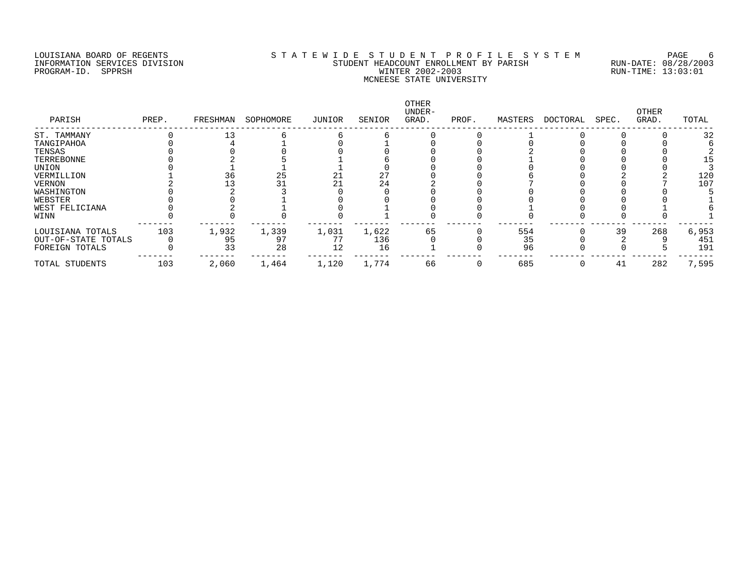LOUISIANA BOARD OF REGENTS
INFORMATION SERVICES DIVISION
PROGRAM-ID. SPPRSH

S T A T E W I D E  S T U D E N T  P R O F I L E  S Y S T E M
STUDENT HEADCOUNT ENROLLMENT BY PARISH
WINTER 2002-2003
MCNEESE STATE UNIVERSITY

RUN-DATE: 08/28/2003
RUN-TIME: 13:03:01

| PARISH | PREP. | FRESHMAN | SOPHOMORE | JUNIOR | SENIOR | OTHER UNDER-GRAD. | PROF. | MASTERS | DOCTORAL | SPEC. | OTHER GRAD. | TOTAL |
|---|---|---|---|---|---|---|---|---|---|---|---|---|
| ST. TAMMANY | 0 | 13 | 6 | 6 | 6 | 0 | 0 | 1 | 0 | 0 | 0 | 32 |
| TANGIPAHOA | 0 | 4 | 1 | 0 | 1 | 0 | 0 | 0 | 0 | 0 | 0 | 6 |
| TENSAS | 0 | 0 | 0 | 0 | 0 | 0 | 0 | 2 | 0 | 0 | 0 | 2 |
| TERREBONNE | 0 | 2 | 5 | 1 | 6 | 0 | 0 | 1 | 0 | 0 | 0 | 15 |
| UNION | 0 | 1 | 1 | 1 | 0 | 0 | 0 | 0 | 0 | 0 | 0 | 3 |
| VERMILLION | 1 | 36 | 25 | 21 | 27 | 0 | 0 | 6 | 0 | 2 | 2 | 120 |
| VERNON | 2 | 13 | 31 | 21 | 24 | 2 | 0 | 7 | 0 | 0 | 7 | 107 |
| WASHINGTON | 0 | 2 | 3 | 0 | 0 | 0 | 0 | 0 | 0 | 0 | 0 | 5 |
| WEBSTER | 0 | 0 | 1 | 0 | 0 | 0 | 0 | 0 | 0 | 0 | 0 | 1 |
| WEST FELICIANA | 0 | 2 | 1 | 0 | 1 | 0 | 0 | 1 | 0 | 0 | 1 | 6 |
| WINN | 0 | 0 | 0 | 0 | 1 | 0 | 0 | 0 | 0 | 0 | 0 | 1 |
| LOUISIANA TOTALS | 103 | 1,932 | 1,339 | 1,031 | 1,622 | 65 | 0 | 554 | 0 | 39 | 268 | 6,953 |
| OUT-OF-STATE TOTALS | 0 | 95 | 97 | 77 | 136 | 0 | 0 | 35 | 0 | 2 | 9 | 451 |
| FOREIGN TOTALS | 0 | 33 | 28 | 12 | 16 | 1 | 0 | 96 | 0 | 0 | 5 | 191 |
| TOTAL STUDENTS | 103 | 2,060 | 1,464 | 1,120 | 1,774 | 66 | 0 | 685 | 0 | 41 | 282 | 7,595 |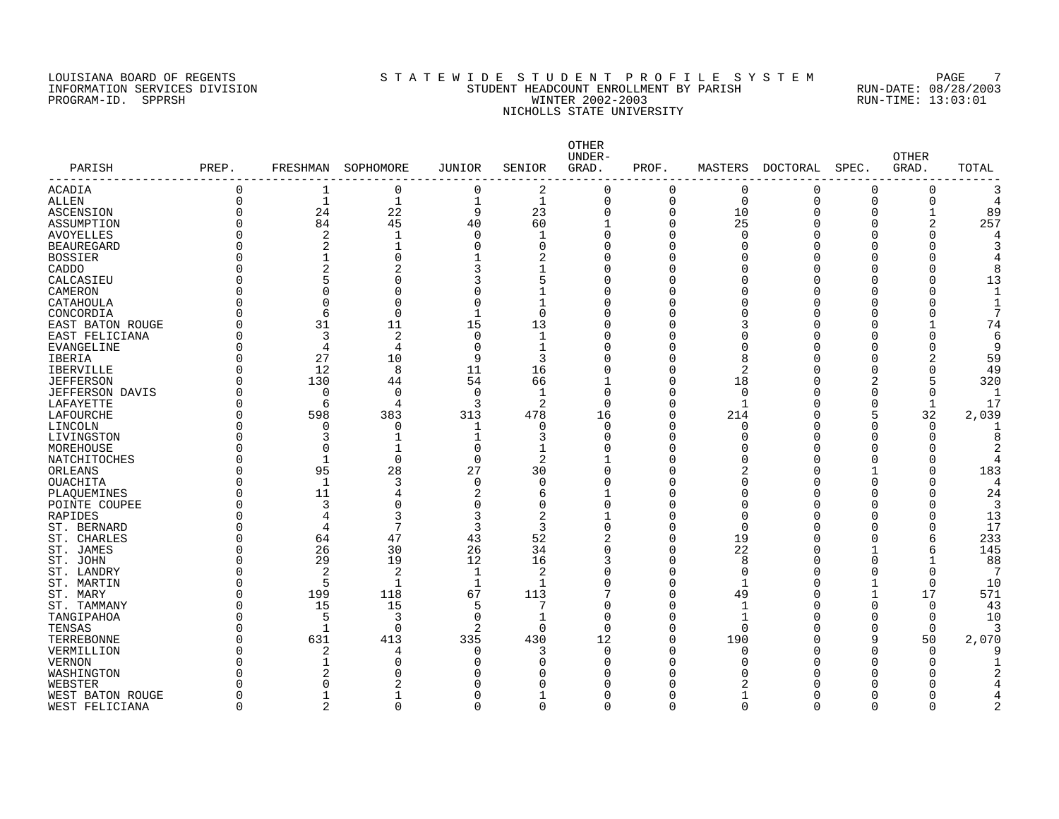LOUISIANA BOARD OF REGENTS
INFORMATION SERVICES DIVISION
PROGRAM-ID. SPPRSH

STATEWIDE STUDENT PROFILE SYSTEM
STUDENT HEADCOUNT ENROLLMENT BY PARISH
WINTER 2002-2003
NICHOLLS STATE UNIVERSITY

RUN-DATE: 08/28/2003
RUN-TIME: 13:03:01

| PARISH | PREP. | FRESHMAN | SOPHOMORE | JUNIOR | SENIOR | OTHER UNDER-GRAD. | PROF. | MASTERS | DOCTORAL | SPEC. | OTHER GRAD. | TOTAL |
|---|---|---|---|---|---|---|---|---|---|---|---|---|
| ACADIA | 0 | 1 | 0 | 0 | 2 | 0 | 0 | 0 | 0 | 0 | 0 | 3 |
| ALLEN | 0 | 1 | 1 | 1 | 1 | 0 | 0 | 0 | 0 | 0 | 0 | 4 |
| ASCENSION | 0 | 24 | 22 | 9 | 23 | 0 | 0 | 10 | 0 | 0 | 1 | 89 |
| ASSUMPTION | 0 | 84 | 45 | 40 | 60 | 1 | 0 | 25 | 0 | 0 | 2 | 257 |
| AVOYELLES | 0 | 2 | 1 | 0 | 1 | 0 | 0 | 0 | 0 | 0 | 0 | 4 |
| BEAUREGARD | 0 | 2 | 1 | 0 | 0 | 0 | 0 | 0 | 0 | 0 | 0 | 3 |
| BOSSIER | 0 | 1 | 0 | 1 | 2 | 0 | 0 | 0 | 0 | 0 | 0 | 4 |
| CADDO | 0 | 2 | 2 | 3 | 1 | 0 | 0 | 0 | 0 | 0 | 0 | 8 |
| CALCASIEU | 0 | 5 | 0 | 3 | 5 | 0 | 0 | 0 | 0 | 0 | 0 | 13 |
| CAMERON | 0 | 0 | 0 | 0 | 1 | 0 | 0 | 0 | 0 | 0 | 0 | 1 |
| CATAHOULA | 0 | 0 | 0 | 0 | 1 | 0 | 0 | 0 | 0 | 0 | 0 | 1 |
| CONCORDIA | 0 | 6 | 0 | 1 | 0 | 0 | 0 | 0 | 0 | 0 | 0 | 7 |
| EAST BATON ROUGE | 0 | 31 | 11 | 15 | 13 | 0 | 0 | 3 | 0 | 0 | 1 | 74 |
| EAST FELICIANA | 0 | 3 | 2 | 0 | 1 | 0 | 0 | 0 | 0 | 0 | 0 | 6 |
| EVANGELINE | 0 | 4 | 4 | 0 | 1 | 0 | 0 | 0 | 0 | 0 | 0 | 9 |
| IBERIA | 0 | 27 | 10 | 9 | 3 | 0 | 0 | 8 | 0 | 0 | 2 | 59 |
| IBERVILLE | 0 | 12 | 8 | 11 | 16 | 0 | 0 | 2 | 0 | 0 | 0 | 49 |
| JEFFERSON | 0 | 130 | 44 | 54 | 66 | 1 | 0 | 18 | 0 | 2 | 5 | 320 |
| JEFFERSON DAVIS | 0 | 0 | 0 | 0 | 1 | 0 | 0 | 0 | 0 | 0 | 0 | 1 |
| LAFAYETTE | 0 | 6 | 4 | 3 | 2 | 0 | 0 | 1 | 0 | 0 | 1 | 17 |
| LAFOURCHE | 0 | 598 | 383 | 313 | 478 | 16 | 0 | 214 | 0 | 5 | 32 | 2,039 |
| LINCOLN | 0 | 0 | 0 | 1 | 0 | 0 | 0 | 0 | 0 | 0 | 0 | 1 |
| LIVINGSTON | 0 | 3 | 1 | 1 | 3 | 0 | 0 | 0 | 0 | 0 | 0 | 8 |
| MOREHOUSE | 0 | 0 | 1 | 0 | 1 | 0 | 0 | 0 | 0 | 0 | 0 | 2 |
| NATCHITOCHES | 0 | 1 | 0 | 0 | 2 | 1 | 0 | 0 | 0 | 0 | 0 | 4 |
| ORLEANS | 0 | 95 | 28 | 27 | 30 | 0 | 0 | 2 | 0 | 1 | 0 | 183 |
| OUACHITA | 0 | 1 | 3 | 0 | 0 | 0 | 0 | 0 | 0 | 0 | 0 | 4 |
| PLAQUEMINES | 0 | 11 | 4 | 2 | 6 | 1 | 0 | 0 | 0 | 0 | 0 | 24 |
| POINTE COUPEE | 0 | 3 | 0 | 0 | 0 | 0 | 0 | 0 | 0 | 0 | 0 | 3 |
| RAPIDES | 0 | 4 | 3 | 3 | 2 | 1 | 0 | 0 | 0 | 0 | 0 | 13 |
| ST. BERNARD | 0 | 4 | 7 | 3 | 3 | 0 | 0 | 0 | 0 | 0 | 0 | 17 |
| ST. CHARLES | 0 | 64 | 47 | 43 | 52 | 2 | 0 | 19 | 0 | 0 | 6 | 233 |
| ST. JAMES | 0 | 26 | 30 | 26 | 34 | 0 | 0 | 22 | 0 | 1 | 6 | 145 |
| ST. JOHN | 0 | 29 | 19 | 12 | 16 | 3 | 0 | 8 | 0 | 0 | 1 | 88 |
| ST. LANDRY | 0 | 2 | 2 | 1 | 2 | 0 | 0 | 0 | 0 | 0 | 0 | 7 |
| ST. MARTIN | 0 | 5 | 1 | 1 | 1 | 0 | 0 | 1 | 0 | 1 | 0 | 10 |
| ST. MARY | 0 | 199 | 118 | 67 | 113 | 7 | 0 | 49 | 0 | 1 | 17 | 571 |
| ST. TAMMANY | 0 | 15 | 15 | 5 | 7 | 0 | 0 | 1 | 0 | 0 | 0 | 43 |
| TANGIPAHOA | 0 | 5 | 3 | 0 | 1 | 0 | 0 | 1 | 0 | 0 | 0 | 10 |
| TENSAS | 0 | 1 | 0 | 2 | 0 | 0 | 0 | 0 | 0 | 0 | 0 | 3 |
| TERREBONNE | 0 | 631 | 413 | 335 | 430 | 12 | 0 | 190 | 0 | 9 | 50 | 2,070 |
| VERMILLION | 0 | 2 | 4 | 0 | 3 | 0 | 0 | 0 | 0 | 0 | 0 | 9 |
| VERNON | 0 | 1 | 0 | 0 | 0 | 0 | 0 | 0 | 0 | 0 | 0 | 1 |
| WASHINGTON | 0 | 2 | 0 | 0 | 0 | 0 | 0 | 0 | 0 | 0 | 0 | 2 |
| WEBSTER | 0 | 0 | 2 | 0 | 0 | 0 | 0 | 2 | 0 | 0 | 0 | 4 |
| WEST BATON ROUGE | 0 | 1 | 1 | 0 | 1 | 0 | 0 | 1 | 0 | 0 | 0 | 4 |
| WEST FELICIANA | 0 | 2 | 0 | 0 | 0 | 0 | 0 | 0 | 0 | 0 | 0 | 2 |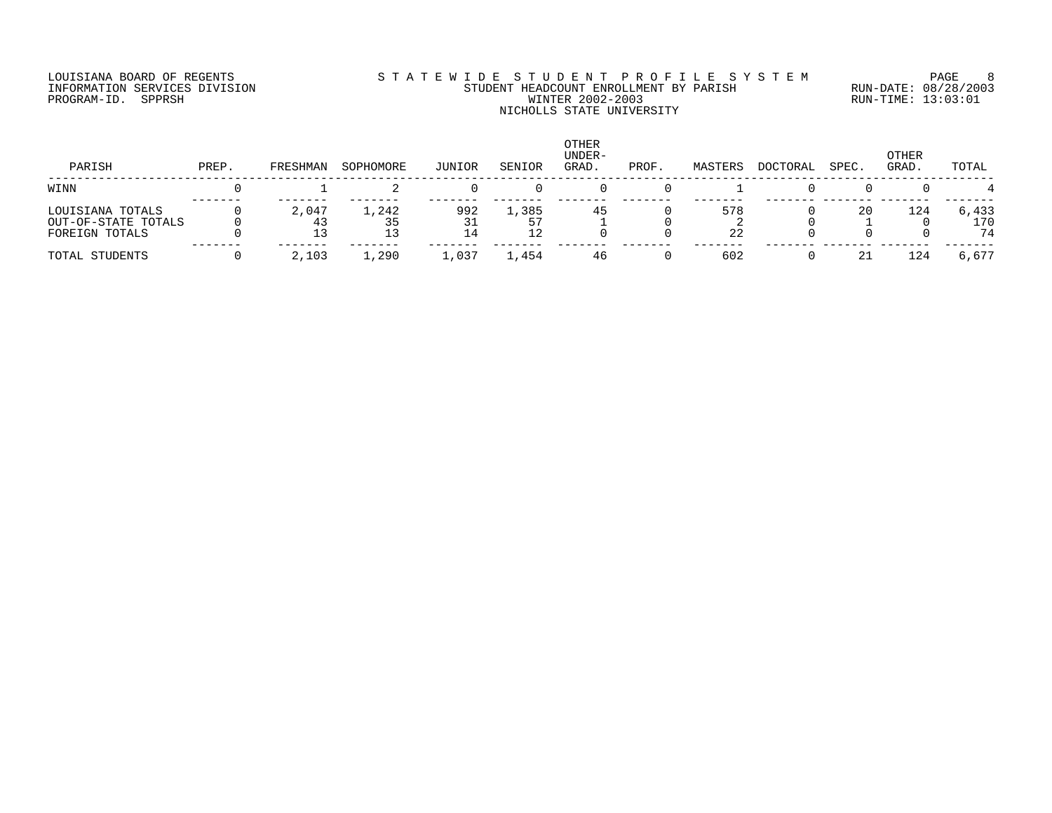LOUISIANA BOARD OF REGENTS
INFORMATION SERVICES DIVISION
PROGRAM-ID. SPPRSH

STATEWIDE STUDENT PROFILE SYSTEM
STUDENT HEADCOUNT ENROLLMENT BY PARISH
WINTER 2002-2003
NICHOLLS STATE UNIVERSITY

RUN-DATE: 08/28/2003
RUN-TIME: 13:03:01

| PARISH | PREP. | FRESHMAN | SOPHOMORE | JUNIOR | SENIOR | OTHER UNDER-GRAD. | PROF. | MASTERS | DOCTORAL | SPEC. | OTHER GRAD. | TOTAL |
|---|---|---|---|---|---|---|---|---|---|---|---|---|
| WINN | 0 | 1 | 2 | 0 | 0 | 0 | 0 | 1 | 0 | 0 | 0 | 4 |
| LOUISIANA TOTALS | 0 | 2,047 | 1,242 | 992 | 1,385 | 45 | 0 | 578 | 0 | 20 | 124 | 6,433 |
| OUT-OF-STATE TOTALS | 0 | 43 | 35 | 31 | 57 | 1 | 0 | 2 | 0 | 1 | 0 | 170 |
| FOREIGN TOTALS | 0 | 13 | 13 | 14 | 12 | 0 | 0 | 22 | 0 | 0 | 0 | 74 |
| TOTAL STUDENTS | 0 | 2,103 | 1,290 | 1,037 | 1,454 | 46 | 0 | 602 | 0 | 21 | 124 | 6,677 |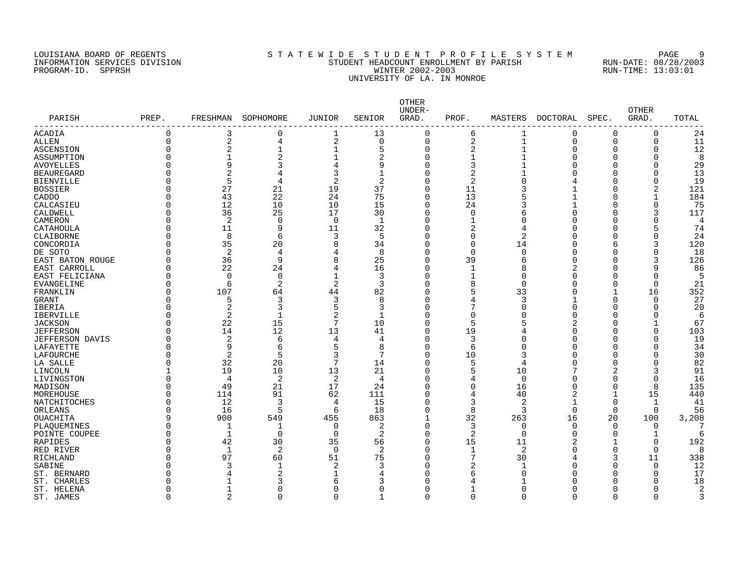LOUISIANA BOARD OF REGENTS
INFORMATION SERVICES DIVISION
PROGRAM-ID. SPPRSH

# S T A T E W I D E S T U D E N T P R O F I L E S Y S T E M
## STUDENT HEADCOUNT ENROLLMENT BY PARISH
## WINTER 2002-2003
## UNIVERSITY OF LA. IN MONROE

RUN-DATE: 08/28/2003
RUN-TIME: 13:03:01

| PARISH | PREP. | FRESHMAN | SOPHOMORE | JUNIOR | SENIOR | OTHER UNDER-GRAD. | PROF. | MASTERS | DOCTORAL | SPEC. | OTHER GRAD. | TOTAL |
|---|---|---|---|---|---|---|---|---|---|---|---|---|
| ACADIA | 0 | 3 | 0 | 1 | 13 | 0 | 6 | 1 | 0 | 0 | 0 | 24 |
| ALLEN | 0 | 2 | 4 | 2 | 0 | 0 | 2 | 1 | 0 | 0 | 0 | 11 |
| ASCENSION | 0 | 2 | 1 | 1 | 5 | 0 | 2 | 1 | 0 | 0 | 0 | 12 |
| ASSUMPTION | 0 | 1 | 2 | 1 | 2 | 0 | 1 | 1 | 0 | 0 | 0 | 8 |
| AVOYELLES | 0 | 9 | 3 | 4 | 9 | 0 | 3 | 1 | 0 | 0 | 0 | 29 |
| BEAUREGARD | 0 | 2 | 4 | 3 | 1 | 0 | 2 | 1 | 0 | 0 | 0 | 13 |
| BIENVILLE | 0 | 5 | 4 | 2 | 2 | 0 | 2 | 0 | 4 | 0 | 0 | 19 |
| BOSSIER | 0 | 27 | 21 | 19 | 37 | 0 | 11 | 3 | 1 | 0 | 2 | 121 |
| CADDO | 0 | 43 | 22 | 24 | 75 | 0 | 13 | 5 | 1 | 0 | 1 | 184 |
| CALCASIEU | 0 | 12 | 10 | 10 | 15 | 0 | 24 | 3 | 1 | 0 | 0 | 75 |
| CALDWELL | 0 | 36 | 25 | 17 | 30 | 0 | 0 | 6 | 0 | 0 | 3 | 117 |
| CAMERON | 0 | 2 | 0 | 0 | 1 | 0 | 1 | 0 | 0 | 0 | 0 | 4 |
| CATAHOULA | 0 | 11 | 9 | 11 | 32 | 0 | 2 | 4 | 0 | 0 | 5 | 74 |
| CLAIBORNE | 0 | 8 | 6 | 3 | 5 | 0 | 0 | 2 | 0 | 0 | 0 | 24 |
| CONCORDIA | 0 | 35 | 20 | 8 | 34 | 0 | 0 | 14 | 0 | 6 | 3 | 120 |
| DE SOTO | 0 | 2 | 4 | 4 | 8 | 0 | 0 | 0 | 0 | 0 | 0 | 18 |
| EAST BATON ROUGE | 0 | 36 | 9 | 8 | 25 | 0 | 39 | 6 | 0 | 0 | 3 | 126 |
| EAST CARROLL | 0 | 22 | 24 | 4 | 16 | 0 | 1 | 8 | 2 | 0 | 9 | 86 |
| EAST FELICIANA | 0 | 0 | 0 | 1 | 3 | 0 | 1 | 0 | 0 | 0 | 0 | 5 |
| EVANGELINE | 0 | 6 | 2 | 2 | 3 | 0 | 8 | 0 | 0 | 0 | 0 | 21 |
| FRANKLIN | 0 | 107 | 64 | 44 | 82 | 0 | 5 | 33 | 0 | 1 | 16 | 352 |
| GRANT | 0 | 5 | 3 | 3 | 8 | 0 | 4 | 3 | 1 | 0 | 0 | 27 |
| IBERIA | 0 | 2 | 3 | 5 | 3 | 0 | 7 | 0 | 0 | 0 | 0 | 20 |
| IBERVILLE | 0 | 2 | 1 | 2 | 1 | 0 | 0 | 0 | 0 | 0 | 0 | 6 |
| JACKSON | 0 | 22 | 15 | 7 | 10 | 0 | 5 | 5 | 2 | 0 | 1 | 67 |
| JEFFERSON | 0 | 14 | 12 | 13 | 41 | 0 | 19 | 4 | 0 | 0 | 0 | 103 |
| JEFFERSON DAVIS | 0 | 2 | 6 | 4 | 4 | 0 | 3 | 0 | 0 | 0 | 0 | 19 |
| LAFAYETTE | 0 | 9 | 6 | 5 | 8 | 0 | 6 | 0 | 0 | 0 | 0 | 34 |
| LAFOURCHE | 0 | 2 | 5 | 3 | 7 | 0 | 10 | 3 | 0 | 0 | 0 | 30 |
| LA SALLE | 0 | 32 | 20 | 7 | 14 | 0 | 5 | 4 | 0 | 0 | 0 | 82 |
| LINCOLN | 1 | 19 | 10 | 13 | 21 | 0 | 5 | 10 | 7 | 2 | 3 | 91 |
| LIVINGSTON | 0 | 4 | 2 | 2 | 4 | 0 | 4 | 0 | 0 | 0 | 0 | 16 |
| MADISON | 0 | 49 | 21 | 17 | 24 | 0 | 0 | 16 | 0 | 0 | 8 | 135 |
| MOREHOUSE | 0 | 114 | 91 | 62 | 111 | 0 | 4 | 40 | 2 | 1 | 15 | 440 |
| NATCHITOCHES | 0 | 12 | 3 | 4 | 15 | 0 | 3 | 2 | 1 | 0 | 1 | 41 |
| ORLEANS | 0 | 16 | 5 | 6 | 18 | 0 | 8 | 3 | 0 | 0 | 0 | 56 |
| OUACHITA | 9 | 900 | 549 | 455 | 863 | 1 | 32 | 263 | 16 | 20 | 100 | 3,208 |
| PLAQUEMINES | 0 | 1 | 1 | 0 | 2 | 0 | 3 | 0 | 0 | 0 | 0 | 7 |
| POINTE COUPEE | 0 | 1 | 0 | 0 | 2 | 0 | 2 | 0 | 0 | 0 | 1 | 6 |
| RAPIDES | 0 | 42 | 30 | 35 | 56 | 0 | 15 | 11 | 2 | 1 | 0 | 192 |
| RED RIVER | 0 | 1 | 2 | 0 | 2 | 0 | 1 | 2 | 0 | 0 | 0 | 8 |
| RICHLAND | 0 | 97 | 60 | 51 | 75 | 0 | 7 | 30 | 4 | 3 | 11 | 338 |
| SABINE | 0 | 3 | 1 | 2 | 3 | 0 | 2 | 1 | 0 | 0 | 0 | 12 |
| ST. BERNARD | 0 | 4 | 2 | 1 | 4 | 0 | 6 | 0 | 0 | 0 | 0 | 17 |
| ST. CHARLES | 0 | 1 | 3 | 6 | 3 | 0 | 4 | 1 | 0 | 0 | 0 | 18 |
| ST. HELENA | 0 | 1 | 0 | 0 | 0 | 0 | 1 | 0 | 0 | 0 | 0 | 2 |
| ST. JAMES | 0 | 2 | 0 | 0 | 1 | 0 | 0 | 0 | 0 | 0 | 0 | 3 |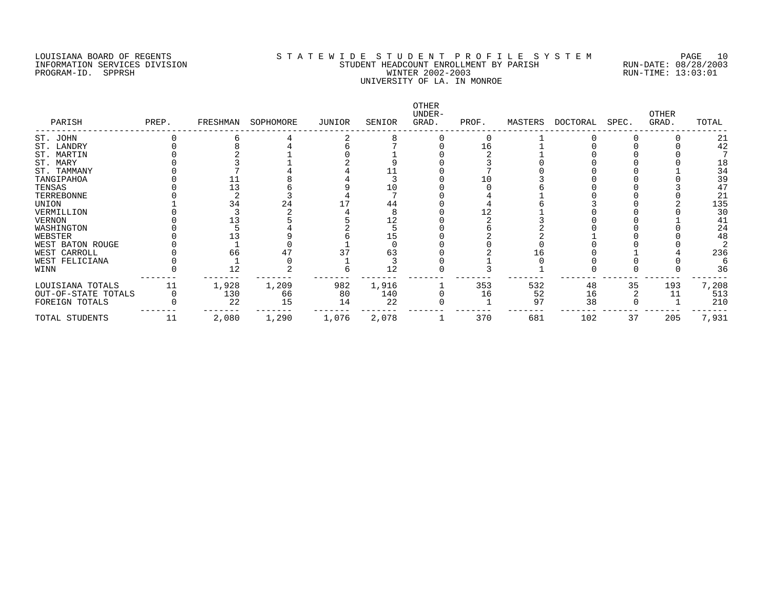LOUISIANA BOARD OF REGENTS
INFORMATION SERVICES DIVISION
PROGRAM-ID. SPPRSH

# STATEWIDE STUDENT PROFILE SYSTEM

STUDENT HEADCOUNT ENROLLMENT BY PARISH
WINTER 2002-2003
UNIVERSITY OF LA. IN MONROE

RUN-DATE: 08/28/2003
RUN-TIME: 13:03:01

| PARISH | PREP. | FRESHMAN | SOPHOMORE | JUNIOR | SENIOR | OTHER UNDER-GRAD. | PROF. | MASTERS | DOCTORAL | SPEC. | OTHER GRAD. | TOTAL |
|---|---|---|---|---|---|---|---|---|---|---|---|---|
| ST. JOHN | 0 | 6 | 4 | 2 | 8 | 0 | 0 | 1 | 0 | 0 | 0 | 21 |
| ST. LANDRY | 0 | 8 | 4 | 6 | 7 | 0 | 16 | 1 | 0 | 0 | 0 | 42 |
| ST. MARTIN | 0 | 2 | 1 | 0 | 1 | 0 | 2 | 1 | 0 | 0 | 0 | 7 |
| ST. MARY | 0 | 3 | 1 | 2 | 9 | 0 | 3 | 0 | 0 | 0 | 0 | 18 |
| ST. TAMMANY | 0 | 7 | 4 | 4 | 11 | 0 | 7 | 0 | 0 | 0 | 1 | 34 |
| TANGIPAHOA | 0 | 11 | 8 | 4 | 3 | 0 | 10 | 3 | 0 | 0 | 0 | 39 |
| TENSAS | 0 | 13 | 6 | 9 | 10 | 0 | 0 | 6 | 0 | 0 | 3 | 47 |
| TERREBONNE | 0 | 2 | 3 | 4 | 7 | 0 | 4 | 1 | 0 | 0 | 0 | 21 |
| UNION | 1 | 34 | 24 | 17 | 44 | 0 | 4 | 6 | 3 | 0 | 2 | 135 |
| VERMILLION | 0 | 3 | 2 | 4 | 8 | 0 | 12 | 1 | 0 | 0 | 0 | 30 |
| VERNON | 0 | 13 | 5 | 5 | 12 | 0 | 2 | 3 | 0 | 0 | 1 | 41 |
| WASHINGTON | 0 | 5 | 4 | 2 | 5 | 0 | 6 | 2 | 0 | 0 | 0 | 24 |
| WEBSTER | 0 | 13 | 9 | 6 | 15 | 0 | 2 | 2 | 1 | 0 | 0 | 48 |
| WEST BATON ROUGE | 0 | 1 | 0 | 1 | 0 | 0 | 0 | 0 | 0 | 0 | 0 | 2 |
| WEST CARROLL | 0 | 66 | 47 | 37 | 63 | 0 | 2 | 16 | 0 | 1 | 4 | 236 |
| WEST FELICIANA | 0 | 1 | 0 | 1 | 3 | 0 | 1 | 0 | 0 | 0 | 0 | 6 |
| WINN | 0 | 12 | 2 | 6 | 12 | 0 | 3 | 1 | 0 | 0 | 0 | 36 |
| LOUISIANA TOTALS | 11 | 1,928 | 1,209 | 982 | 1,916 | 1 | 353 | 532 | 48 | 35 | 193 | 7,208 |
| OUT-OF-STATE TOTALS | 0 | 130 | 66 | 80 | 140 | 0 | 16 | 52 | 16 | 2 | 11 | 513 |
| FOREIGN TOTALS | 0 | 22 | 15 | 14 | 22 | 0 | 1 | 97 | 38 | 0 | 1 | 210 |
| TOTAL STUDENTS | 11 | 2,080 | 1,290 | 1,076 | 2,078 | 1 | 370 | 681 | 102 | 37 | 205 | 7,931 |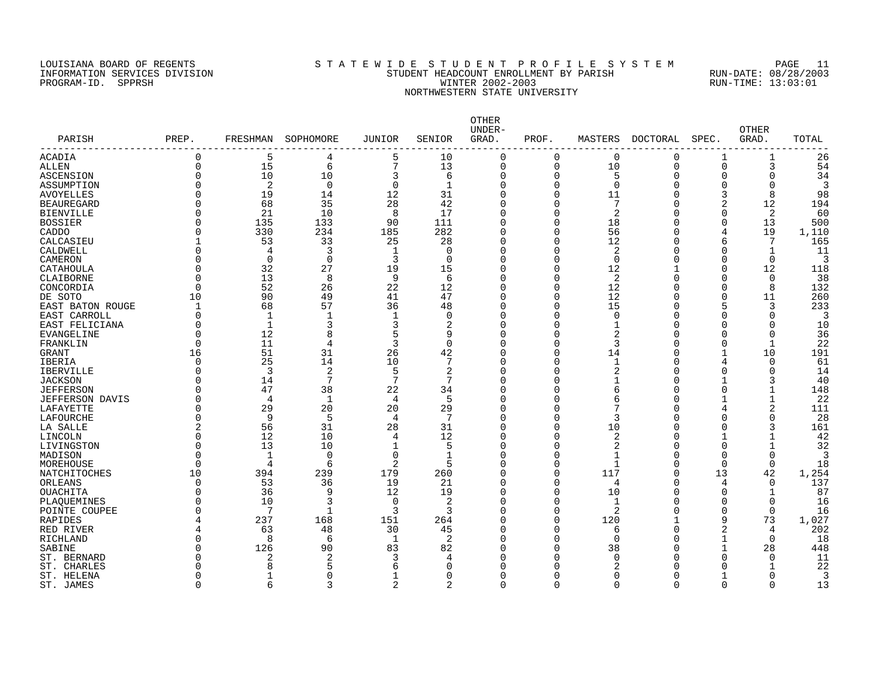LOUISIANA BOARD OF REGENTS — INFORMATION SERVICES DIVISION — PROGRAM-ID. SPPRSH

STATEWIDE STUDENT PROFILE SYSTEM

STUDENT HEADCOUNT ENROLLMENT BY PARISH

WINTER 2002-2003

NORTHWESTERN STATE UNIVERSITY

RUN-DATE: 08/28/2003 RUN-TIME: 13:03:01

| PARISH | PREP. | FRESHMAN | SOPHOMORE | JUNIOR | SENIOR | OTHER UNDER-GRAD. | PROF. | MASTERS | DOCTORAL | SPEC. | OTHER GRAD. | TOTAL |
|---|---|---|---|---|---|---|---|---|---|---|---|---|
| ACADIA | 0 | 5 | 4 | 5 | 10 | 0 | 0 | 0 | 0 | 1 | 1 | 26 |
| ALLEN | 0 | 15 | 6 | 7 | 13 | 0 | 0 | 10 | 0 | 0 | 3 | 54 |
| ASCENSION | 0 | 10 | 10 | 3 | 6 | 0 | 0 | 5 | 0 | 0 | 0 | 34 |
| ASSUMPTION | 0 | 2 | 0 | 0 | 1 | 0 | 0 | 0 | 0 | 0 | 0 | 3 |
| AVOYELLES | 0 | 19 | 14 | 12 | 31 | 0 | 0 | 11 | 0 | 3 | 8 | 98 |
| BEAUREGARD | 0 | 68 | 35 | 28 | 42 | 0 | 0 | 7 | 0 | 2 | 12 | 194 |
| BIENVILLE | 0 | 21 | 10 | 8 | 17 | 0 | 0 | 2 | 0 | 0 | 2 | 60 |
| BOSSIER | 0 | 135 | 133 | 90 | 111 | 0 | 0 | 18 | 0 | 0 | 13 | 500 |
| CADDO | 0 | 330 | 234 | 185 | 282 | 0 | 0 | 56 | 0 | 4 | 19 | 1,110 |
| CALCASIEU | 1 | 53 | 33 | 25 | 28 | 0 | 0 | 12 | 0 | 6 | 7 | 165 |
| CALDWELL | 0 | 4 | 3 | 1 | 0 | 0 | 0 | 2 | 0 | 0 | 1 | 11 |
| CAMERON | 0 | 0 | 0 | 3 | 0 | 0 | 0 | 0 | 0 | 0 | 0 | 3 |
| CATAHOULA | 0 | 32 | 27 | 19 | 15 | 0 | 0 | 12 | 1 | 0 | 12 | 118 |
| CLAIBORNE | 0 | 13 | 8 | 9 | 6 | 0 | 0 | 2 | 0 | 0 | 0 | 38 |
| CONCORDIA | 0 | 52 | 26 | 22 | 12 | 0 | 0 | 12 | 0 | 0 | 8 | 132 |
| DE SOTO | 10 | 90 | 49 | 41 | 47 | 0 | 0 | 12 | 0 | 0 | 11 | 260 |
| EAST BATON ROUGE | 1 | 68 | 57 | 36 | 48 | 0 | 0 | 15 | 0 | 5 | 3 | 233 |
| EAST CARROLL | 0 | 1 | 1 | 1 | 0 | 0 | 0 | 0 | 0 | 0 | 0 | 3 |
| EAST FELICIANA | 0 | 1 | 3 | 3 | 2 | 0 | 0 | 1 | 0 | 0 | 0 | 10 |
| EVANGELINE | 0 | 12 | 8 | 5 | 9 | 0 | 0 | 2 | 0 | 0 | 0 | 36 |
| FRANKLIN | 0 | 11 | 4 | 3 | 0 | 0 | 0 | 3 | 0 | 0 | 1 | 22 |
| GRANT | 16 | 51 | 31 | 26 | 42 | 0 | 0 | 14 | 0 | 1 | 10 | 191 |
| IBERIA | 0 | 25 | 14 | 10 | 7 | 0 | 0 | 1 | 0 | 4 | 0 | 61 |
| IBERVILLE | 0 | 3 | 2 | 5 | 2 | 0 | 0 | 2 | 0 | 0 | 0 | 14 |
| JACKSON | 0 | 14 | 7 | 7 | 7 | 0 | 0 | 1 | 0 | 1 | 3 | 40 |
| JEFFERSON | 0 | 47 | 38 | 22 | 34 | 0 | 0 | 6 | 0 | 0 | 1 | 148 |
| JEFFERSON DAVIS | 0 | 4 | 1 | 4 | 5 | 0 | 0 | 6 | 0 | 1 | 1 | 22 |
| LAFAYETTE | 0 | 29 | 20 | 20 | 29 | 0 | 0 | 7 | 0 | 4 | 2 | 111 |
| LAFOURCHE | 0 | 9 | 5 | 4 | 7 | 0 | 0 | 3 | 0 | 0 | 0 | 28 |
| LA SALLE | 2 | 56 | 31 | 28 | 31 | 0 | 0 | 10 | 0 | 0 | 3 | 161 |
| LINCOLN | 0 | 12 | 10 | 4 | 12 | 0 | 0 | 2 | 0 | 1 | 1 | 42 |
| LIVINGSTON | 0 | 13 | 10 | 1 | 5 | 0 | 0 | 2 | 0 | 0 | 1 | 32 |
| MADISON | 0 | 1 | 0 | 0 | 1 | 0 | 0 | 1 | 0 | 0 | 0 | 3 |
| MOREHOUSE | 0 | 4 | 6 | 2 | 5 | 0 | 0 | 1 | 0 | 0 | 0 | 18 |
| NATCHITOCHES | 10 | 394 | 239 | 179 | 260 | 0 | 0 | 117 | 0 | 13 | 42 | 1,254 |
| ORLEANS | 0 | 53 | 36 | 19 | 21 | 0 | 0 | 4 | 0 | 4 | 0 | 137 |
| OUACHITA | 0 | 36 | 9 | 12 | 19 | 0 | 0 | 10 | 0 | 0 | 1 | 87 |
| PLAQUEMINES | 0 | 10 | 3 | 0 | 2 | 0 | 0 | 1 | 0 | 0 | 0 | 16 |
| POINTE COUPEE | 0 | 7 | 1 | 3 | 3 | 0 | 0 | 2 | 0 | 0 | 0 | 16 |
| RAPIDES | 4 | 237 | 168 | 151 | 264 | 0 | 0 | 120 | 1 | 9 | 73 | 1,027 |
| RED RIVER | 4 | 63 | 48 | 30 | 45 | 0 | 0 | 6 | 0 | 2 | 4 | 202 |
| RICHLAND | 0 | 8 | 6 | 1 | 2 | 0 | 0 | 0 | 0 | 1 | 0 | 18 |
| SABINE | 0 | 126 | 90 | 83 | 82 | 0 | 0 | 38 | 0 | 1 | 28 | 448 |
| ST. BERNARD | 0 | 2 | 2 | 3 | 4 | 0 | 0 | 0 | 0 | 0 | 0 | 11 |
| ST. CHARLES | 0 | 8 | 5 | 6 | 0 | 0 | 0 | 2 | 0 | 0 | 1 | 22 |
| ST. HELENA | 0 | 1 | 0 | 1 | 0 | 0 | 0 | 0 | 0 | 1 | 0 | 3 |
| ST. JAMES | 0 | 6 | 3 | 2 | 2 | 0 | 0 | 0 | 0 | 0 | 0 | 13 |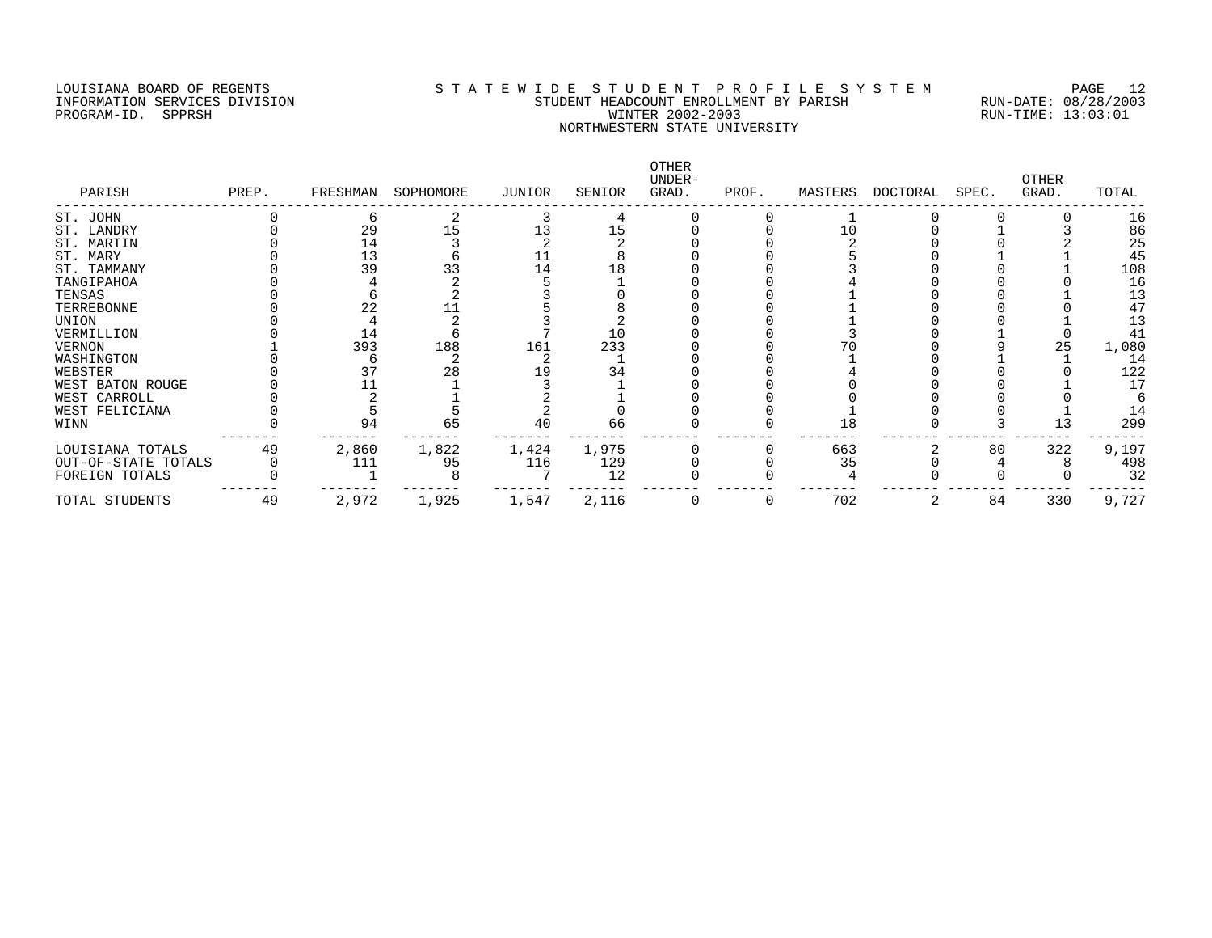LOUISIANA BOARD OF REGENTS
INFORMATION SERVICES DIVISION
PROGRAM-ID. SPPRSH

# S T A T E W I D E S T U D E N T P R O F I L E S Y S T E M

## STUDENT HEADCOUNT ENROLLMENT BY PARISH
## WINTER 2002-2003
## NORTHWESTERN STATE UNIVERSITY

RUN-DATE: 08/28/2003
RUN-TIME: 13:03:01

| PARISH | PREP. | FRESHMAN | SOPHOMORE | JUNIOR | SENIOR | OTHER UNDER-GRAD. | PROF. | MASTERS | DOCTORAL | SPEC. | OTHER GRAD. | TOTAL |
|---|---|---|---|---|---|---|---|---|---|---|---|---|
| ST. JOHN | 0 | 6 | 2 | 3 | 4 | 0 | 0 | 1 | 0 | 0 | 0 | 16 |
| ST. LANDRY | 0 | 29 | 15 | 13 | 15 | 0 | 0 | 10 | 0 | 1 | 3 | 86 |
| ST. MARTIN | 0 | 14 | 3 | 2 | 2 | 0 | 0 | 2 | 0 | 0 | 2 | 25 |
| ST. MARY | 0 | 13 | 6 | 11 | 8 | 0 | 0 | 5 | 0 | 1 | 1 | 45 |
| ST. TAMMANY | 0 | 39 | 33 | 14 | 18 | 0 | 0 | 3 | 0 | 0 | 1 | 108 |
| TANGIPAHOA | 0 | 4 | 2 | 5 | 1 | 0 | 0 | 4 | 0 | 0 | 0 | 16 |
| TENSAS | 0 | 6 | 2 | 3 | 0 | 0 | 0 | 1 | 0 | 0 | 1 | 13 |
| TERREBONNE | 0 | 22 | 11 | 5 | 8 | 0 | 0 | 1 | 0 | 0 | 0 | 47 |
| UNION | 0 | 4 | 2 | 3 | 2 | 0 | 0 | 1 | 0 | 0 | 1 | 13 |
| VERMILLION | 0 | 14 | 6 | 7 | 10 | 0 | 0 | 3 | 0 | 1 | 0 | 41 |
| VERNON | 1 | 393 | 188 | 161 | 233 | 0 | 0 | 70 | 0 | 9 | 25 | 1,080 |
| WASHINGTON | 0 | 6 | 2 | 2 | 1 | 0 | 0 | 1 | 0 | 1 | 1 | 14 |
| WEBSTER | 0 | 37 | 28 | 19 | 34 | 0 | 0 | 4 | 0 | 0 | 0 | 122 |
| WEST BATON ROUGE | 0 | 11 | 1 | 3 | 1 | 0 | 0 | 0 | 0 | 0 | 1 | 17 |
| WEST CARROLL | 0 | 2 | 1 | 2 | 1 | 0 | 0 | 0 | 0 | 0 | 0 | 6 |
| WEST FELICIANA | 0 | 5 | 5 | 2 | 0 | 0 | 0 | 1 | 0 | 0 | 1 | 14 |
| WINN | 0 | 94 | 65 | 40 | 66 | 0 | 0 | 18 | 0 | 3 | 13 | 299 |
| LOUISIANA TOTALS | 49 | 2,860 | 1,822 | 1,424 | 1,975 | 0 | 0 | 663 | 2 | 80 | 322 | 9,197 |
| OUT-OF-STATE TOTALS | 0 | 111 | 95 | 116 | 129 | 0 | 0 | 35 | 0 | 4 | 8 | 498 |
| FOREIGN TOTALS | 0 | 1 | 8 | 7 | 12 | 0 | 0 | 4 | 0 | 0 | 0 | 32 |
| TOTAL STUDENTS | 49 | 2,972 | 1,925 | 1,547 | 2,116 | 0 | 0 | 702 | 2 | 84 | 330 | 9,727 |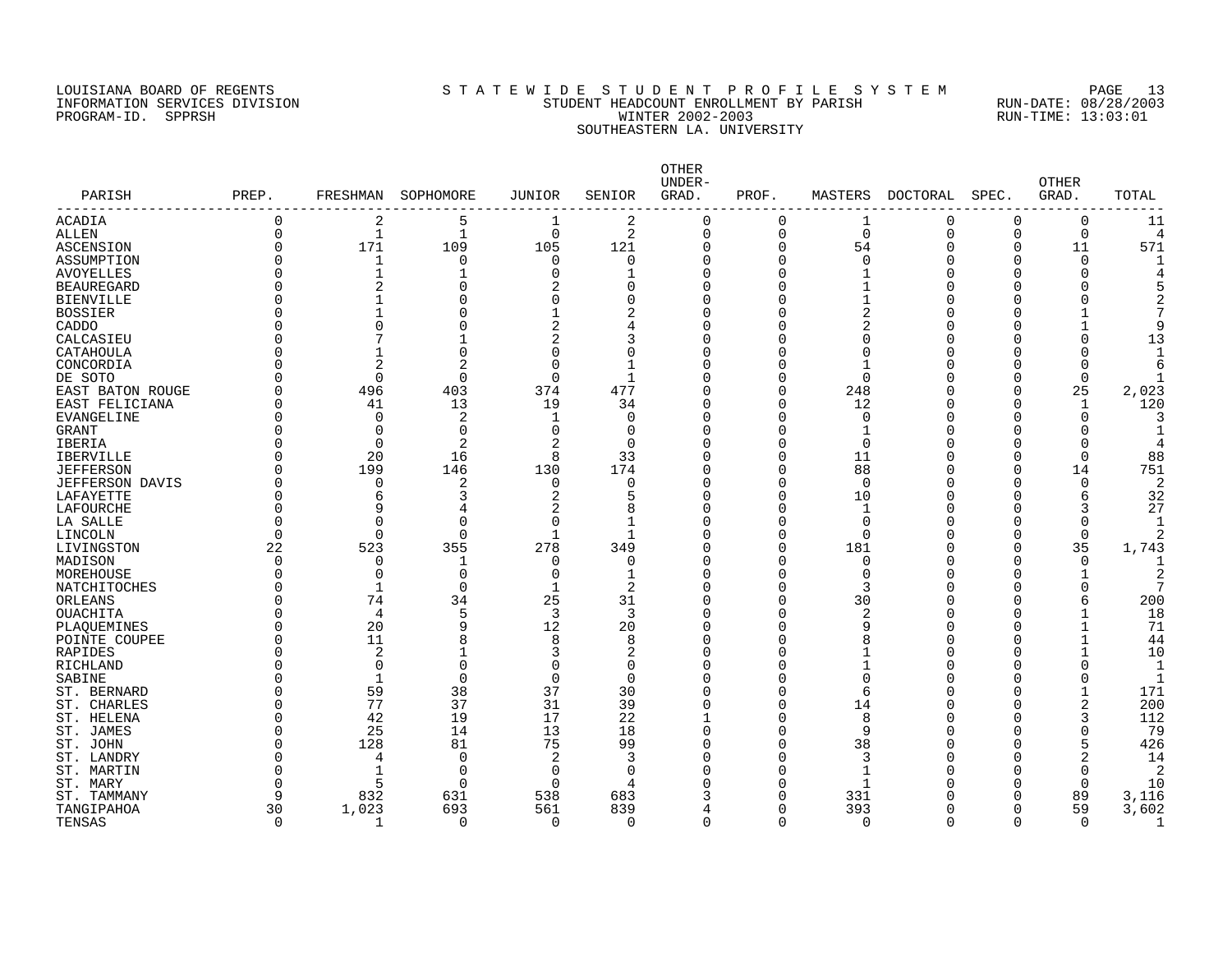LOUISIANA BOARD OF REGENTS
INFORMATION SERVICES DIVISION
PROGRAM-ID. SPPRSH

# STATEWIDE STUDENT PROFILE SYSTEM

STUDENT HEADCOUNT ENROLLMENT BY PARISH
WINTER 2002-2003
SOUTHEASTERN LA. UNIVERSITY

RUN-DATE: 08/28/2003
RUN-TIME: 13:03:01

| PARISH | PREP. | FRESHMAN | SOPHOMORE | JUNIOR | SENIOR | OTHER UNDER-GRAD. | PROF. | MASTERS | DOCTORAL | SPEC. | OTHER GRAD. | TOTAL |
|---|---|---|---|---|---|---|---|---|---|---|---|---|
| ACADIA | 0 | 2 | 5 | 1 | 2 | 0 | 0 | 1 | 0 | 0 | 0 | 11 |
| ALLEN | 0 | 1 | 1 | 0 | 2 | 0 | 0 | 0 | 0 | 0 | 0 | 4 |
| ASCENSION | 0 | 171 | 109 | 105 | 121 | 0 | 0 | 54 | 0 | 0 | 11 | 571 |
| ASSUMPTION | 0 | 1 | 0 | 0 | 0 | 0 | 0 | 0 | 0 | 0 | 0 | 1 |
| AVOYELLES | 0 | 1 | 1 | 0 | 1 | 0 | 0 | 1 | 0 | 0 | 0 | 4 |
| BEAUREGARD | 0 | 2 | 0 | 2 | 0 | 0 | 0 | 1 | 0 | 0 | 0 | 5 |
| BIENVILLE | 0 | 1 | 0 | 0 | 0 | 0 | 0 | 1 | 0 | 0 | 0 | 2 |
| BOSSIER | 0 | 1 | 0 | 1 | 2 | 0 | 0 | 2 | 0 | 0 | 1 | 7 |
| CADDO | 0 | 0 | 0 | 2 | 4 | 0 | 0 | 2 | 0 | 0 | 1 | 9 |
| CALCASIEU | 0 | 7 | 1 | 2 | 3 | 0 | 0 | 0 | 0 | 0 | 0 | 13 |
| CATAHOULA | 0 | 1 | 0 | 0 | 0 | 0 | 0 | 0 | 0 | 0 | 0 | 1 |
| CONCORDIA | 0 | 2 | 2 | 0 | 1 | 0 | 0 | 1 | 0 | 0 | 0 | 6 |
| DE SOTO | 0 | 0 | 0 | 0 | 1 | 0 | 0 | 0 | 0 | 0 | 0 | 1 |
| EAST BATON ROUGE | 0 | 496 | 403 | 374 | 477 | 0 | 0 | 248 | 0 | 0 | 25 | 2,023 |
| EAST FELICIANA | 0 | 41 | 13 | 19 | 34 | 0 | 0 | 12 | 0 | 0 | 1 | 120 |
| EVANGELINE | 0 | 0 | 2 | 1 | 0 | 0 | 0 | 0 | 0 | 0 | 0 | 3 |
| GRANT | 0 | 0 | 0 | 0 | 0 | 0 | 0 | 1 | 0 | 0 | 0 | 1 |
| IBERIA | 0 | 0 | 2 | 2 | 0 | 0 | 0 | 0 | 0 | 0 | 0 | 4 |
| IBERVILLE | 0 | 20 | 16 | 8 | 33 | 0 | 0 | 11 | 0 | 0 | 0 | 88 |
| JEFFERSON | 0 | 199 | 146 | 130 | 174 | 0 | 0 | 88 | 0 | 0 | 14 | 751 |
| JEFFERSON DAVIS | 0 | 0 | 2 | 0 | 0 | 0 | 0 | 0 | 0 | 0 | 0 | 2 |
| LAFAYETTE | 0 | 6 | 3 | 2 | 5 | 0 | 0 | 10 | 0 | 0 | 6 | 32 |
| LAFOURCHE | 0 | 9 | 4 | 2 | 8 | 0 | 0 | 1 | 0 | 0 | 3 | 27 |
| LA SALLE | 0 | 0 | 0 | 0 | 1 | 0 | 0 | 0 | 0 | 0 | 0 | 1 |
| LINCOLN | 0 | 0 | 0 | 1 | 1 | 0 | 0 | 0 | 0 | 0 | 0 | 2 |
| LIVINGSTON | 22 | 523 | 355 | 278 | 349 | 0 | 0 | 181 | 0 | 0 | 35 | 1,743 |
| MADISON | 0 | 0 | 1 | 0 | 0 | 0 | 0 | 0 | 0 | 0 | 0 | 1 |
| MOREHOUSE | 0 | 0 | 0 | 0 | 1 | 0 | 0 | 0 | 0 | 0 | 1 | 2 |
| NATCHITOCHES | 0 | 1 | 0 | 1 | 2 | 0 | 0 | 3 | 0 | 0 | 0 | 7 |
| ORLEANS | 0 | 74 | 34 | 25 | 31 | 0 | 0 | 30 | 0 | 0 | 6 | 200 |
| OUACHITA | 0 | 4 | 5 | 3 | 3 | 0 | 0 | 2 | 0 | 0 | 1 | 18 |
| PLAQUEMINES | 0 | 20 | 9 | 12 | 20 | 0 | 0 | 9 | 0 | 0 | 1 | 71 |
| POINTE COUPEE | 0 | 11 | 8 | 8 | 8 | 0 | 0 | 8 | 0 | 0 | 1 | 44 |
| RAPIDES | 0 | 2 | 1 | 3 | 2 | 0 | 0 | 1 | 0 | 0 | 1 | 10 |
| RICHLAND | 0 | 0 | 0 | 0 | 0 | 0 | 0 | 1 | 0 | 0 | 0 | 1 |
| SABINE | 0 | 1 | 0 | 0 | 0 | 0 | 0 | 0 | 0 | 0 | 0 | 1 |
| ST. BERNARD | 0 | 59 | 38 | 37 | 30 | 0 | 0 | 6 | 0 | 0 | 1 | 171 |
| ST. CHARLES | 0 | 77 | 37 | 31 | 39 | 0 | 0 | 14 | 0 | 0 | 2 | 200 |
| ST. HELENA | 0 | 42 | 19 | 17 | 22 | 1 | 0 | 8 | 0 | 0 | 3 | 112 |
| ST. JAMES | 0 | 25 | 14 | 13 | 18 | 0 | 0 | 9 | 0 | 0 | 0 | 79 |
| ST. JOHN | 0 | 128 | 81 | 75 | 99 | 0 | 0 | 38 | 0 | 0 | 5 | 426 |
| ST. LANDRY | 0 | 4 | 0 | 2 | 3 | 0 | 0 | 3 | 0 | 0 | 2 | 14 |
| ST. MARTIN | 0 | 1 | 0 | 0 | 0 | 0 | 0 | 1 | 0 | 0 | 0 | 2 |
| ST. MARY | 0 | 5 | 0 | 0 | 4 | 0 | 0 | 1 | 0 | 0 | 0 | 10 |
| ST. TAMMANY | 9 | 832 | 631 | 538 | 683 | 3 | 0 | 331 | 0 | 0 | 89 | 3,116 |
| TANGIPAHOA | 30 | 1,023 | 693 | 561 | 839 | 4 | 0 | 393 | 0 | 0 | 59 | 3,602 |
| TENSAS | 0 | 1 | 0 | 0 | 0 | 0 | 0 | 0 | 0 | 0 | 0 | 1 |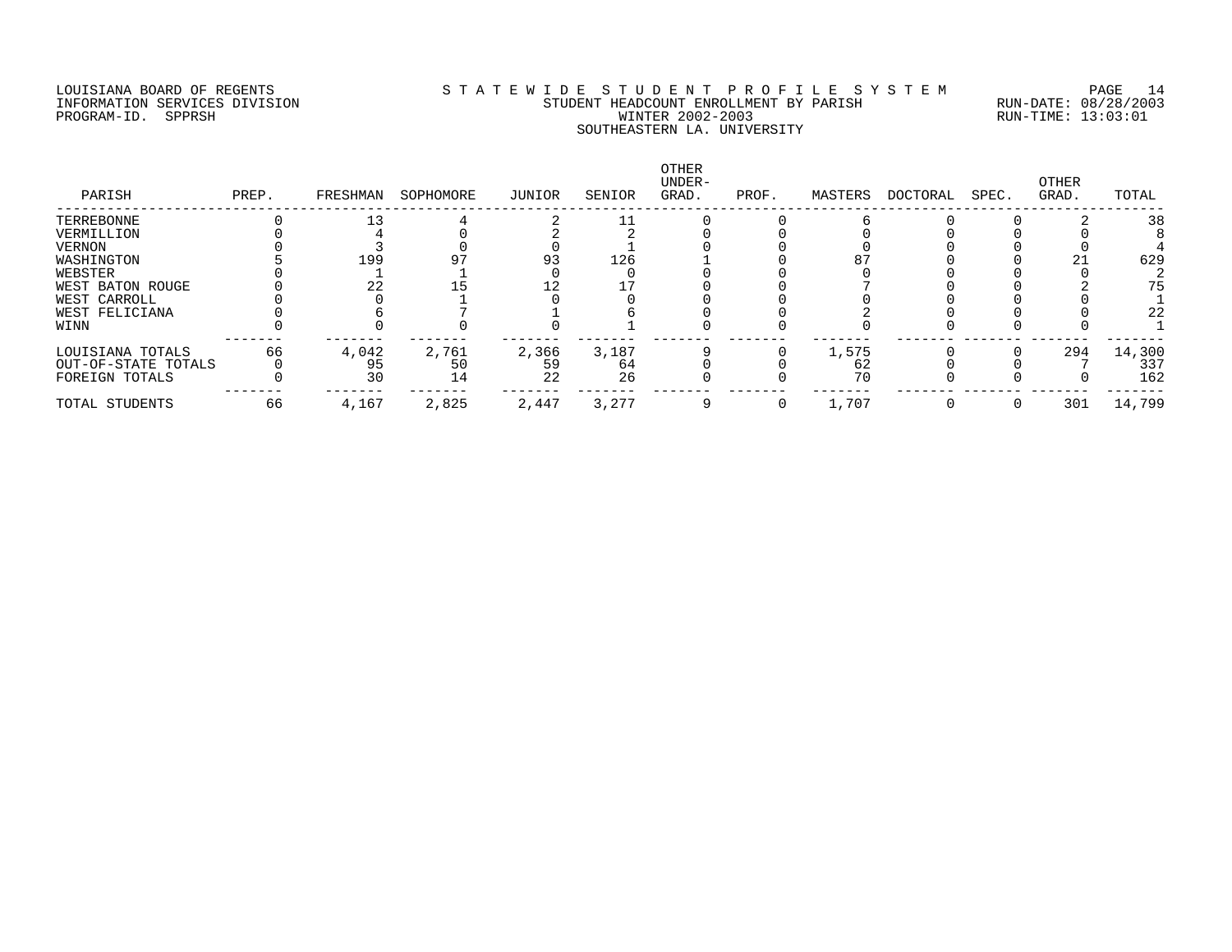LOUISIANA BOARD OF REGENTS
INFORMATION SERVICES DIVISION
PROGRAM-ID. SPPRSH

STATEWIDE STUDENT PROFILE SYSTEM
STUDENT HEADCOUNT ENROLLMENT BY PARISH
WINTER 2002-2003
SOUTHEASTERN LA. UNIVERSITY

RUN-DATE: 08/28/2003
RUN-TIME: 13:03:01

| PARISH | PREP. | FRESHMAN | SOPHOMORE | JUNIOR | SENIOR | OTHER UNDER-GRAD. | PROF. | MASTERS | DOCTORAL | SPEC. | OTHER GRAD. | TOTAL |
|---|---|---|---|---|---|---|---|---|---|---|---|---|
| TERREBONNE | 0 | 13 | 4 | 2 | 11 | 0 | 0 | 6 | 0 | 0 | 2 | 38 |
| VERMILLION | 0 | 4 | 0 | 2 | 2 | 0 | 0 | 0 | 0 | 0 | 0 | 8 |
| VERNON | 0 | 3 | 0 | 0 | 1 | 0 | 0 | 0 | 0 | 0 | 0 | 4 |
| WASHINGTON | 5 | 199 | 97 | 93 | 126 | 1 | 0 | 87 | 0 | 0 | 21 | 629 |
| WEBSTER | 0 | 1 | 1 | 0 | 0 | 0 | 0 | 0 | 0 | 0 | 0 | 2 |
| WEST BATON ROUGE | 0 | 22 | 15 | 12 | 17 | 0 | 0 | 7 | 0 | 0 | 2 | 75 |
| WEST CARROLL | 0 | 0 | 1 | 0 | 0 | 0 | 0 | 0 | 0 | 0 | 0 | 1 |
| WEST FELICIANA | 0 | 6 | 7 | 1 | 6 | 0 | 0 | 2 | 0 | 0 | 0 | 22 |
| WINN | 0 | 0 | 0 | 0 | 1 | 0 | 0 | 0 | 0 | 0 | 0 | 1 |
| LOUISIANA TOTALS | 66 | 4,042 | 2,761 | 2,366 | 3,187 | 9 | 0 | 1,575 | 0 | 0 | 294 | 14,300 |
| OUT-OF-STATE TOTALS | 0 | 95 | 50 | 59 | 64 | 0 | 0 | 62 | 0 | 0 | 7 | 337 |
| FOREIGN TOTALS | 0 | 30 | 14 | 22 | 26 | 0 | 0 | 70 | 0 | 0 | 0 | 162 |
| TOTAL STUDENTS | 66 | 4,167 | 2,825 | 2,447 | 3,277 | 9 | 0 | 1,707 | 0 | 0 | 301 | 14,799 |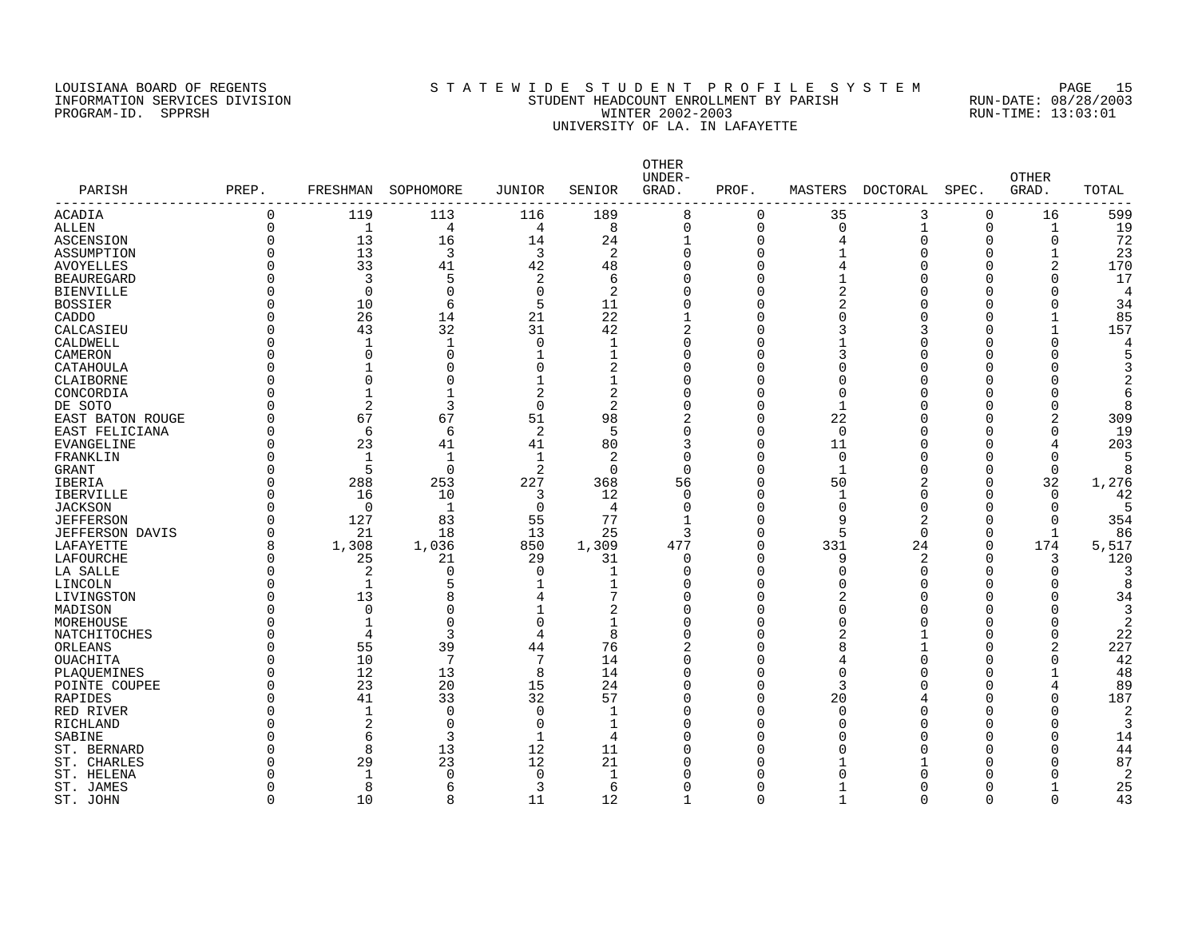LOUISIANA BOARD OF REGENTS
INFORMATION SERVICES DIVISION
PROGRAM-ID. SPPRSH

# STATEWIDE STUDENT PROFILE SYSTEM
## STUDENT HEADCOUNT ENROLLMENT BY PARISH
## WINTER 2002-2003
## UNIVERSITY OF LA. IN LAFAYETTE

RUN-DATE: 08/28/2003
RUN-TIME: 13:03:01

| PARISH | PREP. | FRESHMAN | SOPHOMORE | JUNIOR | SENIOR | OTHER UNDER-GRAD. | PROF. | MASTERS | DOCTORAL | SPEC. | OTHER GRAD. | TOTAL |
|---|---|---|---|---|---|---|---|---|---|---|---|---|
| ACADIA | 0 | 119 | 113 | 116 | 189 | 8 | 0 | 35 | 3 | 0 | 16 | 599 |
| ALLEN | 0 | 1 | 4 | 4 | 8 | 0 | 0 | 0 | 1 | 0 | 1 | 19 |
| ASCENSION | 0 | 13 | 16 | 14 | 24 | 1 | 0 | 4 | 0 | 0 | 0 | 72 |
| ASSUMPTION | 0 | 13 | 3 | 3 | 2 | 0 | 0 | 1 | 0 | 0 | 1 | 23 |
| AVOYELLES | 0 | 33 | 41 | 42 | 48 | 0 | 0 | 4 | 0 | 0 | 2 | 170 |
| BEAUREGARD | 0 | 3 | 5 | 2 | 6 | 0 | 0 | 1 | 0 | 0 | 0 | 17 |
| BIENVILLE | 0 | 0 | 0 | 0 | 2 | 0 | 0 | 2 | 0 | 0 | 0 | 4 |
| BOSSIER | 0 | 10 | 6 | 5 | 11 | 0 | 0 | 2 | 0 | 0 | 0 | 34 |
| CADDO | 0 | 26 | 14 | 21 | 22 | 1 | 0 | 0 | 0 | 0 | 1 | 85 |
| CALCASIEU | 0 | 43 | 32 | 31 | 42 | 2 | 0 | 3 | 3 | 0 | 1 | 157 |
| CALDWELL | 0 | 1 | 1 | 0 | 1 | 0 | 0 | 1 | 0 | 0 | 0 | 4 |
| CAMERON | 0 | 0 | 0 | 1 | 1 | 0 | 0 | 3 | 0 | 0 | 0 | 5 |
| CATAHOULA | 0 | 1 | 0 | 0 | 2 | 0 | 0 | 0 | 0 | 0 | 0 | 3 |
| CLAIBORNE | 0 | 0 | 0 | 1 | 1 | 0 | 0 | 0 | 0 | 0 | 0 | 2 |
| CONCORDIA | 0 | 1 | 1 | 2 | 2 | 0 | 0 | 0 | 0 | 0 | 0 | 6 |
| DE SOTO | 0 | 2 | 3 | 0 | 2 | 0 | 0 | 1 | 0 | 0 | 0 | 8 |
| EAST BATON ROUGE | 0 | 67 | 67 | 51 | 98 | 2 | 0 | 22 | 0 | 0 | 2 | 309 |
| EAST FELICIANA | 0 | 6 | 6 | 2 | 5 | 0 | 0 | 0 | 0 | 0 | 0 | 19 |
| EVANGELINE | 0 | 23 | 41 | 41 | 80 | 3 | 0 | 11 | 0 | 0 | 4 | 203 |
| FRANKLIN | 0 | 1 | 1 | 1 | 2 | 0 | 0 | 0 | 0 | 0 | 0 | 5 |
| GRANT | 0 | 5 | 0 | 2 | 0 | 0 | 0 | 1 | 0 | 0 | 0 | 8 |
| IBERIA | 0 | 288 | 253 | 227 | 368 | 56 | 0 | 50 | 2 | 0 | 32 | 1,276 |
| IBERVILLE | 0 | 16 | 10 | 3 | 12 | 0 | 0 | 1 | 0 | 0 | 0 | 42 |
| JACKSON | 0 | 0 | 1 | 0 | 4 | 0 | 0 | 0 | 0 | 0 | 0 | 5 |
| JEFFERSON | 0 | 127 | 83 | 55 | 77 | 1 | 0 | 9 | 2 | 0 | 0 | 354 |
| JEFFERSON DAVIS | 0 | 21 | 18 | 13 | 25 | 3 | 0 | 5 | 0 | 0 | 1 | 86 |
| LAFAYETTE | 8 | 1,308 | 1,036 | 850 | 1,309 | 477 | 0 | 331 | 24 | 0 | 174 | 5,517 |
| LAFOURCHE | 0 | 25 | 21 | 29 | 31 | 0 | 0 | 9 | 2 | 0 | 3 | 120 |
| LA SALLE | 0 | 2 | 0 | 0 | 1 | 0 | 0 | 0 | 0 | 0 | 0 | 3 |
| LINCOLN | 0 | 1 | 5 | 1 | 1 | 0 | 0 | 0 | 0 | 0 | 0 | 8 |
| LIVINGSTON | 0 | 13 | 8 | 4 | 7 | 0 | 0 | 2 | 0 | 0 | 0 | 34 |
| MADISON | 0 | 0 | 0 | 1 | 2 | 0 | 0 | 0 | 0 | 0 | 0 | 3 |
| MOREHOUSE | 0 | 1 | 0 | 0 | 1 | 0 | 0 | 0 | 0 | 0 | 0 | 2 |
| NATCHITOCHES | 0 | 4 | 3 | 4 | 8 | 0 | 0 | 2 | 1 | 0 | 0 | 22 |
| ORLEANS | 0 | 55 | 39 | 44 | 76 | 2 | 0 | 8 | 1 | 0 | 2 | 227 |
| OUACHITA | 0 | 10 | 7 | 7 | 14 | 0 | 0 | 4 | 0 | 0 | 0 | 42 |
| PLAQUEMINES | 0 | 12 | 13 | 8 | 14 | 0 | 0 | 0 | 0 | 0 | 1 | 48 |
| POINTE COUPEE | 0 | 23 | 20 | 15 | 24 | 0 | 0 | 3 | 0 | 0 | 4 | 89 |
| RAPIDES | 0 | 41 | 33 | 32 | 57 | 0 | 0 | 20 | 4 | 0 | 0 | 187 |
| RED RIVER | 0 | 1 | 0 | 0 | 1 | 0 | 0 | 0 | 0 | 0 | 0 | 2 |
| RICHLAND | 0 | 2 | 0 | 0 | 1 | 0 | 0 | 0 | 0 | 0 | 0 | 3 |
| SABINE | 0 | 6 | 3 | 1 | 4 | 0 | 0 | 0 | 0 | 0 | 0 | 14 |
| ST. BERNARD | 0 | 8 | 13 | 12 | 11 | 0 | 0 | 0 | 0 | 0 | 0 | 44 |
| ST. CHARLES | 0 | 29 | 23 | 12 | 21 | 0 | 0 | 1 | 1 | 0 | 0 | 87 |
| ST. HELENA | 0 | 1 | 0 | 0 | 1 | 0 | 0 | 0 | 0 | 0 | 0 | 2 |
| ST. JAMES | 0 | 8 | 6 | 3 | 6 | 0 | 0 | 1 | 0 | 0 | 1 | 25 |
| ST. JOHN | 0 | 10 | 8 | 11 | 12 | 1 | 0 | 1 | 0 | 0 | 0 | 43 |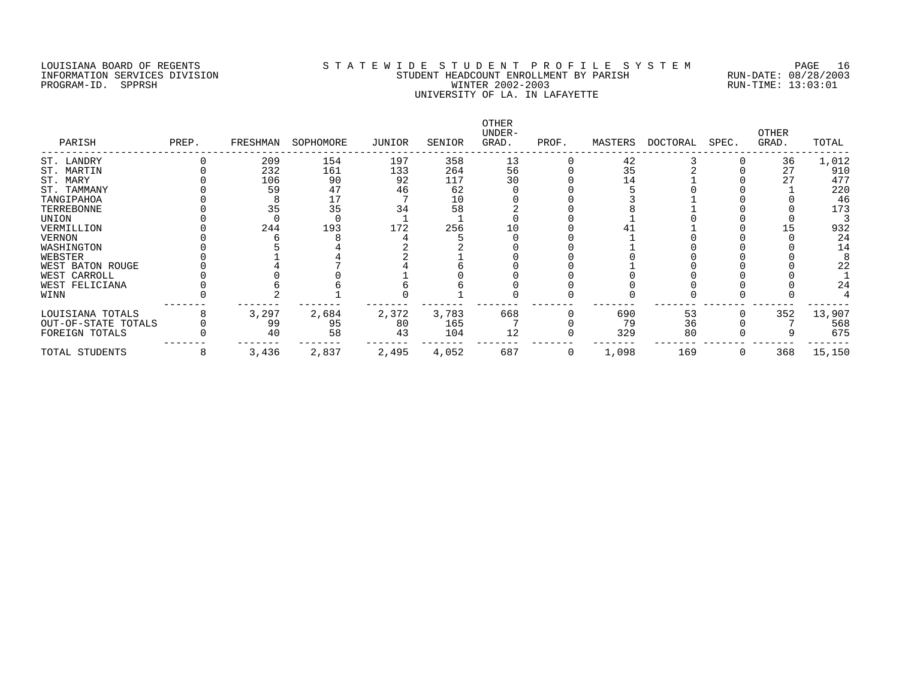LOUISIANA BOARD OF REGENTS
INFORMATION SERVICES DIVISION
PROGRAM-ID. SPPRSH

# S T A T E W I D E S T U D E N T P R O F I L E S Y S T E M

## STUDENT HEADCOUNT ENROLLMENT BY PARISH

### WINTER 2002-2003

### UNIVERSITY OF LA. IN LAFAYETTE

RUN-DATE: 08/28/2003
RUN-TIME: 13:03:01

| PARISH | PREP. | FRESHMAN | SOPHOMORE | JUNIOR | SENIOR | OTHER UNDER-GRAD. | PROF. | MASTERS | DOCTORAL | SPEC. | OTHER GRAD. | TOTAL |
|---|---|---|---|---|---|---|---|---|---|---|---|---|
| ST. LANDRY | 0 | 209 | 154 | 197 | 358 | 13 | 0 | 42 | 3 | 0 | 36 | 1,012 |
| ST. MARTIN | 0 | 232 | 161 | 133 | 264 | 56 | 0 | 35 | 2 | 0 | 27 | 910 |
| ST. MARY | 0 | 106 | 90 | 92 | 117 | 30 | 0 | 14 | 1 | 0 | 27 | 477 |
| ST. TAMMANY | 0 | 59 | 47 | 46 | 62 | 0 | 0 | 5 | 0 | 0 | 1 | 220 |
| TANGIPAHOA | 0 | 8 | 17 | 7 | 10 | 0 | 0 | 3 | 1 | 0 | 0 | 46 |
| TERREBONNE | 0 | 35 | 35 | 34 | 58 | 2 | 0 | 8 | 1 | 0 | 0 | 173 |
| UNION | 0 | 0 | 0 | 1 | 1 | 0 | 0 | 1 | 0 | 0 | 0 | 3 |
| VERMILLION | 0 | 244 | 193 | 172 | 256 | 10 | 0 | 41 | 1 | 0 | 15 | 932 |
| VERNON | 0 | 6 | 8 | 4 | 5 | 0 | 0 | 1 | 0 | 0 | 0 | 24 |
| WASHINGTON | 0 | 5 | 4 | 2 | 2 | 0 | 0 | 1 | 0 | 0 | 0 | 14 |
| WEBSTER | 0 | 1 | 4 | 2 | 1 | 0 | 0 | 0 | 0 | 0 | 0 | 8 |
| WEST BATON ROUGE | 0 | 4 | 7 | 4 | 6 | 0 | 0 | 1 | 0 | 0 | 0 | 22 |
| WEST CARROLL | 0 | 0 | 0 | 1 | 0 | 0 | 0 | 0 | 0 | 0 | 0 | 1 |
| WEST FELICIANA | 0 | 6 | 6 | 6 | 6 | 0 | 0 | 0 | 0 | 0 | 0 | 24 |
| WINN | 0 | 2 | 1 | 0 | 1 | 0 | 0 | 0 | 0 | 0 | 0 | 4 |
| LOUISIANA TOTALS | 8 | 3,297 | 2,684 | 2,372 | 3,783 | 668 | 0 | 690 | 53 | 0 | 352 | 13,907 |
| OUT-OF-STATE TOTALS | 0 | 99 | 95 | 80 | 165 | 7 | 0 | 79 | 36 | 0 | 7 | 568 |
| FOREIGN TOTALS | 0 | 40 | 58 | 43 | 104 | 12 | 0 | 329 | 80 | 0 | 9 | 675 |
| TOTAL STUDENTS | 8 | 3,436 | 2,837 | 2,495 | 4,052 | 687 | 0 | 1,098 | 169 | 0 | 368 | 15,150 |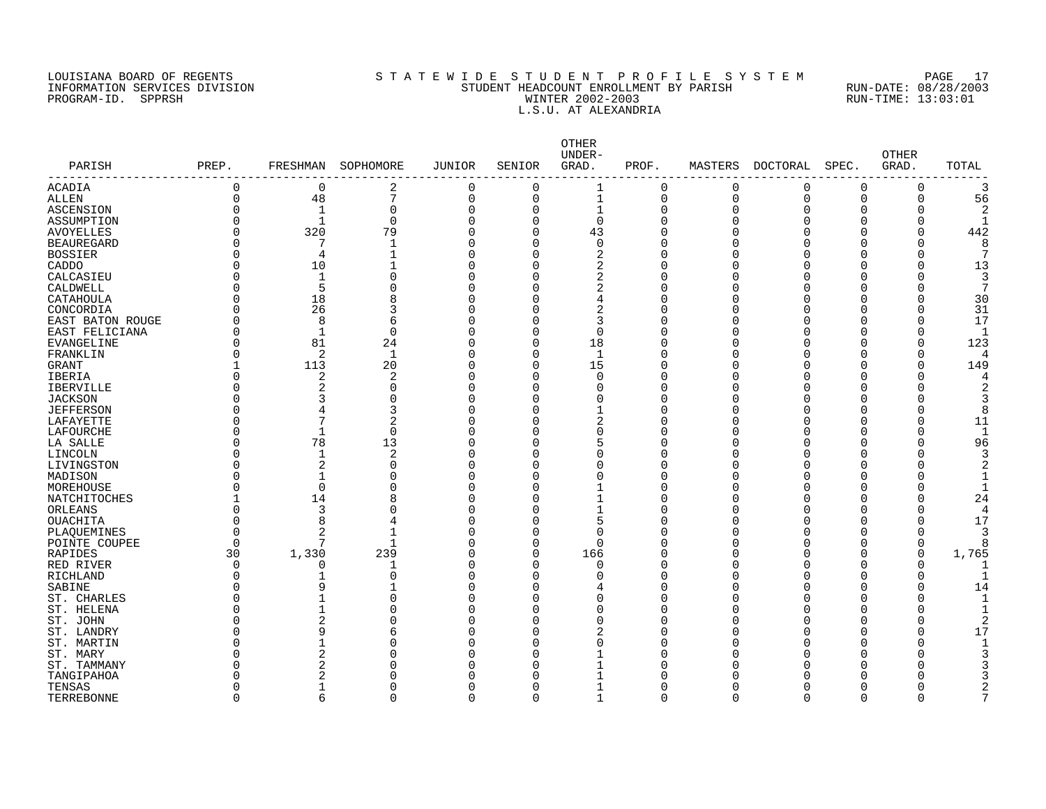LOUISIANA BOARD OF REGENTS
INFORMATION SERVICES DIVISION
PROGRAM-ID. SPPRSH

# S T A T E W I D E S T U D E N T P R O F I L E S Y S T E M
## STUDENT HEADCOUNT ENROLLMENT BY PARISH
### WINTER 2002-2003
### L.S.U. AT ALEXANDRIA

RUN-DATE: 08/28/2003
RUN-TIME: 13:03:01

| PARISH | PREP. | FRESHMAN | SOPHOMORE | JUNIOR | SENIOR | OTHER UNDER-GRAD. | PROF. | MASTERS | DOCTORAL | SPEC. | OTHER GRAD. | TOTAL |
|---|---|---|---|---|---|---|---|---|---|---|---|---|
| ACADIA | 0 | 0 | 2 | 0 | 0 | 1 | 0 | 0 | 0 | 0 | 0 | 3 |
| ALLEN | 0 | 48 | 7 | 0 | 0 | 1 | 0 | 0 | 0 | 0 | 0 | 56 |
| ASCENSION | 0 | 1 | 0 | 0 | 0 | 1 | 0 | 0 | 0 | 0 | 0 | 2 |
| ASSUMPTION | 0 | 1 | 0 | 0 | 0 | 0 | 0 | 0 | 0 | 0 | 0 | 1 |
| AVOYELLES | 0 | 320 | 79 | 0 | 0 | 43 | 0 | 0 | 0 | 0 | 0 | 442 |
| BEAUREGARD | 0 | 7 | 1 | 0 | 0 | 0 | 0 | 0 | 0 | 0 | 0 | 8 |
| BOSSIER | 0 | 4 | 1 | 0 | 0 | 2 | 0 | 0 | 0 | 0 | 0 | 7 |
| CADDO | 0 | 10 | 1 | 0 | 0 | 2 | 0 | 0 | 0 | 0 | 0 | 13 |
| CALCASIEU | 0 | 1 | 0 | 0 | 0 | 2 | 0 | 0 | 0 | 0 | 0 | 3 |
| CALDWELL | 0 | 5 | 0 | 0 | 0 | 2 | 0 | 0 | 0 | 0 | 0 | 7 |
| CATAHOULA | 0 | 18 | 8 | 0 | 0 | 4 | 0 | 0 | 0 | 0 | 0 | 30 |
| CONCORDIA | 0 | 26 | 3 | 0 | 0 | 2 | 0 | 0 | 0 | 0 | 0 | 31 |
| EAST BATON ROUGE | 0 | 8 | 6 | 0 | 0 | 3 | 0 | 0 | 0 | 0 | 0 | 17 |
| EAST FELICIANA | 0 | 1 | 0 | 0 | 0 | 0 | 0 | 0 | 0 | 0 | 0 | 1 |
| EVANGELINE | 0 | 81 | 24 | 0 | 0 | 18 | 0 | 0 | 0 | 0 | 0 | 123 |
| FRANKLIN | 0 | 2 | 1 | 0 | 0 | 1 | 0 | 0 | 0 | 0 | 0 | 4 |
| GRANT | 1 | 113 | 20 | 0 | 0 | 15 | 0 | 0 | 0 | 0 | 0 | 149 |
| IBERIA | 0 | 2 | 2 | 0 | 0 | 0 | 0 | 0 | 0 | 0 | 0 | 4 |
| IBERVILLE | 0 | 2 | 0 | 0 | 0 | 0 | 0 | 0 | 0 | 0 | 0 | 2 |
| JACKSON | 0 | 3 | 0 | 0 | 0 | 0 | 0 | 0 | 0 | 0 | 0 | 3 |
| JEFFERSON | 0 | 4 | 3 | 0 | 0 | 1 | 0 | 0 | 0 | 0 | 0 | 8 |
| LAFAYETTE | 0 | 7 | 2 | 0 | 0 | 2 | 0 | 0 | 0 | 0 | 0 | 11 |
| LAFOURCHE | 0 | 1 | 0 | 0 | 0 | 0 | 0 | 0 | 0 | 0 | 0 | 1 |
| LA SALLE | 0 | 78 | 13 | 0 | 0 | 5 | 0 | 0 | 0 | 0 | 0 | 96 |
| LINCOLN | 0 | 1 | 2 | 0 | 0 | 0 | 0 | 0 | 0 | 0 | 0 | 3 |
| LIVINGSTON | 0 | 2 | 0 | 0 | 0 | 0 | 0 | 0 | 0 | 0 | 0 | 2 |
| MADISON | 0 | 1 | 0 | 0 | 0 | 0 | 0 | 0 | 0 | 0 | 0 | 1 |
| MOREHOUSE | 0 | 0 | 0 | 0 | 0 | 1 | 0 | 0 | 0 | 0 | 0 | 1 |
| NATCHITOCHES | 1 | 14 | 8 | 0 | 0 | 1 | 0 | 0 | 0 | 0 | 0 | 24 |
| ORLEANS | 0 | 3 | 0 | 0 | 0 | 1 | 0 | 0 | 0 | 0 | 0 | 4 |
| OUACHITA | 0 | 8 | 4 | 0 | 0 | 5 | 0 | 0 | 0 | 0 | 0 | 17 |
| PLAQUEMINES | 0 | 2 | 1 | 0 | 0 | 0 | 0 | 0 | 0 | 0 | 0 | 3 |
| POINTE COUPEE | 0 | 7 | 1 | 0 | 0 | 0 | 0 | 0 | 0 | 0 | 0 | 8 |
| RAPIDES | 30 | 1,330 | 239 | 0 | 0 | 166 | 0 | 0 | 0 | 0 | 0 | 1,765 |
| RED RIVER | 0 | 0 | 1 | 0 | 0 | 0 | 0 | 0 | 0 | 0 | 0 | 1 |
| RICHLAND | 0 | 1 | 0 | 0 | 0 | 0 | 0 | 0 | 0 | 0 | 0 | 1 |
| SABINE | 0 | 9 | 1 | 0 | 0 | 4 | 0 | 0 | 0 | 0 | 0 | 14 |
| ST. CHARLES | 0 | 1 | 0 | 0 | 0 | 0 | 0 | 0 | 0 | 0 | 0 | 1 |
| ST. HELENA | 0 | 1 | 0 | 0 | 0 | 0 | 0 | 0 | 0 | 0 | 0 | 1 |
| ST. JOHN | 0 | 2 | 0 | 0 | 0 | 0 | 0 | 0 | 0 | 0 | 0 | 2 |
| ST. LANDRY | 0 | 9 | 6 | 0 | 0 | 2 | 0 | 0 | 0 | 0 | 0 | 17 |
| ST. MARTIN | 0 | 1 | 0 | 0 | 0 | 0 | 0 | 0 | 0 | 0 | 0 | 1 |
| ST. MARY | 0 | 2 | 0 | 0 | 0 | 1 | 0 | 0 | 0 | 0 | 0 | 3 |
| ST. TAMMANY | 0 | 2 | 0 | 0 | 0 | 1 | 0 | 0 | 0 | 0 | 0 | 3 |
| TANGIPAHOA | 0 | 2 | 0 | 0 | 0 | 1 | 0 | 0 | 0 | 0 | 0 | 3 |
| TENSAS | 0 | 1 | 0 | 0 | 0 | 1 | 0 | 0 | 0 | 0 | 0 | 2 |
| TERREBONNE | 0 | 6 | 0 | 0 | 0 | 1 | 0 | 0 | 0 | 0 | 0 | 7 |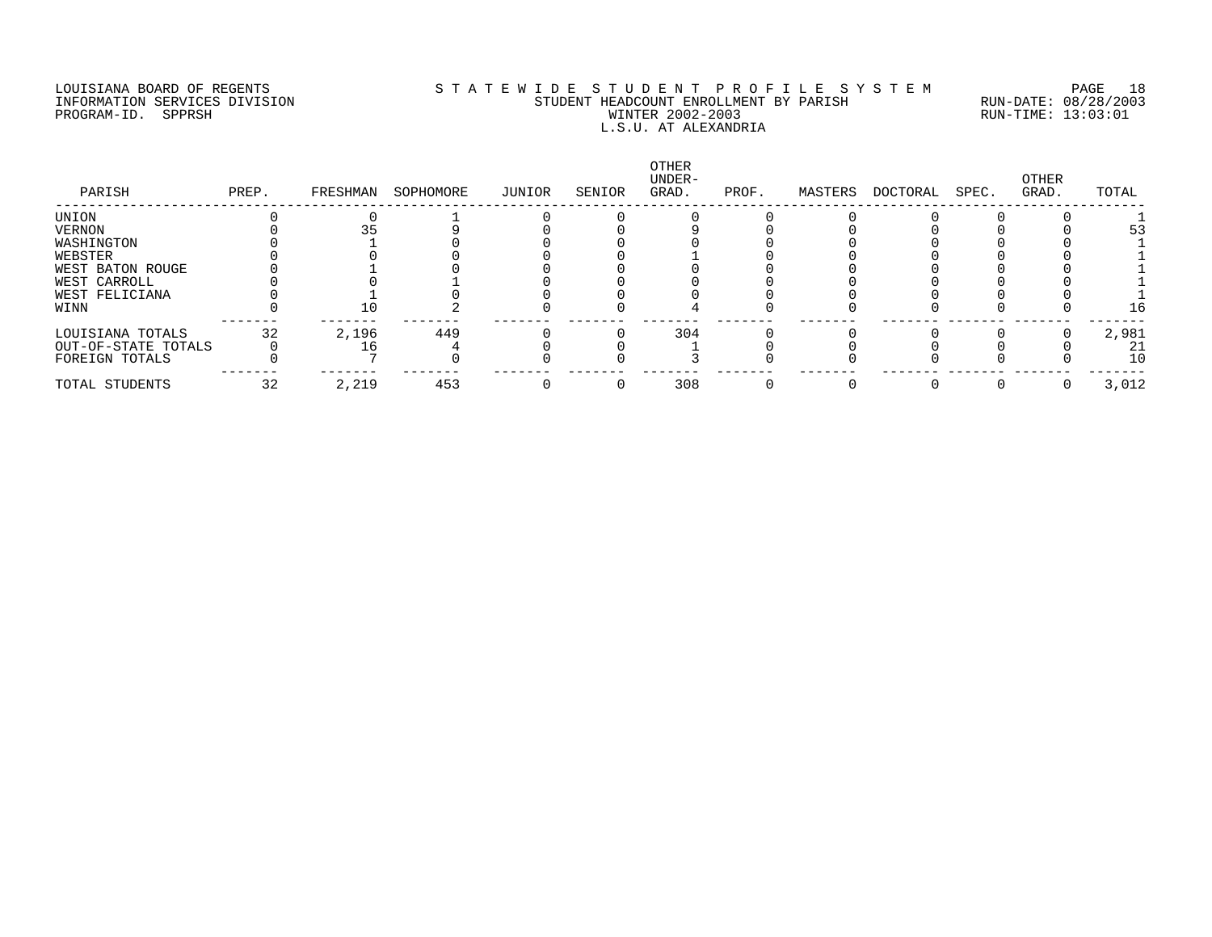LOUISIANA BOARD OF REGENTS
INFORMATION SERVICES DIVISION
PROGRAM-ID. SPPRSH

STATEWIDE STUDENT PROFILE SYSTEM
STUDENT HEADCOUNT ENROLLMENT BY PARISH
WINTER 2002-2003
L.S.U. AT ALEXANDRIA

RUN-DATE: 08/28/2003
RUN-TIME: 13:03:01

| PARISH | PREP. | FRESHMAN | SOPHOMORE | JUNIOR | SENIOR | OTHER UNDER-GRAD. | PROF. | MASTERS | DOCTORAL | SPEC. | OTHER GRAD. | TOTAL |
|---|---|---|---|---|---|---|---|---|---|---|---|---|
| UNION | 0 | 0 | 1 | 0 | 0 | 0 | 0 | 0 | 0 | 0 | 0 | 1 |
| VERNON | 0 | 35 | 9 | 0 | 0 | 9 | 0 | 0 | 0 | 0 | 0 | 53 |
| WASHINGTON | 0 | 1 | 0 | 0 | 0 | 0 | 0 | 0 | 0 | 0 | 0 | 1 |
| WEBSTER | 0 | 0 | 0 | 0 | 0 | 1 | 0 | 0 | 0 | 0 | 0 | 1 |
| WEST BATON ROUGE | 0 | 1 | 0 | 0 | 0 | 0 | 0 | 0 | 0 | 0 | 0 | 1 |
| WEST CARROLL | 0 | 0 | 1 | 0 | 0 | 0 | 0 | 0 | 0 | 0 | 0 | 1 |
| WEST FELICIANA | 0 | 1 | 0 | 0 | 0 | 0 | 0 | 0 | 0 | 0 | 0 | 1 |
| WINN | 0 | 10 | 2 | 0 | 0 | 4 | 0 | 0 | 0 | 0 | 0 | 16 |
| LOUISIANA TOTALS | 32 | 2,196 | 449 | 0 | 0 | 304 | 0 | 0 | 0 | 0 | 0 | 2,981 |
| OUT-OF-STATE TOTALS | 0 | 16 | 4 | 0 | 0 | 1 | 0 | 0 | 0 | 0 | 0 | 21 |
| FOREIGN TOTALS | 0 | 7 | 0 | 0 | 0 | 3 | 0 | 0 | 0 | 0 | 0 | 10 |
| TOTAL STUDENTS | 32 | 2,219 | 453 | 0 | 0 | 308 | 0 | 0 | 0 | 0 | 0 | 3,012 |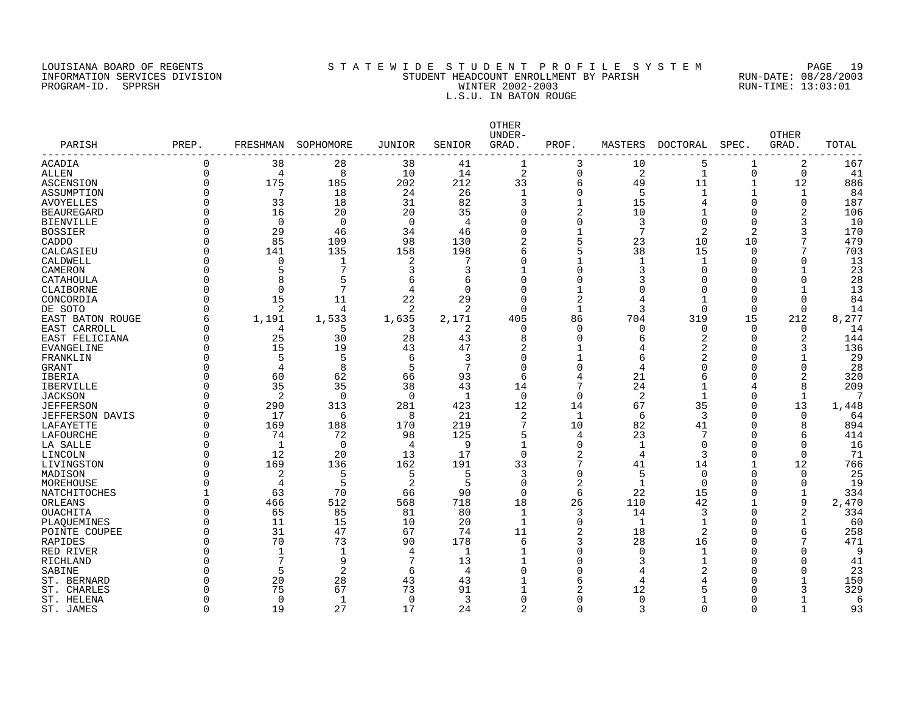LOUISIANA BOARD OF REGENTS
INFORMATION SERVICES DIVISION
PROGRAM-ID. SPPRSH

# STATEWIDE STUDENT PROFILE SYSTEM
## STUDENT HEADCOUNT ENROLLMENT BY PARISH
## WINTER 2002-2003
## L.S.U. IN BATON ROUGE

RUN-DATE: 08/28/2003
RUN-TIME: 13:03:01

| PARISH | PREP. | FRESHMAN | SOPHOMORE | JUNIOR | SENIOR | OTHER UNDER-GRAD. | PROF. | MASTERS | DOCTORAL | SPEC. | OTHER GRAD. | TOTAL |
|---|---|---|---|---|---|---|---|---|---|---|---|---|
| ACADIA | 0 | 38 | 28 | 38 | 41 | 1 | 3 | 10 | 5 | 1 | 2 | 167 |
| ALLEN | 0 | 4 | 8 | 10 | 14 | 2 | 0 | 2 | 1 | 0 | 0 | 41 |
| ASCENSION | 0 | 175 | 185 | 202 | 212 | 33 | 6 | 49 | 11 | 1 | 12 | 886 |
| ASSUMPTION | 0 | 7 | 18 | 24 | 26 | 1 | 0 | 5 | 1 | 1 | 1 | 84 |
| AVOYELLES | 0 | 33 | 18 | 31 | 82 | 3 | 1 | 15 | 4 | 0 | 0 | 187 |
| BEAUREGARD | 0 | 16 | 20 | 20 | 35 | 0 | 2 | 10 | 1 | 0 | 2 | 106 |
| BIENVILLE | 0 | 0 | 0 | 0 | 4 | 0 | 0 | 3 | 0 | 0 | 3 | 10 |
| BOSSIER | 0 | 29 | 46 | 34 | 46 | 0 | 1 | 7 | 2 | 2 | 3 | 170 |
| CADDO | 0 | 85 | 109 | 98 | 130 | 2 | 5 | 23 | 10 | 10 | 7 | 479 |
| CALCASIEU | 0 | 141 | 135 | 158 | 198 | 6 | 5 | 38 | 15 | 0 | 7 | 703 |
| CALDWELL | 0 | 0 | 1 | 2 | 7 | 0 | 1 | 1 | 1 | 0 | 0 | 13 |
| CAMERON | 0 | 5 | 7 | 3 | 3 | 1 | 0 | 3 | 0 | 0 | 1 | 23 |
| CATAHOULA | 0 | 8 | 5 | 6 | 6 | 0 | 0 | 3 | 0 | 0 | 0 | 28 |
| CLAIBORNE | 0 | 0 | 7 | 4 | 0 | 0 | 1 | 0 | 0 | 0 | 1 | 13 |
| CONCORDIA | 0 | 15 | 11 | 22 | 29 | 0 | 2 | 4 | 1 | 0 | 0 | 84 |
| DE SOTO | 0 | 2 | 4 | 2 | 2 | 0 | 1 | 3 | 0 | 0 | 0 | 14 |
| EAST BATON ROUGE | 6 | 1,191 | 1,533 | 1,635 | 2,171 | 405 | 86 | 704 | 319 | 15 | 212 | 8,277 |
| EAST CARROLL | 0 | 4 | 5 | 3 | 2 | 0 | 0 | 0 | 0 | 0 | 0 | 14 |
| EAST FELICIANA | 0 | 25 | 30 | 28 | 43 | 8 | 0 | 6 | 2 | 0 | 2 | 144 |
| EVANGELINE | 0 | 15 | 19 | 43 | 47 | 2 | 1 | 4 | 2 | 0 | 3 | 136 |
| FRANKLIN | 0 | 5 | 5 | 6 | 3 | 0 | 1 | 6 | 2 | 0 | 1 | 29 |
| GRANT | 0 | 4 | 8 | 5 | 7 | 0 | 0 | 4 | 0 | 0 | 0 | 28 |
| IBERIA | 0 | 60 | 62 | 66 | 93 | 6 | 4 | 21 | 6 | 0 | 2 | 320 |
| IBERVILLE | 0 | 35 | 35 | 38 | 43 | 14 | 7 | 24 | 1 | 4 | 8 | 209 |
| JACKSON | 0 | 2 | 0 | 0 | 1 | 0 | 0 | 2 | 1 | 0 | 1 | 7 |
| JEFFERSON | 0 | 290 | 313 | 281 | 423 | 12 | 14 | 67 | 35 | 0 | 13 | 1,448 |
| JEFFERSON DAVIS | 0 | 17 | 6 | 8 | 21 | 2 | 1 | 6 | 3 | 0 | 0 | 64 |
| LAFAYETTE | 0 | 169 | 188 | 170 | 219 | 7 | 10 | 82 | 41 | 0 | 8 | 894 |
| LAFOURCHE | 0 | 74 | 72 | 98 | 125 | 5 | 4 | 23 | 7 | 0 | 6 | 414 |
| LA SALLE | 0 | 1 | 0 | 4 | 9 | 1 | 0 | 1 | 0 | 0 | 0 | 16 |
| LINCOLN | 0 | 12 | 20 | 13 | 17 | 0 | 2 | 4 | 3 | 0 | 0 | 71 |
| LIVINGSTON | 0 | 169 | 136 | 162 | 191 | 33 | 7 | 41 | 14 | 1 | 12 | 766 |
| MADISON | 0 | 2 | 5 | 5 | 5 | 3 | 0 | 5 | 0 | 0 | 0 | 25 |
| MOREHOUSE | 0 | 4 | 5 | 2 | 5 | 0 | 2 | 1 | 0 | 0 | 0 | 19 |
| NATCHITOCHES | 1 | 63 | 70 | 66 | 90 | 0 | 6 | 22 | 15 | 0 | 1 | 334 |
| ORLEANS | 0 | 466 | 512 | 568 | 718 | 18 | 26 | 110 | 42 | 1 | 9 | 2,470 |
| OUACHITA | 0 | 65 | 85 | 81 | 80 | 1 | 3 | 14 | 3 | 0 | 2 | 334 |
| PLAQUEMINES | 0 | 11 | 15 | 10 | 20 | 1 | 0 | 1 | 1 | 0 | 1 | 60 |
| POINTE COUPEE | 0 | 31 | 47 | 67 | 74 | 11 | 2 | 18 | 2 | 0 | 6 | 258 |
| RAPIDES | 0 | 70 | 73 | 90 | 178 | 6 | 3 | 28 | 16 | 0 | 7 | 471 |
| RED RIVER | 0 | 1 | 1 | 4 | 1 | 1 | 0 | 0 | 1 | 0 | 0 | 9 |
| RICHLAND | 0 | 7 | 9 | 7 | 13 | 1 | 0 | 3 | 1 | 0 | 0 | 41 |
| SABINE | 0 | 5 | 2 | 6 | 4 | 0 | 0 | 4 | 2 | 0 | 0 | 23 |
| ST. BERNARD | 0 | 20 | 28 | 43 | 43 | 1 | 6 | 4 | 4 | 0 | 1 | 150 |
| ST. CHARLES | 0 | 75 | 67 | 73 | 91 | 1 | 2 | 12 | 5 | 0 | 3 | 329 |
| ST. HELENA | 0 | 0 | 1 | 0 | 3 | 0 | 0 | 0 | 1 | 0 | 1 | 6 |
| ST. JAMES | 0 | 19 | 27 | 17 | 24 | 2 | 0 | 3 | 0 | 0 | 1 | 93 |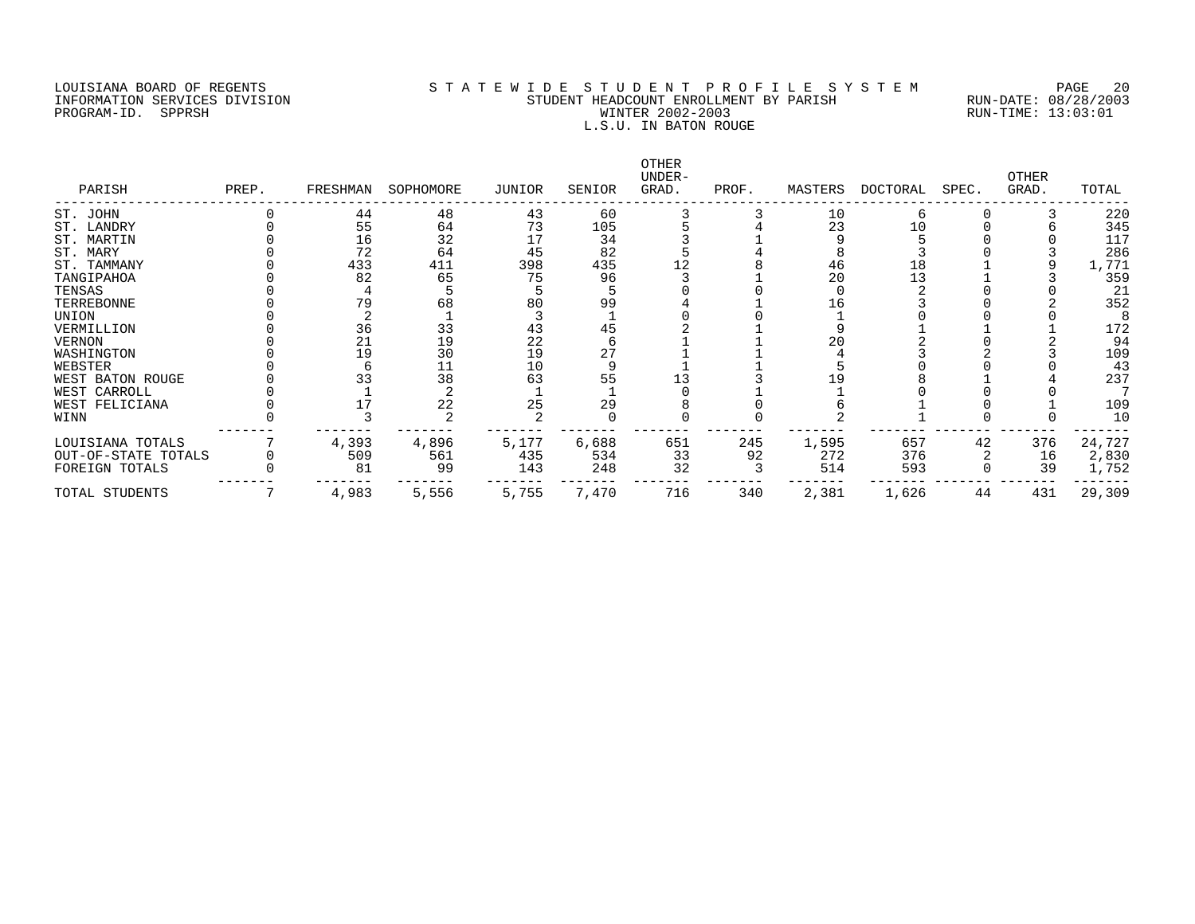LOUISIANA BOARD OF REGENTS
INFORMATION SERVICES DIVISION
PROGRAM-ID. SPPRSH

# STATEWIDE STUDENT PROFILE SYSTEM

## STUDENT HEADCOUNT ENROLLMENT BY PARISH
## WINTER 2002-2003
## L.S.U. IN BATON ROUGE

RUN-DATE: 08/28/2003
RUN-TIME: 13:03:01

| PARISH | PREP. | FRESHMAN | SOPHOMORE | JUNIOR | SENIOR | OTHER UNDER-GRAD. | PROF. | MASTERS | DOCTORAL | SPEC. | OTHER GRAD. | TOTAL |
|---|---|---|---|---|---|---|---|---|---|---|---|---|
| ST. JOHN | 0 | 44 | 48 | 43 | 60 | 3 | 3 | 10 | 6 | 0 | 3 | 220 |
| ST. LANDRY | 0 | 55 | 64 | 73 | 105 | 5 | 4 | 23 | 10 | 0 | 6 | 345 |
| ST. MARTIN | 0 | 16 | 32 | 17 | 34 | 3 | 1 | 9 | 5 | 0 | 0 | 117 |
| ST. MARY | 0 | 72 | 64 | 45 | 82 | 5 | 4 | 8 | 3 | 0 | 3 | 286 |
| ST. TAMMANY | 0 | 433 | 411 | 398 | 435 | 12 | 8 | 46 | 18 | 1 | 9 | 1,771 |
| TANGIPAHOA | 0 | 82 | 65 | 75 | 96 | 3 | 1 | 20 | 13 | 1 | 3 | 359 |
| TENSAS | 0 | 4 | 5 | 5 | 5 | 0 | 0 | 0 | 2 | 0 | 0 | 21 |
| TERREBONNE | 0 | 79 | 68 | 80 | 99 | 4 | 1 | 16 | 3 | 0 | 2 | 352 |
| UNION | 0 | 2 | 1 | 3 | 1 | 0 | 0 | 1 | 0 | 0 | 0 | 8 |
| VERMILLION | 0 | 36 | 33 | 43 | 45 | 2 | 1 | 9 | 1 | 1 | 1 | 172 |
| VERNON | 0 | 21 | 19 | 22 | 6 | 1 | 1 | 20 | 2 | 0 | 2 | 94 |
| WASHINGTON | 0 | 19 | 30 | 19 | 27 | 1 | 1 | 4 | 3 | 2 | 3 | 109 |
| WEBSTER | 0 | 6 | 11 | 10 | 9 | 1 | 1 | 5 | 0 | 0 | 0 | 43 |
| WEST BATON ROUGE | 0 | 33 | 38 | 63 | 55 | 13 | 3 | 19 | 8 | 1 | 4 | 237 |
| WEST CARROLL | 0 | 1 | 2 | 1 | 1 | 0 | 1 | 1 | 0 | 0 | 0 | 7 |
| WEST FELICIANA | 0 | 17 | 22 | 25 | 29 | 8 | 0 | 6 | 1 | 0 | 1 | 109 |
| WINN | 0 | 3 | 2 | 2 | 0 | 0 | 0 | 2 | 1 | 0 | 0 | 10 |
| LOUISIANA TOTALS | 7 | 4,393 | 4,896 | 5,177 | 6,688 | 651 | 245 | 1,595 | 657 | 42 | 376 | 24,727 |
| OUT-OF-STATE TOTALS | 0 | 509 | 561 | 435 | 534 | 33 | 92 | 272 | 376 | 2 | 16 | 2,830 |
| FOREIGN TOTALS | 0 | 81 | 99 | 143 | 248 | 32 | 3 | 514 | 593 | 0 | 39 | 1,752 |
| TOTAL STUDENTS | 7 | 4,983 | 5,556 | 5,755 | 7,470 | 716 | 340 | 2,381 | 1,626 | 44 | 431 | 29,309 |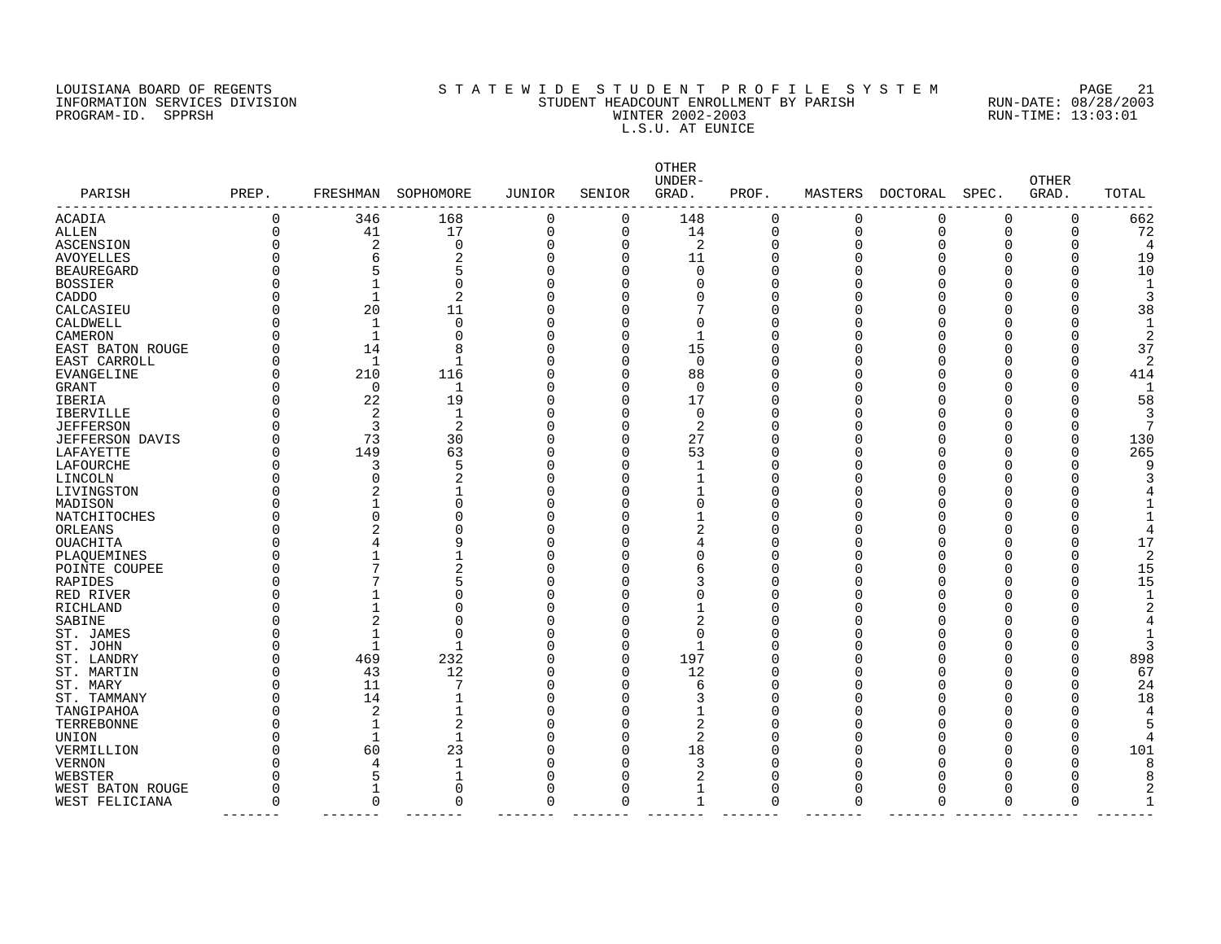LOUISIANA BOARD OF REGENTS
INFORMATION SERVICES DIVISION
PROGRAM-ID. SPPRSH

# S T A T E W I D E S T U D E N T P R O F I L E S Y S T E M
## STUDENT HEADCOUNT ENROLLMENT BY PARISH
## WINTER 2002-2003
## L.S.U. AT EUNICE

RUN-DATE: 08/28/2003
RUN-TIME: 13:03:01

| PARISH | PREP. | FRESHMAN | SOPHOMORE | JUNIOR | SENIOR | OTHER UNDER-GRAD. | PROF. | MASTERS | DOCTORAL | SPEC. | OTHER GRAD. | TOTAL |
|---|---|---|---|---|---|---|---|---|---|---|---|---|
| ACADIA | 0 | 346 | 168 | 0 | 0 | 148 | 0 | 0 | 0 | 0 | 0 | 662 |
| ALLEN | 0 | 41 | 17 | 0 | 0 | 14 | 0 | 0 | 0 | 0 | 0 | 72 |
| ASCENSION | 0 | 2 | 0 | 0 | 0 | 2 | 0 | 0 | 0 | 0 | 0 | 4 |
| AVOYELLES | 0 | 6 | 2 | 0 | 0 | 11 | 0 | 0 | 0 | 0 | 0 | 19 |
| BEAUREGARD | 0 | 5 | 5 | 0 | 0 | 0 | 0 | 0 | 0 | 0 | 0 | 10 |
| BOSSIER | 0 | 1 | 0 | 0 | 0 | 0 | 0 | 0 | 0 | 0 | 0 | 1 |
| CADDO | 0 | 1 | 2 | 0 | 0 | 0 | 0 | 0 | 0 | 0 | 0 | 3 |
| CALCASIEU | 0 | 20 | 11 | 0 | 0 | 7 | 0 | 0 | 0 | 0 | 0 | 38 |
| CALDWELL | 0 | 1 | 0 | 0 | 0 | 0 | 0 | 0 | 0 | 0 | 0 | 1 |
| CAMERON | 0 | 1 | 0 | 0 | 0 | 1 | 0 | 0 | 0 | 0 | 0 | 2 |
| EAST BATON ROUGE | 0 | 14 | 8 | 0 | 0 | 15 | 0 | 0 | 0 | 0 | 0 | 37 |
| EAST CARROLL | 0 | 1 | 1 | 0 | 0 | 0 | 0 | 0 | 0 | 0 | 0 | 2 |
| EVANGELINE | 0 | 210 | 116 | 0 | 0 | 88 | 0 | 0 | 0 | 0 | 0 | 414 |
| GRANT | 0 | 0 | 1 | 0 | 0 | 0 | 0 | 0 | 0 | 0 | 0 | 1 |
| IBERIA | 0 | 22 | 19 | 0 | 0 | 17 | 0 | 0 | 0 | 0 | 0 | 58 |
| IBERVILLE | 0 | 2 | 1 | 0 | 0 | 0 | 0 | 0 | 0 | 0 | 0 | 3 |
| JEFFERSON | 0 | 3 | 2 | 0 | 0 | 2 | 0 | 0 | 0 | 0 | 0 | 7 |
| JEFFERSON DAVIS | 0 | 73 | 30 | 0 | 0 | 27 | 0 | 0 | 0 | 0 | 0 | 130 |
| LAFAYETTE | 0 | 149 | 63 | 0 | 0 | 53 | 0 | 0 | 0 | 0 | 0 | 265 |
| LAFOURCHE | 0 | 3 | 5 | 0 | 0 | 1 | 0 | 0 | 0 | 0 | 0 | 9 |
| LINCOLN | 0 | 0 | 2 | 0 | 0 | 1 | 0 | 0 | 0 | 0 | 0 | 3 |
| LIVINGSTON | 0 | 2 | 1 | 0 | 0 | 1 | 0 | 0 | 0 | 0 | 0 | 4 |
| MADISON | 0 | 1 | 0 | 0 | 0 | 0 | 0 | 0 | 0 | 0 | 0 | 1 |
| NATCHITOCHES | 0 | 0 | 0 | 0 | 0 | 1 | 0 | 0 | 0 | 0 | 0 | 1 |
| ORLEANS | 0 | 2 | 0 | 0 | 0 | 2 | 0 | 0 | 0 | 0 | 0 | 4 |
| OUACHITA | 0 | 4 | 9 | 0 | 0 | 4 | 0 | 0 | 0 | 0 | 0 | 17 |
| PLAQUEMINES | 0 | 1 | 1 | 0 | 0 | 0 | 0 | 0 | 0 | 0 | 0 | 2 |
| POINTE COUPEE | 0 | 7 | 2 | 0 | 0 | 6 | 0 | 0 | 0 | 0 | 0 | 15 |
| RAPIDES | 0 | 7 | 5 | 0 | 0 | 3 | 0 | 0 | 0 | 0 | 0 | 15 |
| RED RIVER | 0 | 1 | 0 | 0 | 0 | 0 | 0 | 0 | 0 | 0 | 0 | 1 |
| RICHLAND | 0 | 1 | 0 | 0 | 0 | 1 | 0 | 0 | 0 | 0 | 0 | 2 |
| SABINE | 0 | 2 | 0 | 0 | 0 | 2 | 0 | 0 | 0 | 0 | 0 | 4 |
| ST. JAMES | 0 | 1 | 0 | 0 | 0 | 0 | 0 | 0 | 0 | 0 | 0 | 1 |
| ST. JOHN | 0 | 1 | 1 | 0 | 0 | 1 | 0 | 0 | 0 | 0 | 0 | 3 |
| ST. LANDRY | 0 | 469 | 232 | 0 | 0 | 197 | 0 | 0 | 0 | 0 | 0 | 898 |
| ST. MARTIN | 0 | 43 | 12 | 0 | 0 | 12 | 0 | 0 | 0 | 0 | 0 | 67 |
| ST. MARY | 0 | 11 | 7 | 0 | 0 | 6 | 0 | 0 | 0 | 0 | 0 | 24 |
| ST. TAMMANY | 0 | 14 | 1 | 0 | 0 | 3 | 0 | 0 | 0 | 0 | 0 | 18 |
| TANGIPAHOA | 0 | 2 | 1 | 0 | 0 | 1 | 0 | 0 | 0 | 0 | 0 | 4 |
| TERREBONNE | 0 | 1 | 2 | 0 | 0 | 2 | 0 | 0 | 0 | 0 | 0 | 5 |
| UNION | 0 | 1 | 1 | 0 | 0 | 2 | 0 | 0 | 0 | 0 | 0 | 4 |
| VERMILLION | 0 | 60 | 23 | 0 | 0 | 18 | 0 | 0 | 0 | 0 | 0 | 101 |
| VERNON | 0 | 4 | 1 | 0 | 0 | 3 | 0 | 0 | 0 | 0 | 0 | 8 |
| WEBSTER | 0 | 5 | 1 | 0 | 0 | 2 | 0 | 0 | 0 | 0 | 0 | 8 |
| WEST BATON ROUGE | 0 | 1 | 0 | 0 | 0 | 1 | 0 | 0 | 0 | 0 | 0 | 2 |
| WEST FELICIANA | 0 | 0 | 0 | 0 | 0 | 1 | 0 | 0 | 0 | 0 | 0 | 1 |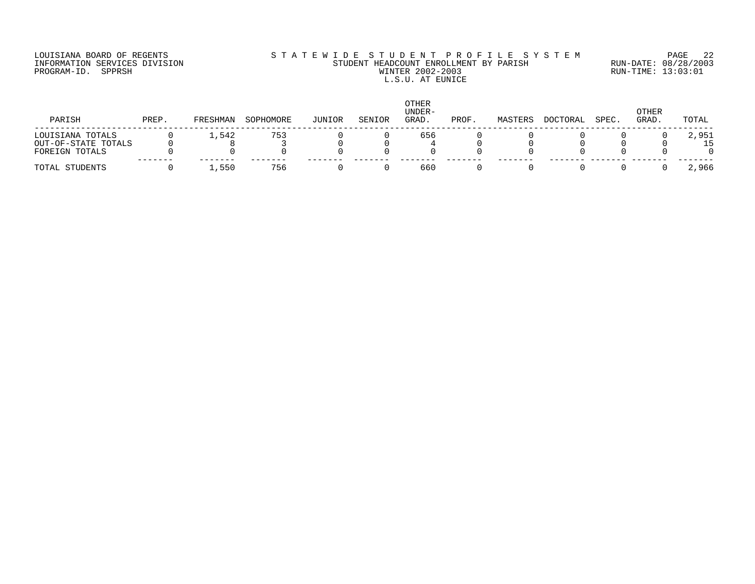LOUISIANA BOARD OF REGENTS
INFORMATION SERVICES DIVISION
PROGRAM-ID. SPPRSH

STATEWIDE STUDENT PROFILE SYSTEM
STUDENT HEADCOUNT ENROLLMENT BY PARISH
WINTER 2002-2003
L.S.U. AT EUNICE

RUN-DATE: 08/28/2003
RUN-TIME: 13:03:01

| PARISH | PREP. | FRESHMAN | SOPHOMORE | JUNIOR | SENIOR | OTHER UNDER-GRAD. | PROF. | MASTERS | DOCTORAL | SPEC. | OTHER GRAD. | TOTAL |
|---|---|---|---|---|---|---|---|---|---|---|---|---|
| LOUISIANA TOTALS | 0 | 1,542 | 753 | 0 | 0 | 656 | 0 | 0 | 0 | 0 | 0 | 2,951 |
| OUT-OF-STATE TOTALS | 0 | 8 | 3 | 0 | 0 | 4 | 0 | 0 | 0 | 0 | 0 | 15 |
| FOREIGN TOTALS | 0 | 0 | 0 | 0 | 0 | 0 | 0 | 0 | 0 | 0 | 0 | 0 |
| TOTAL STUDENTS | 0 | 1,550 | 756 | 0 | 0 | 660 | 0 | 0 | 0 | 0 | 0 | 2,966 |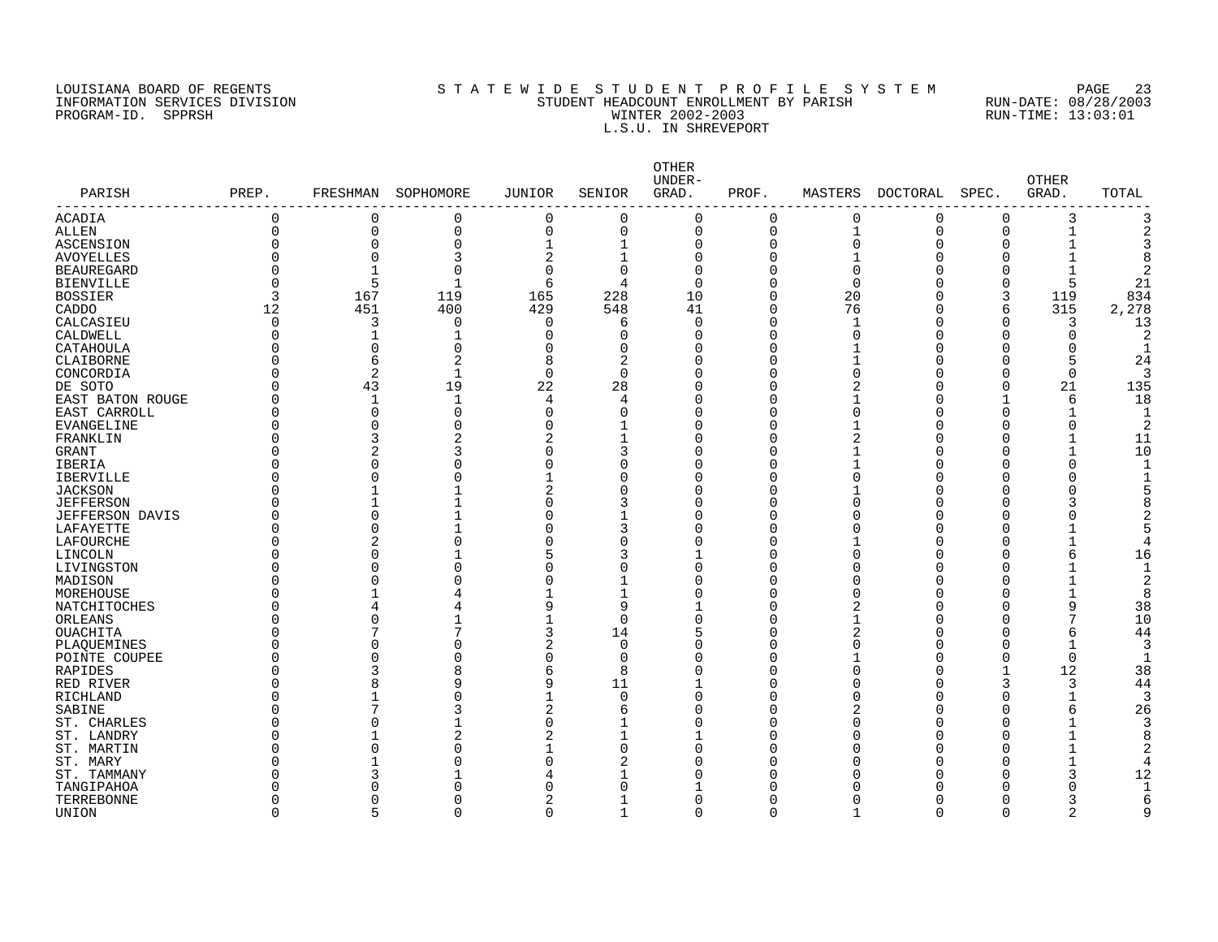LOUISIANA BOARD OF REGENTS
INFORMATION SERVICES DIVISION
PROGRAM-ID. SPPRSH

STATEWIDE STUDENT PROFILE SYSTEM
STUDENT HEADCOUNT ENROLLMENT BY PARISH
WINTER 2002-2003
L.S.U. IN SHREVEPORT

PAGE 23
RUN-DATE: 08/28/2003
RUN-TIME: 13:03:01

| PARISH | PREP. | FRESHMAN | SOPHOMORE | JUNIOR | SENIOR | OTHER UNDER-GRAD. | PROF. | MASTERS | DOCTORAL | SPEC. | OTHER GRAD. | TOTAL |
|---|---|---|---|---|---|---|---|---|---|---|---|---|
| ACADIA | 0 | 0 | 0 | 0 | 0 | 0 | 0 | 0 | 0 | 0 | 3 | 3 |
| ALLEN | 0 | 0 | 0 | 0 | 0 | 0 | 0 | 1 | 0 | 0 | 1 | 2 |
| ASCENSION | 0 | 0 | 0 | 1 | 1 | 0 | 0 | 0 | 0 | 0 | 1 | 3 |
| AVOYELLES | 0 | 0 | 3 | 2 | 1 | 0 | 0 | 1 | 0 | 0 | 1 | 8 |
| BEAUREGARD | 0 | 1 | 0 | 0 | 0 | 0 | 0 | 0 | 0 | 0 | 1 | 2 |
| BIENVILLE | 0 | 5 | 1 | 6 | 4 | 0 | 0 | 0 | 0 | 0 | 5 | 21 |
| BOSSIER | 3 | 167 | 119 | 165 | 228 | 10 | 0 | 20 | 0 | 3 | 119 | 834 |
| CADDO | 12 | 451 | 400 | 429 | 548 | 41 | 0 | 76 | 0 | 6 | 315 | 2,278 |
| CALCASIEU | 0 | 3 | 0 | 0 | 6 | 0 | 0 | 1 | 0 | 0 | 3 | 13 |
| CALDWELL | 0 | 1 | 1 | 0 | 0 | 0 | 0 | 0 | 0 | 0 | 0 | 2 |
| CATAHOULA | 0 | 0 | 0 | 0 | 0 | 0 | 0 | 1 | 0 | 0 | 0 | 1 |
| CLAIBORNE | 0 | 6 | 2 | 8 | 2 | 0 | 0 | 1 | 0 | 0 | 5 | 24 |
| CONCORDIA | 0 | 2 | 1 | 0 | 0 | 0 | 0 | 0 | 0 | 0 | 0 | 3 |
| DE SOTO | 0 | 43 | 19 | 22 | 28 | 0 | 0 | 2 | 0 | 0 | 21 | 135 |
| EAST BATON ROUGE | 0 | 1 | 1 | 4 | 4 | 0 | 0 | 1 | 0 | 1 | 6 | 18 |
| EAST CARROLL | 0 | 0 | 0 | 0 | 0 | 0 | 0 | 0 | 0 | 0 | 1 | 1 |
| EVANGELINE | 0 | 0 | 0 | 0 | 1 | 0 | 0 | 1 | 0 | 0 | 0 | 2 |
| FRANKLIN | 0 | 3 | 2 | 2 | 1 | 0 | 0 | 2 | 0 | 0 | 1 | 11 |
| GRANT | 0 | 2 | 3 | 0 | 3 | 0 | 0 | 1 | 0 | 0 | 1 | 10 |
| IBERIA | 0 | 0 | 0 | 0 | 0 | 0 | 0 | 1 | 0 | 0 | 0 | 1 |
| IBERVILLE | 0 | 0 | 0 | 1 | 0 | 0 | 0 | 0 | 0 | 0 | 0 | 1 |
| JACKSON | 0 | 1 | 1 | 2 | 0 | 0 | 0 | 1 | 0 | 0 | 0 | 5 |
| JEFFERSON | 0 | 1 | 1 | 0 | 3 | 0 | 0 | 0 | 0 | 0 | 3 | 8 |
| JEFFERSON DAVIS | 0 | 0 | 1 | 0 | 1 | 0 | 0 | 0 | 0 | 0 | 0 | 2 |
| LAFAYETTE | 0 | 0 | 1 | 0 | 3 | 0 | 0 | 0 | 0 | 0 | 1 | 5 |
| LAFOURCHE | 0 | 2 | 0 | 0 | 0 | 0 | 0 | 1 | 0 | 0 | 1 | 4 |
| LINCOLN | 0 | 0 | 1 | 5 | 3 | 1 | 0 | 0 | 0 | 0 | 6 | 16 |
| LIVINGSTON | 0 | 0 | 0 | 0 | 0 | 0 | 0 | 0 | 0 | 0 | 1 | 1 |
| MADISON | 0 | 0 | 0 | 0 | 1 | 0 | 0 | 0 | 0 | 0 | 1 | 2 |
| MOREHOUSE | 0 | 1 | 4 | 1 | 1 | 0 | 0 | 0 | 0 | 0 | 1 | 8 |
| NATCHITOCHES | 0 | 4 | 4 | 9 | 9 | 1 | 0 | 2 | 0 | 0 | 9 | 38 |
| ORLEANS | 0 | 0 | 1 | 1 | 0 | 0 | 0 | 1 | 0 | 0 | 7 | 10 |
| OUACHITA | 0 | 7 | 7 | 3 | 14 | 5 | 0 | 2 | 0 | 0 | 6 | 44 |
| PLAQUEMINES | 0 | 0 | 0 | 2 | 0 | 0 | 0 | 0 | 0 | 0 | 1 | 3 |
| POINTE COUPEE | 0 | 0 | 0 | 0 | 0 | 0 | 0 | 1 | 0 | 0 | 0 | 1 |
| RAPIDES | 0 | 3 | 8 | 6 | 8 | 0 | 0 | 0 | 0 | 1 | 12 | 38 |
| RED RIVER | 0 | 8 | 9 | 9 | 11 | 1 | 0 | 0 | 0 | 3 | 3 | 44 |
| RICHLAND | 0 | 1 | 0 | 1 | 0 | 0 | 0 | 0 | 0 | 0 | 1 | 3 |
| SABINE | 0 | 7 | 3 | 2 | 6 | 0 | 0 | 2 | 0 | 0 | 6 | 26 |
| ST. CHARLES | 0 | 0 | 1 | 0 | 1 | 0 | 0 | 0 | 0 | 0 | 1 | 3 |
| ST. LANDRY | 0 | 1 | 2 | 2 | 1 | 1 | 0 | 0 | 0 | 0 | 1 | 8 |
| ST. MARTIN | 0 | 0 | 0 | 1 | 0 | 0 | 0 | 0 | 0 | 0 | 1 | 2 |
| ST. MARY | 0 | 1 | 0 | 0 | 2 | 0 | 0 | 0 | 0 | 0 | 1 | 4 |
| ST. TAMMANY | 0 | 3 | 1 | 4 | 1 | 0 | 0 | 0 | 0 | 0 | 3 | 12 |
| TANGIPAHOA | 0 | 0 | 0 | 0 | 0 | 1 | 0 | 0 | 0 | 0 | 0 | 1 |
| TERREBONNE | 0 | 0 | 0 | 2 | 1 | 0 | 0 | 0 | 0 | 0 | 3 | 6 |
| UNION | 0 | 5 | 0 | 0 | 1 | 0 | 0 | 1 | 0 | 0 | 2 | 9 |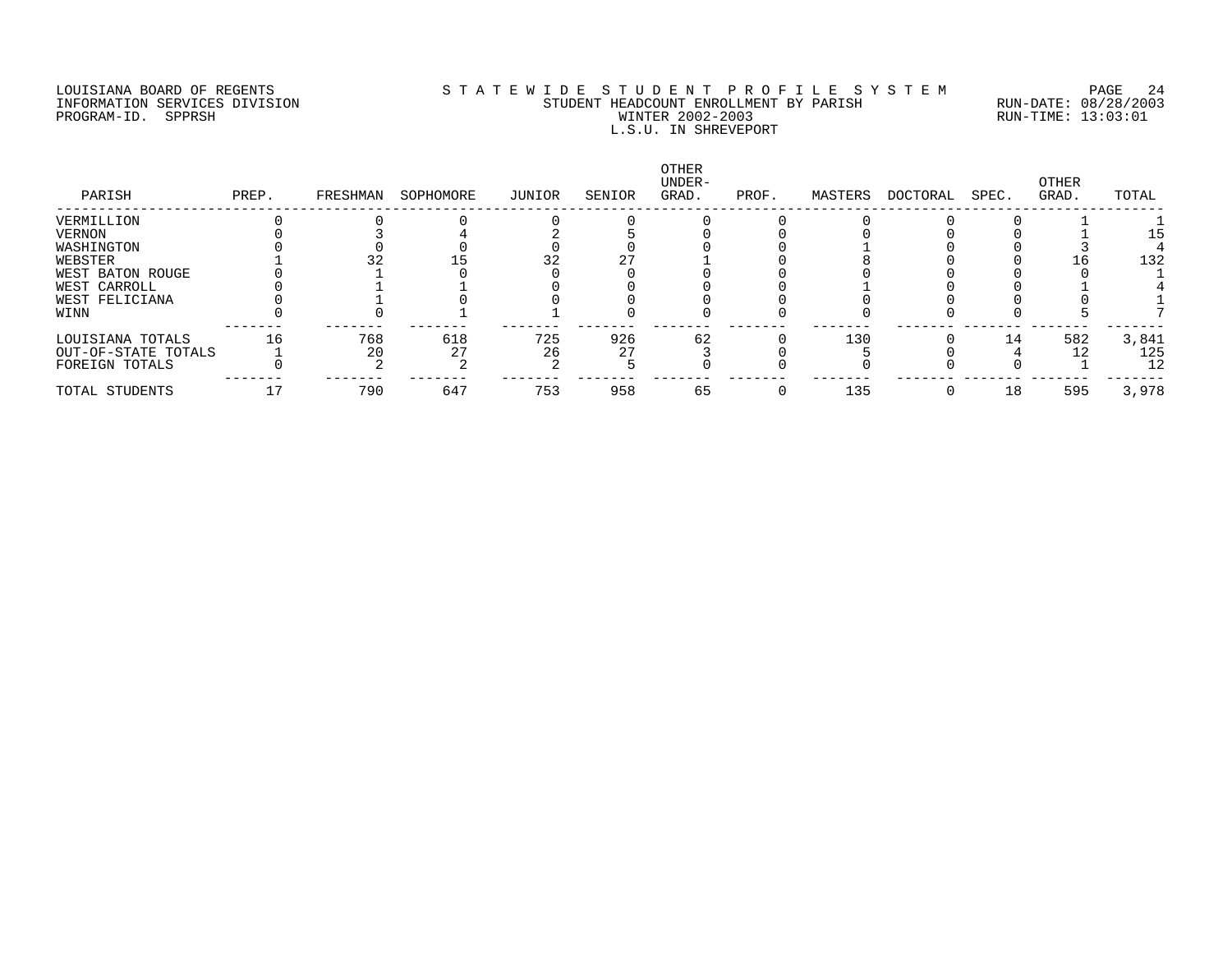LOUISIANA BOARD OF REGENTS
INFORMATION SERVICES DIVISION
PROGRAM-ID. SPPRSH

STATEWIDE STUDENT PROFILE SYSTEM
STUDENT HEADCOUNT ENROLLMENT BY PARISH
WINTER 2002-2003
L.S.U. IN SHREVEPORT

RUN-DATE: 08/28/2003
RUN-TIME: 13:03:01

| PARISH | PREP. | FRESHMAN | SOPHOMORE | JUNIOR | SENIOR | OTHER UNDER-GRAD. | PROF. | MASTERS | DOCTORAL | SPEC. | OTHER GRAD. | TOTAL |
|---|---|---|---|---|---|---|---|---|---|---|---|---|
| VERMILLION | 0 | 0 | 0 | 0 | 0 | 0 | 0 | 0 | 0 | 0 | 1 | 1 |
| VERNON | 0 | 3 | 4 | 2 | 5 | 0 | 0 | 0 | 0 | 0 | 1 | 15 |
| WASHINGTON | 0 | 0 | 0 | 0 | 0 | 0 | 0 | 1 | 0 | 0 | 3 | 4 |
| WEBSTER | 1 | 32 | 15 | 32 | 27 | 1 | 0 | 8 | 0 | 0 | 16 | 132 |
| WEST BATON ROUGE | 0 | 1 | 0 | 0 | 0 | 0 | 0 | 0 | 0 | 0 | 0 | 1 |
| WEST CARROLL | 0 | 1 | 1 | 0 | 0 | 0 | 0 | 1 | 0 | 0 | 1 | 4 |
| WEST FELICIANA | 0 | 1 | 0 | 0 | 0 | 0 | 0 | 0 | 0 | 0 | 0 | 1 |
| WINN | 0 | 0 | 1 | 1 | 0 | 0 | 0 | 0 | 0 | 0 | 5 | 7 |
| LOUISIANA TOTALS | 16 | 768 | 618 | 725 | 926 | 62 | 0 | 130 | 0 | 14 | 582 | 3,841 |
| OUT-OF-STATE TOTALS | 1 | 20 | 27 | 26 | 27 | 3 | 0 | 5 | 0 | 4 | 12 | 125 |
| FOREIGN TOTALS | 0 | 2 | 2 | 2 | 5 | 0 | 0 | 0 | 0 | 0 | 1 | 12 |
| TOTAL STUDENTS | 17 | 790 | 647 | 753 | 958 | 65 | 0 | 135 | 0 | 18 | 595 | 3,978 |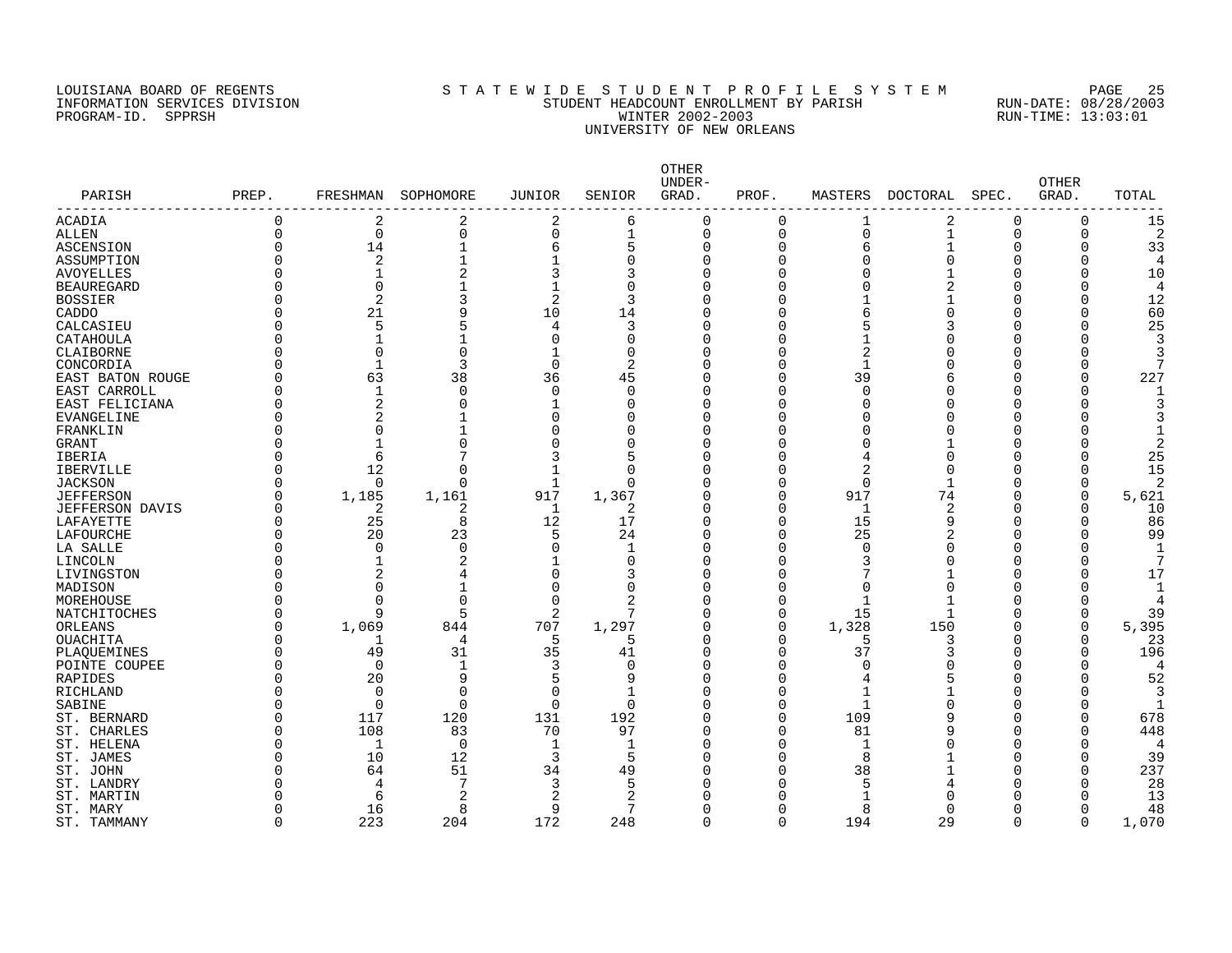LOUISIANA BOARD OF REGENTS
INFORMATION SERVICES DIVISION
PROGRAM-ID. SPPRSH

STATEWIDE STUDENT PROFILE SYSTEM
STUDENT HEADCOUNT ENROLLMENT BY PARISH
WINTER 2002-2003
UNIVERSITY OF NEW ORLEANS

RUN-DATE: 08/28/2003
RUN-TIME: 13:03:01

| PARISH | PREP. | FRESHMAN | SOPHOMORE | JUNIOR | SENIOR | OTHER UNDER-GRAD. | PROF. | MASTERS | DOCTORAL | SPEC. | OTHER GRAD. | TOTAL |
|---|---|---|---|---|---|---|---|---|---|---|---|---|
| ACADIA | 0 | 2 | 2 | 2 | 6 | 0 | 0 | 1 | 2 | 0 | 0 | 15 |
| ALLEN | 0 | 0 | 0 | 0 | 1 | 0 | 0 | 0 | 1 | 0 | 0 | 2 |
| ASCENSION | 0 | 14 | 1 | 6 | 5 | 0 | 0 | 6 | 1 | 0 | 0 | 33 |
| ASSUMPTION | 0 | 2 | 1 | 1 | 0 | 0 | 0 | 0 | 0 | 0 | 0 | 4 |
| AVOYELLES | 0 | 1 | 2 | 3 | 3 | 0 | 0 | 0 | 1 | 0 | 0 | 10 |
| BEAUREGARD | 0 | 0 | 1 | 1 | 0 | 0 | 0 | 0 | 2 | 0 | 0 | 4 |
| BOSSIER | 0 | 2 | 3 | 2 | 3 | 0 | 0 | 1 | 1 | 0 | 0 | 12 |
| CADDO | 0 | 21 | 9 | 10 | 14 | 0 | 0 | 6 | 0 | 0 | 0 | 60 |
| CALCASIEU | 0 | 5 | 5 | 4 | 3 | 0 | 0 | 5 | 3 | 0 | 0 | 25 |
| CATAHOULA | 0 | 1 | 1 | 0 | 0 | 0 | 0 | 1 | 0 | 0 | 0 | 3 |
| CLAIBORNE | 0 | 0 | 0 | 1 | 0 | 0 | 0 | 2 | 0 | 0 | 0 | 3 |
| CONCORDIA | 0 | 1 | 3 | 0 | 2 | 0 | 0 | 1 | 0 | 0 | 0 | 7 |
| EAST BATON ROUGE | 0 | 63 | 38 | 36 | 45 | 0 | 0 | 39 | 6 | 0 | 0 | 227 |
| EAST CARROLL | 0 | 1 | 0 | 0 | 0 | 0 | 0 | 0 | 0 | 0 | 0 | 1 |
| EAST FELICIANA | 0 | 2 | 0 | 1 | 0 | 0 | 0 | 0 | 0 | 0 | 0 | 3 |
| EVANGELINE | 0 | 2 | 1 | 0 | 0 | 0 | 0 | 0 | 0 | 0 | 0 | 3 |
| FRANKLIN | 0 | 0 | 1 | 0 | 0 | 0 | 0 | 0 | 0 | 0 | 0 | 1 |
| GRANT | 0 | 1 | 0 | 0 | 0 | 0 | 0 | 0 | 1 | 0 | 0 | 2 |
| IBERIA | 0 | 6 | 7 | 3 | 5 | 0 | 0 | 4 | 0 | 0 | 0 | 25 |
| IBERVILLE | 0 | 12 | 0 | 1 | 0 | 0 | 0 | 2 | 0 | 0 | 0 | 15 |
| JACKSON | 0 | 0 | 0 | 1 | 0 | 0 | 0 | 0 | 1 | 0 | 0 | 2 |
| JEFFERSON | 0 | 1,185 | 1,161 | 917 | 1,367 | 0 | 0 | 917 | 74 | 0 | 0 | 5,621 |
| JEFFERSON DAVIS | 0 | 2 | 2 | 1 | 2 | 0 | 0 | 1 | 2 | 0 | 0 | 10 |
| LAFAYETTE | 0 | 25 | 8 | 12 | 17 | 0 | 0 | 15 | 9 | 0 | 0 | 86 |
| LAFOURCHE | 0 | 20 | 23 | 5 | 24 | 0 | 0 | 25 | 2 | 0 | 0 | 99 |
| LA SALLE | 0 | 0 | 0 | 0 | 1 | 0 | 0 | 0 | 0 | 0 | 0 | 1 |
| LINCOLN | 0 | 1 | 2 | 1 | 0 | 0 | 0 | 3 | 0 | 0 | 0 | 7 |
| LIVINGSTON | 0 | 2 | 4 | 0 | 3 | 0 | 0 | 7 | 1 | 0 | 0 | 17 |
| MADISON | 0 | 0 | 1 | 0 | 0 | 0 | 0 | 0 | 0 | 0 | 0 | 1 |
| MOREHOUSE | 0 | 0 | 0 | 0 | 2 | 0 | 0 | 1 | 1 | 0 | 0 | 4 |
| NATCHITOCHES | 0 | 9 | 5 | 2 | 7 | 0 | 0 | 15 | 1 | 0 | 0 | 39 |
| ORLEANS | 0 | 1,069 | 844 | 707 | 1,297 | 0 | 0 | 1,328 | 150 | 0 | 0 | 5,395 |
| OUACHITA | 0 | 1 | 4 | 5 | 5 | 0 | 0 | 5 | 3 | 0 | 0 | 23 |
| PLAQUEMINES | 0 | 49 | 31 | 35 | 41 | 0 | 0 | 37 | 3 | 0 | 0 | 196 |
| POINTE COUPEE | 0 | 0 | 1 | 3 | 0 | 0 | 0 | 0 | 0 | 0 | 0 | 4 |
| RAPIDES | 0 | 20 | 9 | 5 | 9 | 0 | 0 | 4 | 5 | 0 | 0 | 52 |
| RICHLAND | 0 | 0 | 0 | 0 | 1 | 0 | 0 | 1 | 1 | 0 | 0 | 3 |
| SABINE | 0 | 0 | 0 | 0 | 0 | 0 | 0 | 1 | 0 | 0 | 0 | 1 |
| ST. BERNARD | 0 | 117 | 120 | 131 | 192 | 0 | 0 | 109 | 9 | 0 | 0 | 678 |
| ST. CHARLES | 0 | 108 | 83 | 70 | 97 | 0 | 0 | 81 | 9 | 0 | 0 | 448 |
| ST. HELENA | 0 | 1 | 0 | 1 | 1 | 0 | 0 | 1 | 0 | 0 | 0 | 4 |
| ST. JAMES | 0 | 10 | 12 | 3 | 5 | 0 | 0 | 8 | 1 | 0 | 0 | 39 |
| ST. JOHN | 0 | 64 | 51 | 34 | 49 | 0 | 0 | 38 | 1 | 0 | 0 | 237 |
| ST. LANDRY | 0 | 4 | 7 | 3 | 5 | 0 | 0 | 5 | 4 | 0 | 0 | 28 |
| ST. MARTIN | 0 | 6 | 2 | 2 | 2 | 0 | 0 | 1 | 0 | 0 | 0 | 13 |
| ST. MARY | 0 | 16 | 8 | 9 | 7 | 0 | 0 | 8 | 0 | 0 | 0 | 48 |
| ST. TAMMANY | 0 | 223 | 204 | 172 | 248 | 0 | 0 | 194 | 29 | 0 | 0 | 1,070 |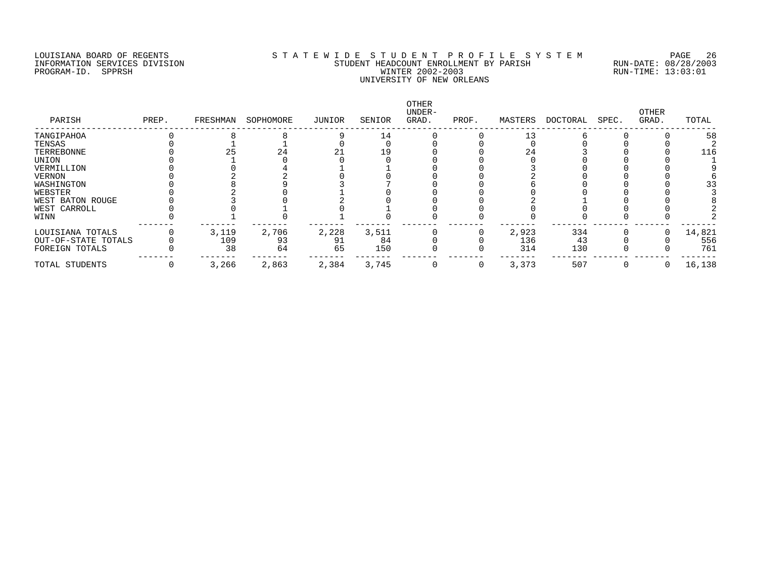LOUISIANA BOARD OF REGENTS
INFORMATION SERVICES DIVISION
PROGRAM-ID. SPPRSH

S T A T E W I D E S T U D E N T P R O F I L E S Y S T E M
STUDENT HEADCOUNT ENROLLMENT BY PARISH
WINTER 2002-2003
UNIVERSITY OF NEW ORLEANS

RUN-DATE: 08/28/2003
RUN-TIME: 13:03:01

| PARISH | PREP. | FRESHMAN | SOPHOMORE | JUNIOR | SENIOR | OTHER UNDER-GRAD. | PROF. | MASTERS | DOCTORAL | SPEC. | OTHER GRAD. | TOTAL |
|---|---|---|---|---|---|---|---|---|---|---|---|---|
| TANGIPAHOA | 0 | 8 | 8 | 9 | 14 | 0 | 0 | 13 | 6 | 0 | 0 | 58 |
| TENSAS | 0 | 1 | 1 | 0 | 0 | 0 | 0 | 0 | 0 | 0 | 0 | 2 |
| TERREBONNE | 0 | 25 | 24 | 21 | 19 | 0 | 0 | 24 | 3 | 0 | 0 | 116 |
| UNION | 0 | 1 | 0 | 0 | 0 | 0 | 0 | 0 | 0 | 0 | 0 | 1 |
| VERMILLION | 0 | 0 | 4 | 1 | 1 | 0 | 0 | 3 | 0 | 0 | 0 | 9 |
| VERNON | 0 | 2 | 2 | 0 | 0 | 0 | 0 | 2 | 0 | 0 | 0 | 6 |
| WASHINGTON | 0 | 8 | 9 | 3 | 7 | 0 | 0 | 6 | 0 | 0 | 0 | 33 |
| WEBSTER | 0 | 2 | 0 | 1 | 0 | 0 | 0 | 0 | 0 | 0 | 0 | 3 |
| WEST BATON ROUGE | 0 | 3 | 0 | 2 | 0 | 0 | 0 | 2 | 1 | 0 | 0 | 8 |
| WEST CARROLL | 0 | 0 | 1 | 0 | 1 | 0 | 0 | 0 | 0 | 0 | 0 | 2 |
| WINN | 0 | 1 | 0 | 1 | 0 | 0 | 0 | 0 | 0 | 0 | 0 | 2 |
| LOUISIANA TOTALS | 0 | 3,119 | 2,706 | 2,228 | 3,511 | 0 | 0 | 2,923 | 334 | 0 | 0 | 14,821 |
| OUT-OF-STATE TOTALS | 0 | 109 | 93 | 91 | 84 | 0 | 0 | 136 | 43 | 0 | 0 | 556 |
| FOREIGN TOTALS | 0 | 38 | 64 | 65 | 150 | 0 | 0 | 314 | 130 | 0 | 0 | 761 |
| TOTAL STUDENTS | 0 | 3,266 | 2,863 | 2,384 | 3,745 | 0 | 0 | 3,373 | 507 | 0 | 0 | 16,138 |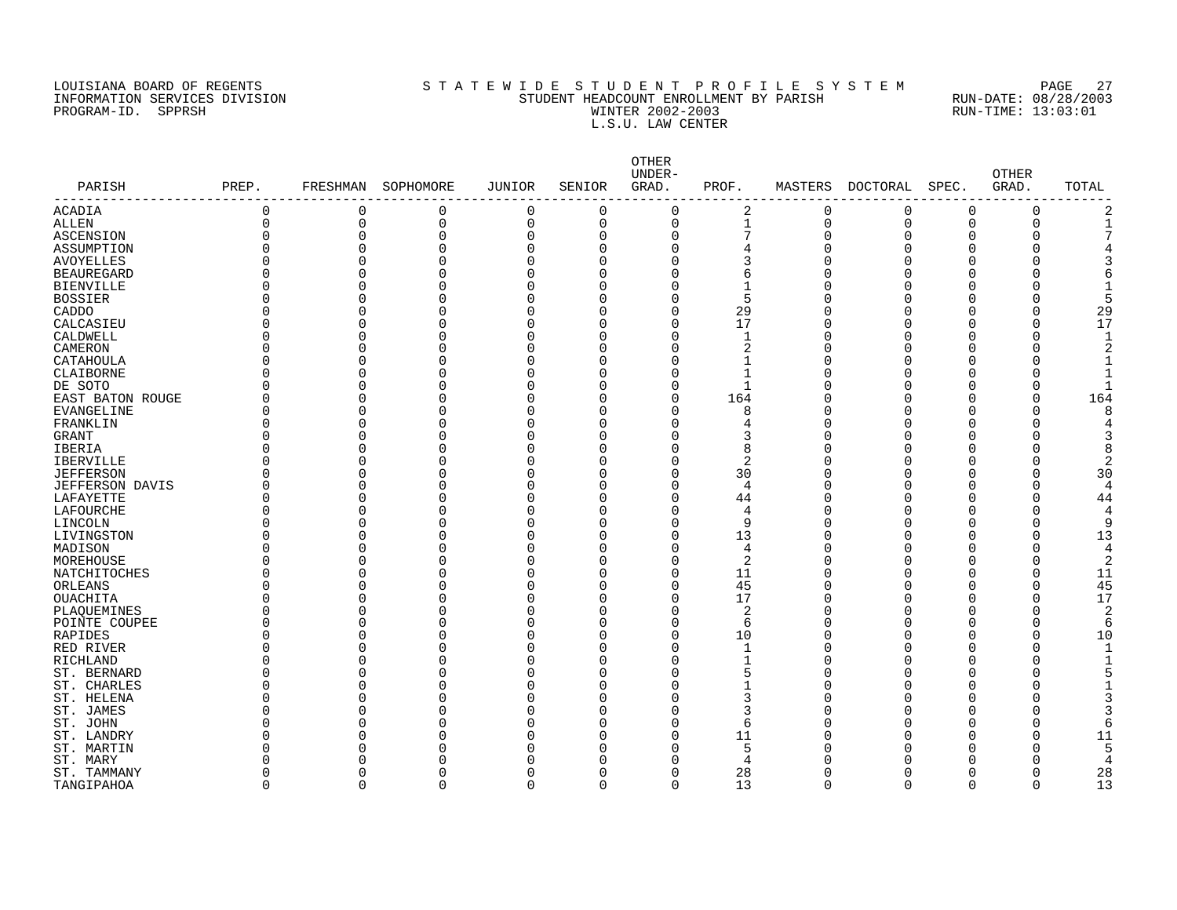LOUISIANA BOARD OF REGENTS
INFORMATION SERVICES DIVISION
PROGRAM-ID. SPPRSH

S T A T E W I D E   S T U D E N T   P R O F I L E   S Y S T E M
STUDENT HEADCOUNT ENROLLMENT BY PARISH
WINTER 2002-2003
L.S.U. LAW CENTER

RUN-DATE: 08/28/2003
RUN-TIME: 13:03:01

| PARISH | PREP. | FRESHMAN | SOPHOMORE | JUNIOR | SENIOR | OTHER UNDER-GRAD. | PROF. | MASTERS | DOCTORAL | SPEC. | OTHER GRAD. | TOTAL |
|---|---|---|---|---|---|---|---|---|---|---|---|---|
| ACADIA | 0 | 0 | 0 | 0 | 0 | 0 | 2 | 0 | 0 | 0 | 0 | 2 |
| ALLEN | 0 | 0 | 0 | 0 | 0 | 0 | 1 | 0 | 0 | 0 | 0 | 1 |
| ASCENSION | 0 | 0 | 0 | 0 | 0 | 0 | 7 | 0 | 0 | 0 | 0 | 7 |
| ASSUMPTION | 0 | 0 | 0 | 0 | 0 | 0 | 4 | 0 | 0 | 0 | 0 | 4 |
| AVOYELLES | 0 | 0 | 0 | 0 | 0 | 0 | 3 | 0 | 0 | 0 | 0 | 3 |
| BEAUREGARD | 0 | 0 | 0 | 0 | 0 | 0 | 6 | 0 | 0 | 0 | 0 | 6 |
| BIENVILLE | 0 | 0 | 0 | 0 | 0 | 0 | 1 | 0 | 0 | 0 | 0 | 1 |
| BOSSIER | 0 | 0 | 0 | 0 | 0 | 0 | 5 | 0 | 0 | 0 | 0 | 5 |
| CADDO | 0 | 0 | 0 | 0 | 0 | 0 | 29 | 0 | 0 | 0 | 0 | 29 |
| CALCASIEU | 0 | 0 | 0 | 0 | 0 | 0 | 17 | 0 | 0 | 0 | 0 | 17 |
| CALDWELL | 0 | 0 | 0 | 0 | 0 | 0 | 1 | 0 | 0 | 0 | 0 | 1 |
| CAMERON | 0 | 0 | 0 | 0 | 0 | 0 | 2 | 0 | 0 | 0 | 0 | 2 |
| CATAHOULA | 0 | 0 | 0 | 0 | 0 | 0 | 1 | 0 | 0 | 0 | 0 | 1 |
| CLAIBORNE | 0 | 0 | 0 | 0 | 0 | 0 | 1 | 0 | 0 | 0 | 0 | 1 |
| DE SOTO | 0 | 0 | 0 | 0 | 0 | 0 | 1 | 0 | 0 | 0 | 0 | 1 |
| EAST BATON ROUGE | 0 | 0 | 0 | 0 | 0 | 0 | 164 | 0 | 0 | 0 | 0 | 164 |
| EVANGELINE | 0 | 0 | 0 | 0 | 0 | 0 | 8 | 0 | 0 | 0 | 0 | 8 |
| FRANKLIN | 0 | 0 | 0 | 0 | 0 | 0 | 4 | 0 | 0 | 0 | 0 | 4 |
| GRANT | 0 | 0 | 0 | 0 | 0 | 0 | 3 | 0 | 0 | 0 | 0 | 3 |
| IBERIA | 0 | 0 | 0 | 0 | 0 | 0 | 8 | 0 | 0 | 0 | 0 | 8 |
| IBERVILLE | 0 | 0 | 0 | 0 | 0 | 0 | 2 | 0 | 0 | 0 | 0 | 2 |
| JEFFERSON | 0 | 0 | 0 | 0 | 0 | 0 | 30 | 0 | 0 | 0 | 0 | 30 |
| JEFFERSON DAVIS | 0 | 0 | 0 | 0 | 0 | 0 | 4 | 0 | 0 | 0 | 0 | 4 |
| LAFAYETTE | 0 | 0 | 0 | 0 | 0 | 0 | 44 | 0 | 0 | 0 | 0 | 44 |
| LAFOURCHE | 0 | 0 | 0 | 0 | 0 | 0 | 4 | 0 | 0 | 0 | 0 | 4 |
| LINCOLN | 0 | 0 | 0 | 0 | 0 | 0 | 9 | 0 | 0 | 0 | 0 | 9 |
| LIVINGSTON | 0 | 0 | 0 | 0 | 0 | 0 | 13 | 0 | 0 | 0 | 0 | 13 |
| MADISON | 0 | 0 | 0 | 0 | 0 | 0 | 4 | 0 | 0 | 0 | 0 | 4 |
| MOREHOUSE | 0 | 0 | 0 | 0 | 0 | 0 | 2 | 0 | 0 | 0 | 0 | 2 |
| NATCHITOCHES | 0 | 0 | 0 | 0 | 0 | 0 | 11 | 0 | 0 | 0 | 0 | 11 |
| ORLEANS | 0 | 0 | 0 | 0 | 0 | 0 | 45 | 0 | 0 | 0 | 0 | 45 |
| OUACHITA | 0 | 0 | 0 | 0 | 0 | 0 | 17 | 0 | 0 | 0 | 0 | 17 |
| PLAQUEMINES | 0 | 0 | 0 | 0 | 0 | 0 | 2 | 0 | 0 | 0 | 0 | 2 |
| POINTE COUPEE | 0 | 0 | 0 | 0 | 0 | 0 | 6 | 0 | 0 | 0 | 0 | 6 |
| RAPIDES | 0 | 0 | 0 | 0 | 0 | 0 | 10 | 0 | 0 | 0 | 0 | 10 |
| RED RIVER | 0 | 0 | 0 | 0 | 0 | 0 | 1 | 0 | 0 | 0 | 0 | 1 |
| RICHLAND | 0 | 0 | 0 | 0 | 0 | 0 | 1 | 0 | 0 | 0 | 0 | 1 |
| ST. BERNARD | 0 | 0 | 0 | 0 | 0 | 0 | 5 | 0 | 0 | 0 | 0 | 5 |
| ST. CHARLES | 0 | 0 | 0 | 0 | 0 | 0 | 1 | 0 | 0 | 0 | 0 | 1 |
| ST. HELENA | 0 | 0 | 0 | 0 | 0 | 0 | 3 | 0 | 0 | 0 | 0 | 3 |
| ST. JAMES | 0 | 0 | 0 | 0 | 0 | 0 | 3 | 0 | 0 | 0 | 0 | 3 |
| ST. JOHN | 0 | 0 | 0 | 0 | 0 | 0 | 6 | 0 | 0 | 0 | 0 | 6 |
| ST. LANDRY | 0 | 0 | 0 | 0 | 0 | 0 | 11 | 0 | 0 | 0 | 0 | 11 |
| ST. MARTIN | 0 | 0 | 0 | 0 | 0 | 0 | 5 | 0 | 0 | 0 | 0 | 5 |
| ST. MARY | 0 | 0 | 0 | 0 | 0 | 0 | 4 | 0 | 0 | 0 | 0 | 4 |
| ST. TAMMANY | 0 | 0 | 0 | 0 | 0 | 0 | 28 | 0 | 0 | 0 | 0 | 28 |
| TANGIPAHOA | 0 | 0 | 0 | 0 | 0 | 0 | 13 | 0 | 0 | 0 | 0 | 13 |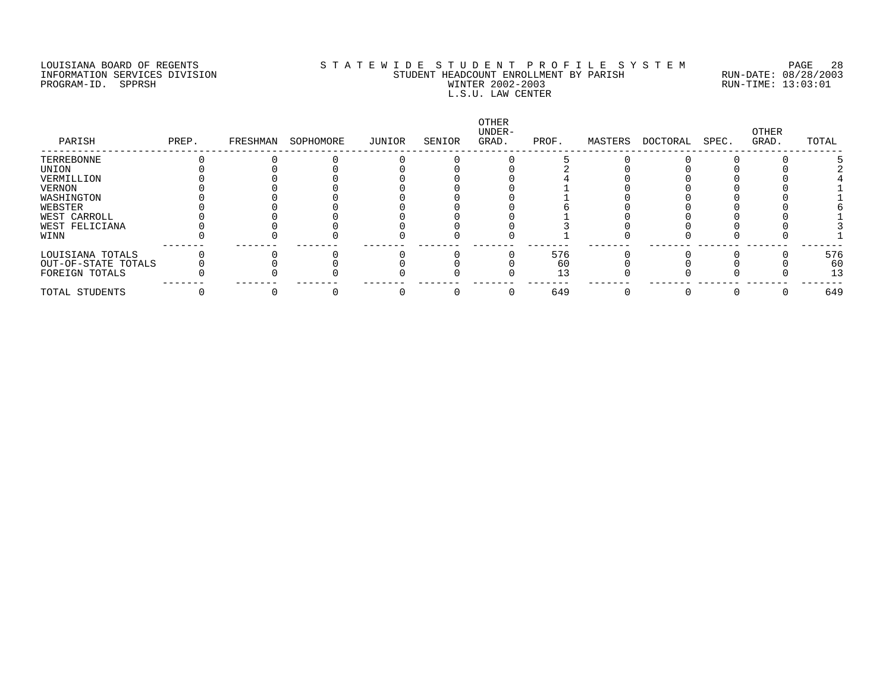LOUISIANA BOARD OF REGENTS
INFORMATION SERVICES DIVISION
PROGRAM-ID. SPPRSH

S T A T E W I D E S T U D E N T P R O F I L E S Y S T E M
STUDENT HEADCOUNT ENROLLMENT BY PARISH
WINTER 2002-2003
L.S.U. LAW CENTER

RUN-DATE: 08/28/2003
RUN-TIME: 13:03:01

| PARISH | PREP. | FRESHMAN | SOPHOMORE | JUNIOR | SENIOR | OTHER UNDER-GRAD. | PROF. | MASTERS | DOCTORAL | SPEC. | OTHER GRAD. | TOTAL |
|---|---|---|---|---|---|---|---|---|---|---|---|---|
| TERREBONNE | 0 | 0 | 0 | 0 | 0 | 0 | 5 | 0 | 0 | 0 | 0 | 5 |
| UNION | 0 | 0 | 0 | 0 | 0 | 0 | 2 | 0 | 0 | 0 | 0 | 2 |
| VERMILLION | 0 | 0 | 0 | 0 | 0 | 0 | 4 | 0 | 0 | 0 | 0 | 4 |
| VERNON | 0 | 0 | 0 | 0 | 0 | 0 | 1 | 0 | 0 | 0 | 0 | 1 |
| WASHINGTON | 0 | 0 | 0 | 0 | 0 | 0 | 1 | 0 | 0 | 0 | 0 | 1 |
| WEBSTER | 0 | 0 | 0 | 0 | 0 | 0 | 6 | 0 | 0 | 0 | 0 | 6 |
| WEST CARROLL | 0 | 0 | 0 | 0 | 0 | 0 | 1 | 0 | 0 | 0 | 0 | 1 |
| WEST FELICIANA | 0 | 0 | 0 | 0 | 0 | 0 | 3 | 0 | 0 | 0 | 0 | 3 |
| WINN | 0 | 0 | 0 | 0 | 0 | 0 | 1 | 0 | 0 | 0 | 0 | 1 |
| LOUISIANA TOTALS | 0 | 0 | 0 | 0 | 0 | 0 | 576 | 0 | 0 | 0 | 0 | 576 |
| OUT-OF-STATE TOTALS | 0 | 0 | 0 | 0 | 0 | 0 | 60 | 0 | 0 | 0 | 0 | 60 |
| FOREIGN TOTALS | 0 | 0 | 0 | 0 | 0 | 0 | 13 | 0 | 0 | 0 | 0 | 13 |
| TOTAL STUDENTS | 0 | 0 | 0 | 0 | 0 | 0 | 649 | 0 | 0 | 0 | 0 | 649 |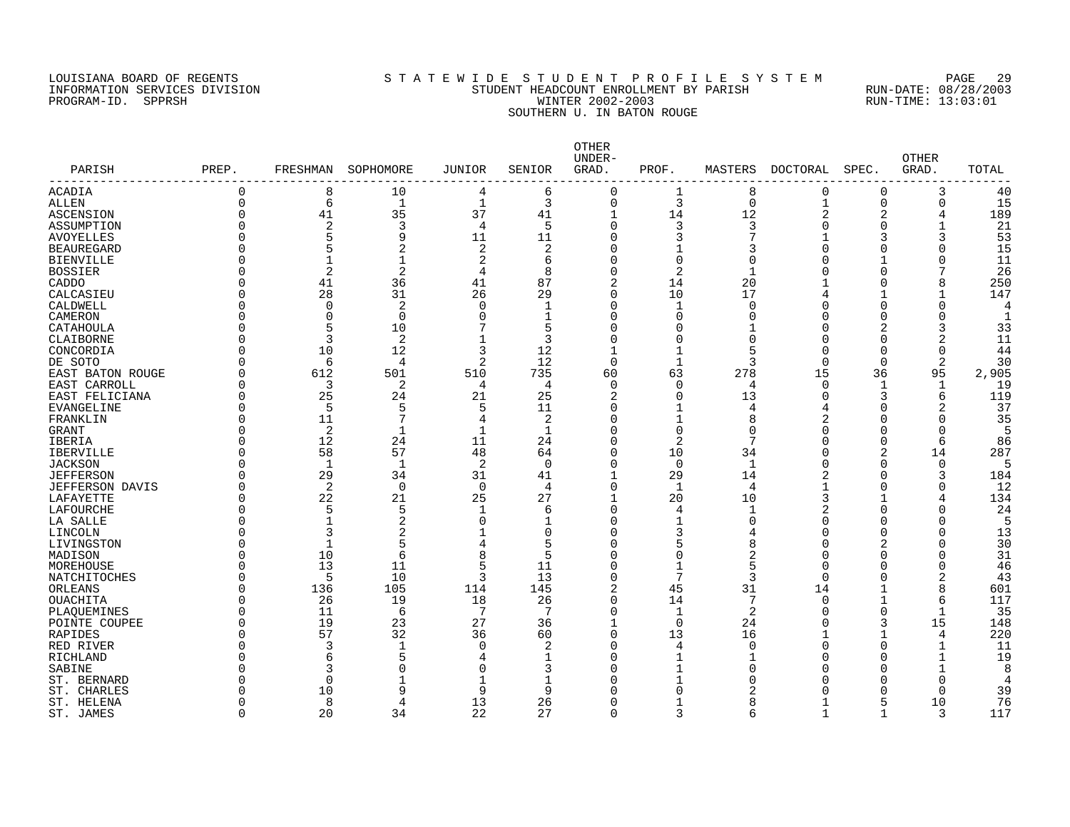LOUISIANA BOARD OF REGENTS
INFORMATION SERVICES DIVISION
PROGRAM-ID. SPPRSH

STATEWIDE STUDENT PROFILE SYSTEM
STUDENT HEADCOUNT ENROLLMENT BY PARISH
WINTER 2002-2003
SOUTHERN U. IN BATON ROUGE

RUN-DATE: 08/28/2003
RUN-TIME: 13:03:01

| PARISH | PREP. | FRESHMAN | SOPHOMORE | JUNIOR | SENIOR | OTHER UNDER-GRAD. | PROF. | MASTERS | DOCTORAL | SPEC. | OTHER GRAD. | TOTAL |
|---|---|---|---|---|---|---|---|---|---|---|---|---|
| ACADIA | 0 | 8 | 10 | 4 | 6 | 0 | 1 | 8 | 0 | 0 | 3 | 40 |
| ALLEN | 0 | 6 | 1 | 1 | 3 | 0 | 3 | 0 | 1 | 0 | 0 | 15 |
| ASCENSION | 0 | 41 | 35 | 37 | 41 | 1 | 14 | 12 | 2 | 2 | 4 | 189 |
| ASSUMPTION | 0 | 2 | 3 | 4 | 5 | 0 | 3 | 3 | 0 | 0 | 1 | 21 |
| AVOYELLES | 0 | 5 | 9 | 11 | 11 | 0 | 3 | 7 | 1 | 3 | 3 | 53 |
| BEAUREGARD | 0 | 5 | 2 | 2 | 2 | 0 | 1 | 3 | 0 | 0 | 0 | 15 |
| BIENVILLE | 0 | 1 | 1 | 2 | 6 | 0 | 0 | 0 | 0 | 1 | 0 | 11 |
| BOSSIER | 0 | 2 | 2 | 4 | 8 | 0 | 2 | 1 | 0 | 0 | 7 | 26 |
| CADDO | 0 | 41 | 36 | 41 | 87 | 2 | 14 | 20 | 1 | 0 | 8 | 250 |
| CALCASIEU | 0 | 28 | 31 | 26 | 29 | 0 | 10 | 17 | 4 | 1 | 1 | 147 |
| CALDWELL | 0 | 0 | 2 | 0 | 1 | 0 | 1 | 0 | 0 | 0 | 0 | 4 |
| CAMERON | 0 | 0 | 0 | 0 | 1 | 0 | 0 | 0 | 0 | 0 | 0 | 1 |
| CATAHOULA | 0 | 5 | 10 | 7 | 5 | 0 | 0 | 1 | 0 | 2 | 3 | 33 |
| CLAIBORNE | 0 | 3 | 2 | 1 | 3 | 0 | 0 | 0 | 0 | 0 | 2 | 11 |
| CONCORDIA | 0 | 10 | 12 | 3 | 12 | 1 | 1 | 5 | 0 | 0 | 0 | 44 |
| DE SOTO | 0 | 6 | 4 | 2 | 12 | 0 | 1 | 3 | 0 | 0 | 2 | 30 |
| EAST BATON ROUGE | 0 | 612 | 501 | 510 | 735 | 60 | 63 | 278 | 15 | 36 | 95 | 2,905 |
| EAST CARROLL | 0 | 3 | 2 | 4 | 4 | 0 | 0 | 4 | 0 | 1 | 1 | 19 |
| EAST FELICIANA | 0 | 25 | 24 | 21 | 25 | 2 | 0 | 13 | 0 | 3 | 6 | 119 |
| EVANGELINE | 0 | 5 | 5 | 5 | 11 | 0 | 1 | 4 | 4 | 0 | 2 | 37 |
| FRANKLIN | 0 | 11 | 7 | 4 | 2 | 0 | 1 | 8 | 2 | 0 | 0 | 35 |
| GRANT | 0 | 2 | 1 | 1 | 1 | 0 | 0 | 0 | 0 | 0 | 0 | 5 |
| IBERIA | 0 | 12 | 24 | 11 | 24 | 0 | 2 | 7 | 0 | 0 | 6 | 86 |
| IBERVILLE | 0 | 58 | 57 | 48 | 64 | 0 | 10 | 34 | 0 | 2 | 14 | 287 |
| JACKSON | 0 | 1 | 1 | 2 | 0 | 0 | 0 | 1 | 0 | 0 | 0 | 5 |
| JEFFERSON | 0 | 29 | 34 | 31 | 41 | 1 | 29 | 14 | 2 | 0 | 3 | 184 |
| JEFFERSON DAVIS | 0 | 2 | 0 | 0 | 4 | 0 | 1 | 4 | 1 | 0 | 0 | 12 |
| LAFAYETTE | 0 | 22 | 21 | 25 | 27 | 1 | 20 | 10 | 3 | 1 | 4 | 134 |
| LAFOURCHE | 0 | 5 | 5 | 1 | 6 | 0 | 4 | 1 | 2 | 0 | 0 | 24 |
| LA SALLE | 0 | 1 | 2 | 0 | 1 | 0 | 1 | 0 | 0 | 0 | 0 | 5 |
| LINCOLN | 0 | 3 | 2 | 1 | 0 | 0 | 3 | 4 | 0 | 0 | 0 | 13 |
| LIVINGSTON | 0 | 1 | 5 | 4 | 5 | 0 | 5 | 8 | 0 | 2 | 0 | 30 |
| MADISON | 0 | 10 | 6 | 8 | 5 | 0 | 0 | 2 | 0 | 0 | 0 | 31 |
| MOREHOUSE | 0 | 13 | 11 | 5 | 11 | 0 | 1 | 5 | 0 | 0 | 0 | 46 |
| NATCHITOCHES | 0 | 5 | 10 | 3 | 13 | 0 | 7 | 3 | 0 | 0 | 2 | 43 |
| ORLEANS | 0 | 136 | 105 | 114 | 145 | 2 | 45 | 31 | 14 | 1 | 8 | 601 |
| OUACHITA | 0 | 26 | 19 | 18 | 26 | 0 | 14 | 7 | 0 | 1 | 6 | 117 |
| PLAQUEMINES | 0 | 11 | 6 | 7 | 7 | 0 | 1 | 2 | 0 | 0 | 1 | 35 |
| POINTE COUPEE | 0 | 19 | 23 | 27 | 36 | 1 | 0 | 24 | 0 | 3 | 15 | 148 |
| RAPIDES | 0 | 57 | 32 | 36 | 60 | 0 | 13 | 16 | 1 | 1 | 4 | 220 |
| RED RIVER | 0 | 3 | 1 | 0 | 2 | 0 | 4 | 0 | 0 | 0 | 1 | 11 |
| RICHLAND | 0 | 6 | 5 | 4 | 1 | 0 | 1 | 1 | 0 | 0 | 1 | 19 |
| SABINE | 0 | 3 | 0 | 0 | 3 | 0 | 1 | 0 | 0 | 0 | 1 | 8 |
| ST. BERNARD | 0 | 0 | 1 | 1 | 1 | 0 | 1 | 0 | 0 | 0 | 0 | 4 |
| ST. CHARLES | 0 | 10 | 9 | 9 | 9 | 0 | 0 | 2 | 0 | 0 | 0 | 39 |
| ST. HELENA | 0 | 8 | 4 | 13 | 26 | 0 | 1 | 8 | 1 | 5 | 10 | 76 |
| ST. JAMES | 0 | 20 | 34 | 22 | 27 | 0 | 3 | 6 | 1 | 1 | 3 | 117 |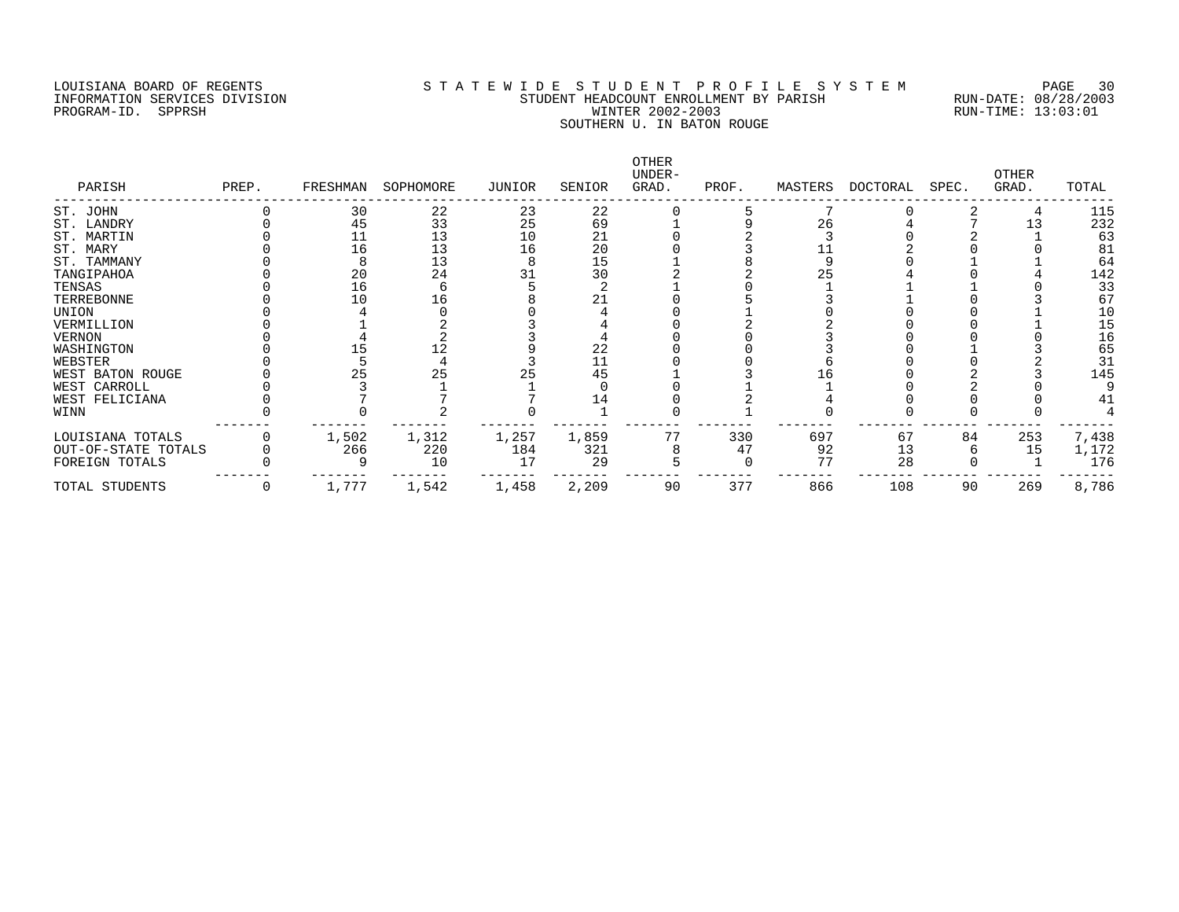LOUISIANA BOARD OF REGENTS
INFORMATION SERVICES DIVISION
PROGRAM-ID. SPPRSH

# S T A T E W I D E S T U D E N T P R O F I L E S Y S T E M

STUDENT HEADCOUNT ENROLLMENT BY PARISH
WINTER 2002-2003
SOUTHERN U. IN BATON ROUGE

RUN-DATE: 08/28/2003
RUN-TIME: 13:03:01

| PARISH | PREP. | FRESHMAN | SOPHOMORE | JUNIOR | SENIOR | OTHER UNDER-GRAD. | PROF. | MASTERS | DOCTORAL | SPEC. | OTHER GRAD. | TOTAL |
|---|---|---|---|---|---|---|---|---|---|---|---|---|
| ST. JOHN | 0 | 30 | 22 | 23 | 22 | 0 | 5 | 7 | 0 | 2 | 4 | 115 |
| ST. LANDRY | 0 | 45 | 33 | 25 | 69 | 1 | 9 | 26 | 4 | 7 | 13 | 232 |
| ST. MARTIN | 0 | 11 | 13 | 10 | 21 | 0 | 2 | 3 | 0 | 2 | 1 | 63 |
| ST. MARY | 0 | 16 | 13 | 16 | 20 | 0 | 3 | 11 | 2 | 0 | 0 | 81 |
| ST. TAMMANY | 0 | 8 | 13 | 8 | 15 | 1 | 8 | 9 | 0 | 1 | 1 | 64 |
| TANGIPAHOA | 0 | 20 | 24 | 31 | 30 | 2 | 2 | 25 | 4 | 0 | 4 | 142 |
| TENSAS | 0 | 16 | 6 | 5 | 2 | 1 | 0 | 1 | 1 | 1 | 0 | 33 |
| TERREBONNE | 0 | 10 | 16 | 8 | 21 | 0 | 5 | 3 | 1 | 0 | 3 | 67 |
| UNION | 0 | 4 | 0 | 0 | 4 | 0 | 1 | 0 | 0 | 0 | 1 | 10 |
| VERMILLION | 0 | 1 | 2 | 3 | 4 | 0 | 2 | 2 | 0 | 0 | 1 | 15 |
| VERNON | 0 | 4 | 2 | 3 | 4 | 0 | 0 | 3 | 0 | 0 | 0 | 16 |
| WASHINGTON | 0 | 15 | 12 | 9 | 22 | 0 | 0 | 3 | 0 | 1 | 3 | 65 |
| WEBSTER | 0 | 5 | 4 | 3 | 11 | 0 | 0 | 6 | 0 | 0 | 2 | 31 |
| WEST BATON ROUGE | 0 | 25 | 25 | 25 | 45 | 1 | 3 | 16 | 0 | 2 | 3 | 145 |
| WEST CARROLL | 0 | 3 | 1 | 1 | 0 | 0 | 1 | 1 | 0 | 2 | 0 | 9 |
| WEST FELICIANA | 0 | 7 | 7 | 7 | 14 | 0 | 2 | 4 | 0 | 0 | 0 | 41 |
| WINN | 0 | 0 | 2 | 0 | 1 | 0 | 1 | 0 | 0 | 0 | 0 | 4 |
| LOUISIANA TOTALS | 0 | 1,502 | 1,312 | 1,257 | 1,859 | 77 | 330 | 697 | 67 | 84 | 253 | 7,438 |
| OUT-OF-STATE TOTALS | 0 | 266 | 220 | 184 | 321 | 8 | 47 | 92 | 13 | 6 | 15 | 1,172 |
| FOREIGN TOTALS | 0 | 9 | 10 | 17 | 29 | 5 | 0 | 77 | 28 | 0 | 1 | 176 |
| TOTAL STUDENTS | 0 | 1,777 | 1,542 | 1,458 | 2,209 | 90 | 377 | 866 | 108 | 90 | 269 | 8,786 |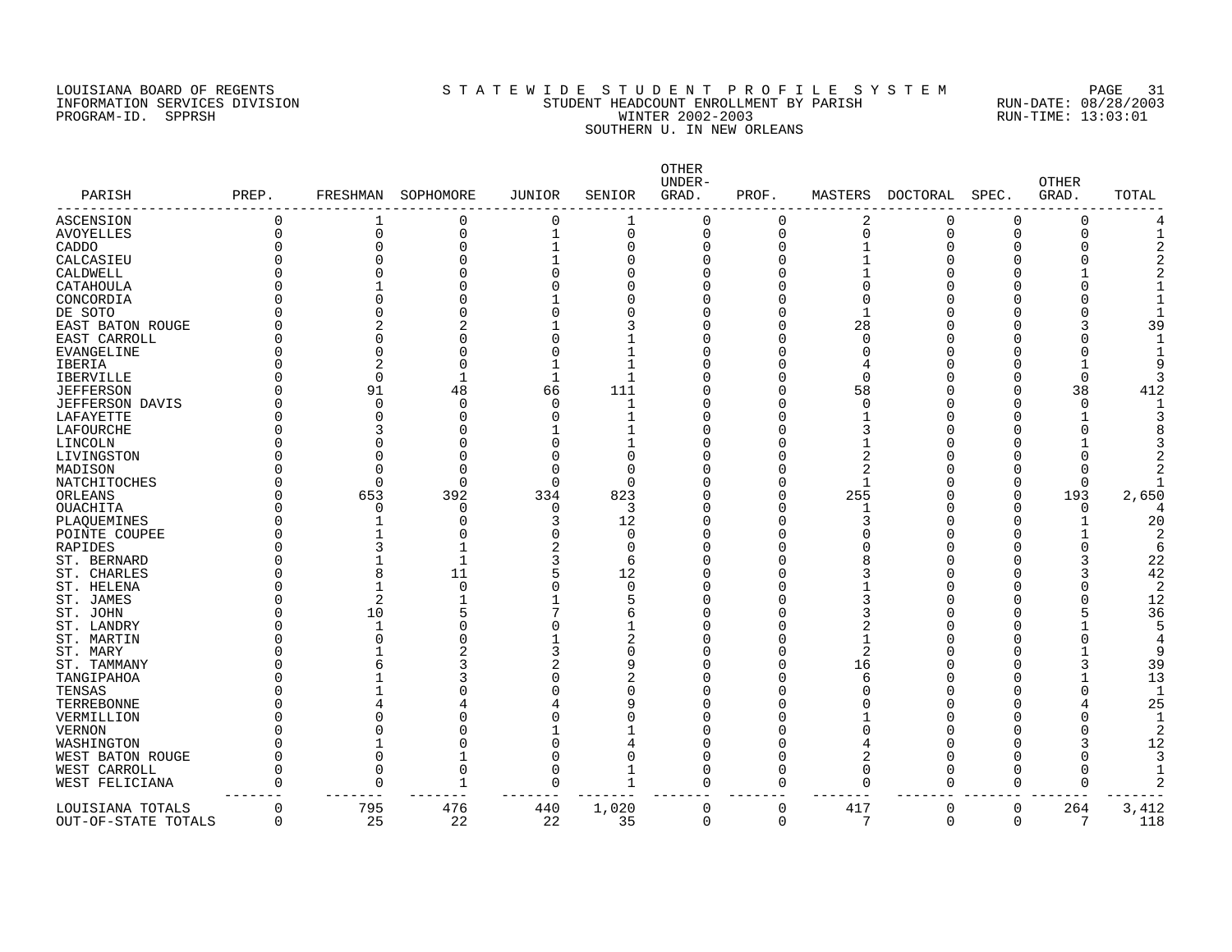LOUISIANA BOARD OF REGENTS INFORMATION SERVICES DIVISION PROGRAM-ID. SPPRSH

# STATEWIDE STUDENT PROFILE SYSTEM
## STUDENT HEADCOUNT ENROLLMENT BY PARISH
### WINTER 2002-2003
### SOUTHERN U. IN NEW ORLEANS

RUN-DATE: 08/28/2003 RUN-TIME: 13:03:01

| PARISH | PREP. | FRESHMAN | SOPHOMORE | JUNIOR | SENIOR | OTHER UNDER-GRAD. | PROF. | MASTERS | DOCTORAL | SPEC. | OTHER GRAD. | TOTAL |
|---|---|---|---|---|---|---|---|---|---|---|---|---|
| ASCENSION | 0 | 1 | 0 | 0 | 1 | 0 | 0 | 2 | 0 | 0 | 0 | 4 |
| AVOYELLES | 0 | 0 | 0 | 1 | 0 | 0 | 0 | 0 | 0 | 0 | 0 | 1 |
| CADDO | 0 | 0 | 0 | 1 | 0 | 0 | 0 | 1 | 0 | 0 | 0 | 2 |
| CALCASIEU | 0 | 0 | 0 | 1 | 0 | 0 | 0 | 1 | 0 | 0 | 0 | 2 |
| CALDWELL | 0 | 0 | 0 | 0 | 0 | 0 | 0 | 1 | 0 | 0 | 1 | 2 |
| CATAHOULA | 0 | 1 | 0 | 0 | 0 | 0 | 0 | 0 | 0 | 0 | 0 | 1 |
| CONCORDIA | 0 | 0 | 0 | 1 | 0 | 0 | 0 | 0 | 0 | 0 | 0 | 1 |
| DE SOTO | 0 | 0 | 0 | 0 | 0 | 0 | 0 | 1 | 0 | 0 | 0 | 1 |
| EAST BATON ROUGE | 0 | 2 | 2 | 1 | 3 | 0 | 0 | 28 | 0 | 0 | 3 | 39 |
| EAST CARROLL | 0 | 0 | 0 | 0 | 1 | 0 | 0 | 0 | 0 | 0 | 0 | 1 |
| EVANGELINE | 0 | 0 | 0 | 0 | 1 | 0 | 0 | 0 | 0 | 0 | 0 | 1 |
| IBERIA | 0 | 2 | 0 | 1 | 1 | 0 | 0 | 4 | 0 | 0 | 1 | 9 |
| IBERVILLE | 0 | 0 | 1 | 1 | 1 | 0 | 0 | 0 | 0 | 0 | 0 | 3 |
| JEFFERSON | 0 | 91 | 48 | 66 | 111 | 0 | 0 | 58 | 0 | 0 | 38 | 412 |
| JEFFERSON DAVIS | 0 | 0 | 0 | 0 | 1 | 0 | 0 | 0 | 0 | 0 | 0 | 1 |
| LAFAYETTE | 0 | 0 | 0 | 0 | 1 | 0 | 0 | 1 | 0 | 0 | 1 | 3 |
| LAFOURCHE | 0 | 3 | 0 | 1 | 1 | 0 | 0 | 3 | 0 | 0 | 0 | 8 |
| LINCOLN | 0 | 0 | 0 | 0 | 1 | 0 | 0 | 1 | 0 | 0 | 1 | 3 |
| LIVINGSTON | 0 | 0 | 0 | 0 | 0 | 0 | 0 | 2 | 0 | 0 | 0 | 2 |
| MADISON | 0 | 0 | 0 | 0 | 0 | 0 | 0 | 2 | 0 | 0 | 0 | 2 |
| NATCHITOCHES | 0 | 0 | 0 | 0 | 0 | 0 | 0 | 1 | 0 | 0 | 0 | 1 |
| ORLEANS | 0 | 653 | 392 | 334 | 823 | 0 | 0 | 255 | 0 | 0 | 193 | 2,650 |
| OUACHITA | 0 | 0 | 0 | 0 | 3 | 0 | 0 | 1 | 0 | 0 | 0 | 4 |
| PLAQUEMINES | 0 | 1 | 0 | 3 | 12 | 0 | 0 | 3 | 0 | 0 | 1 | 20 |
| POINTE COUPEE | 0 | 1 | 0 | 0 | 0 | 0 | 0 | 0 | 0 | 0 | 1 | 2 |
| RAPIDES | 0 | 3 | 1 | 2 | 0 | 0 | 0 | 0 | 0 | 0 | 0 | 6 |
| ST. BERNARD | 0 | 1 | 1 | 3 | 6 | 0 | 0 | 8 | 0 | 0 | 3 | 22 |
| ST. CHARLES | 0 | 8 | 11 | 5 | 12 | 0 | 0 | 3 | 0 | 0 | 3 | 42 |
| ST. HELENA | 0 | 1 | 0 | 0 | 0 | 0 | 0 | 1 | 0 | 0 | 0 | 2 |
| ST. JAMES | 0 | 2 | 1 | 1 | 5 | 0 | 0 | 3 | 0 | 0 | 0 | 12 |
| ST. JOHN | 0 | 10 | 5 | 7 | 6 | 0 | 0 | 3 | 0 | 0 | 5 | 36 |
| ST. LANDRY | 0 | 1 | 0 | 0 | 1 | 0 | 0 | 2 | 0 | 0 | 1 | 5 |
| ST. MARTIN | 0 | 0 | 0 | 1 | 2 | 0 | 0 | 1 | 0 | 0 | 0 | 4 |
| ST. MARY | 0 | 1 | 2 | 3 | 0 | 0 | 0 | 2 | 0 | 0 | 1 | 9 |
| ST. TAMMANY | 0 | 6 | 3 | 2 | 9 | 0 | 0 | 16 | 0 | 0 | 3 | 39 |
| TANGIPAHOA | 0 | 1 | 3 | 0 | 2 | 0 | 0 | 6 | 0 | 0 | 1 | 13 |
| TENSAS | 0 | 1 | 0 | 0 | 0 | 0 | 0 | 0 | 0 | 0 | 0 | 1 |
| TERREBONNE | 0 | 4 | 4 | 4 | 9 | 0 | 0 | 0 | 0 | 0 | 4 | 25 |
| VERMILLION | 0 | 0 | 0 | 0 | 0 | 0 | 0 | 1 | 0 | 0 | 0 | 1 |
| VERNON | 0 | 0 | 0 | 1 | 1 | 0 | 0 | 0 | 0 | 0 | 0 | 2 |
| WASHINGTON | 0 | 1 | 0 | 0 | 4 | 0 | 0 | 4 | 0 | 0 | 3 | 12 |
| WEST BATON ROUGE | 0 | 0 | 1 | 0 | 0 | 0 | 0 | 2 | 0 | 0 | 0 | 3 |
| WEST CARROLL | 0 | 0 | 0 | 0 | 1 | 0 | 0 | 0 | 0 | 0 | 0 | 1 |
| WEST FELICIANA | 0 | 0 | 1 | 0 | 1 | 0 | 0 | 0 | 0 | 0 | 0 | 2 |
| LOUISIANA TOTALS | 0 | 795 | 476 | 440 | 1,020 | 0 | 0 | 417 | 0 | 0 | 264 | 3,412 |
| OUT-OF-STATE TOTALS | 0 | 25 | 22 | 22 | 35 | 0 | 0 | 7 | 0 | 0 | 7 | 118 |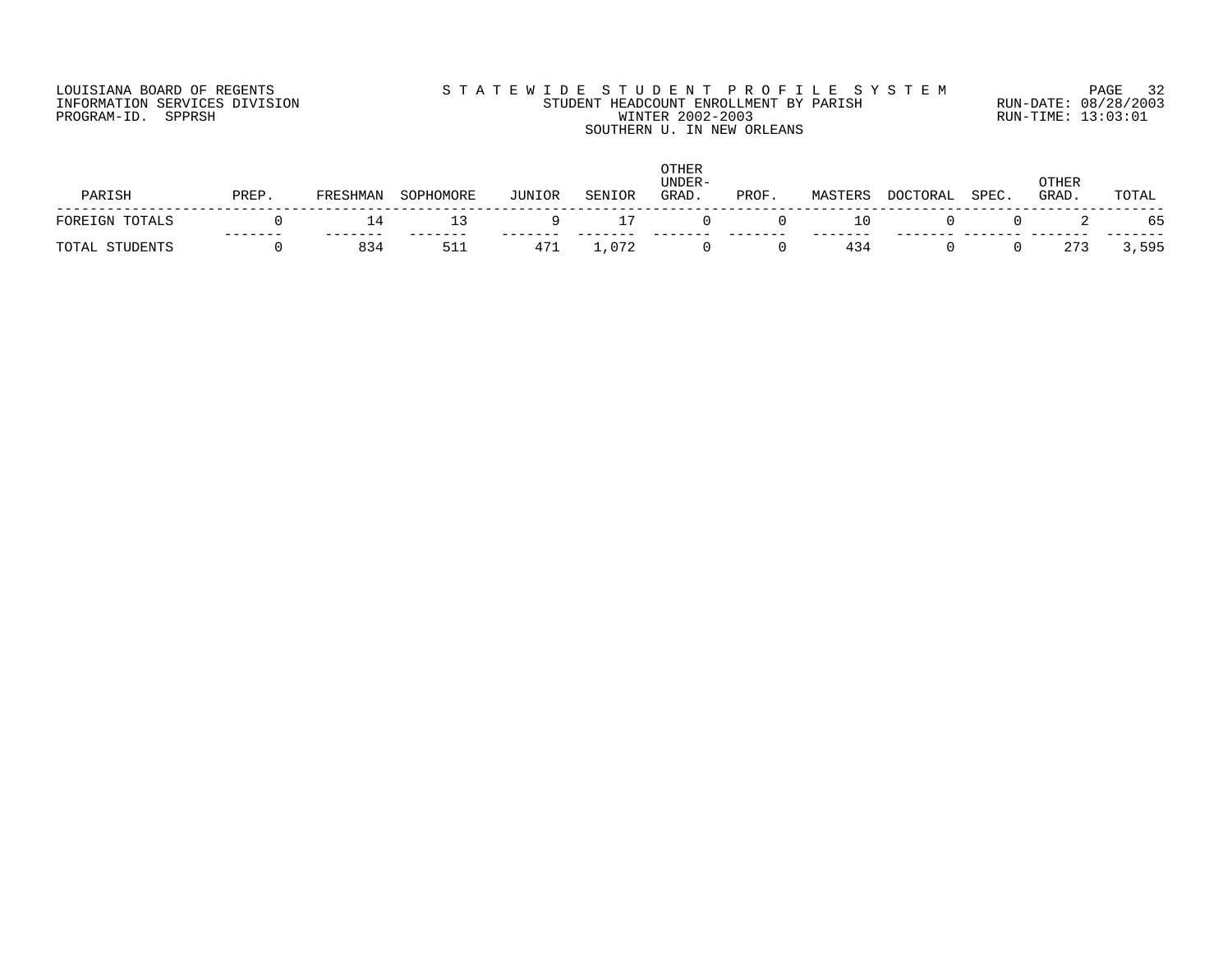LOUISIANA BOARD OF REGENTS
INFORMATION SERVICES DIVISION
PROGRAM-ID. SPPRSH

STATEWIDE STUDENT PROFILE SYSTEM
STUDENT HEADCOUNT ENROLLMENT BY PARISH
WINTER 2002-2003
SOUTHERN U. IN NEW ORLEANS

RUN-DATE: 08/28/2003
RUN-TIME: 13:03:01

| PARISH | PREP. | FRESHMAN | SOPHOMORE | JUNIOR | SENIOR | OTHER UNDER-GRAD. | PROF. | MASTERS | DOCTORAL | SPEC. | OTHER GRAD. | TOTAL |
|---|---|---|---|---|---|---|---|---|---|---|---|---|
| FOREIGN TOTALS | 0 | 14 | 13 | 9 | 17 | 0 | 0 | 10 | 0 | 0 | 2 | 65 |
| TOTAL STUDENTS | 0 | 834 | 511 | 471 | 1,072 | 0 | 0 | 434 | 0 | 0 | 273 | 3,595 |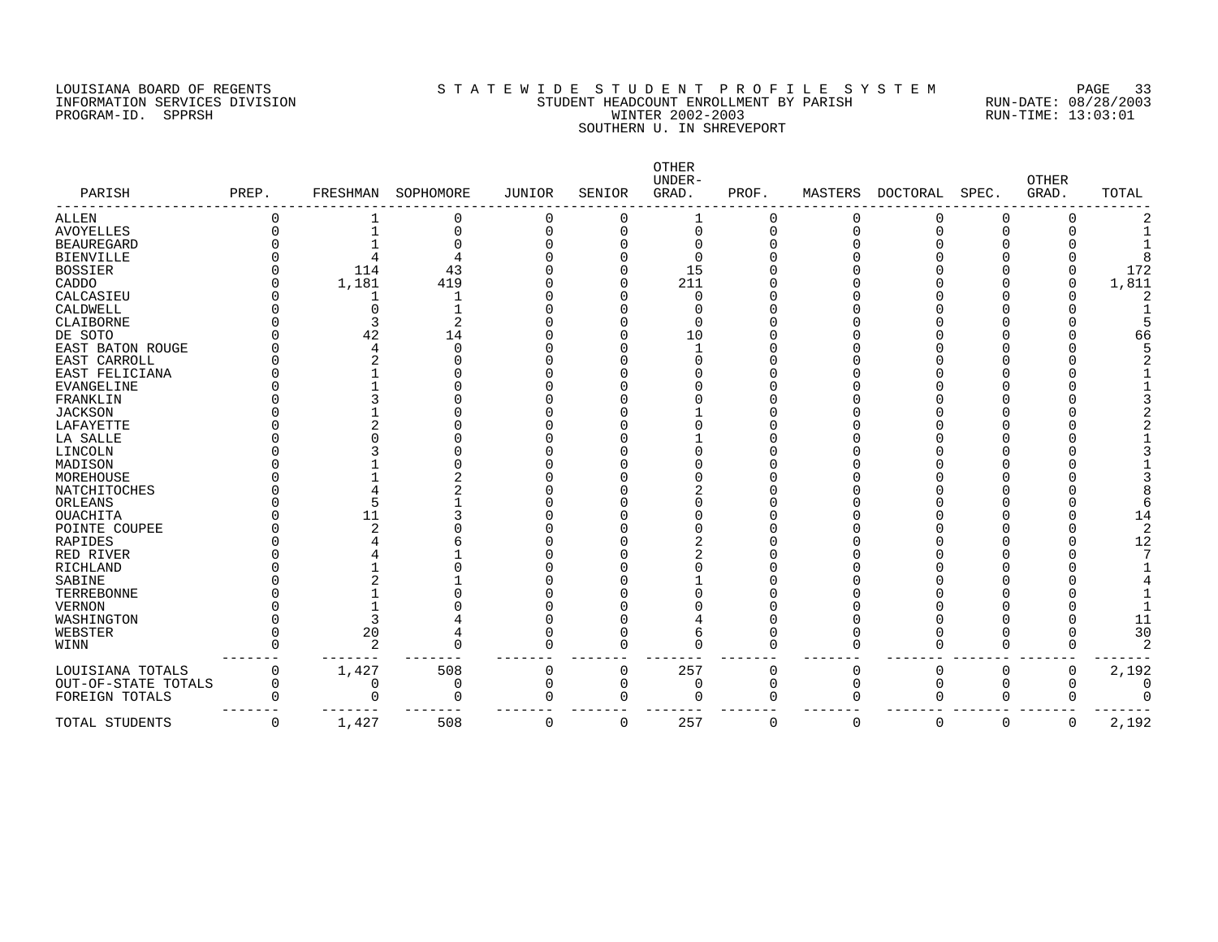LOUISIANA BOARD OF REGENTS
INFORMATION SERVICES DIVISION
PROGRAM-ID. SPPRSH

# STATEWIDE STUDENT PROFILE SYSTEM
## STUDENT HEADCOUNT ENROLLMENT BY PARISH
### WINTER 2002-2003
### SOUTHERN U. IN SHREVEPORT

RUN-DATE: 08/28/2003
RUN-TIME: 13:03:01

| PARISH | PREP. | FRESHMAN | SOPHOMORE | JUNIOR | SENIOR | OTHER UNDER-GRAD. | PROF. | MASTERS | DOCTORAL | SPEC. | OTHER GRAD. | TOTAL |
|---|---|---|---|---|---|---|---|---|---|---|---|---|
| ALLEN | 0 | 1 | 0 | 0 | 0 | 1 | 0 | 0 | 0 | 0 | 0 | 2 |
| AVOYELLES | 0 | 1 | 0 | 0 | 0 | 0 | 0 | 0 | 0 | 0 | 0 | 1 |
| BEAUREGARD | 0 | 1 | 0 | 0 | 0 | 0 | 0 | 0 | 0 | 0 | 0 | 1 |
| BIENVILLE | 0 | 4 | 4 | 0 | 0 | 0 | 0 | 0 | 0 | 0 | 0 | 8 |
| BOSSIER | 0 | 114 | 43 | 0 | 0 | 15 | 0 | 0 | 0 | 0 | 0 | 172 |
| CADDO | 0 | 1,181 | 419 | 0 | 0 | 211 | 0 | 0 | 0 | 0 | 0 | 1,811 |
| CALCASIEU | 0 | 1 | 1 | 0 | 0 | 0 | 0 | 0 | 0 | 0 | 0 | 2 |
| CALDWELL | 0 | 0 | 1 | 0 | 0 | 0 | 0 | 0 | 0 | 0 | 0 | 1 |
| CLAIBORNE | 0 | 3 | 2 | 0 | 0 | 0 | 0 | 0 | 0 | 0 | 0 | 5 |
| DE SOTO | 0 | 42 | 14 | 0 | 0 | 10 | 0 | 0 | 0 | 0 | 0 | 66 |
| EAST BATON ROUGE | 0 | 4 | 0 | 0 | 0 | 1 | 0 | 0 | 0 | 0 | 0 | 5 |
| EAST CARROLL | 0 | 2 | 0 | 0 | 0 | 0 | 0 | 0 | 0 | 0 | 0 | 2 |
| EAST FELICIANA | 0 | 1 | 0 | 0 | 0 | 0 | 0 | 0 | 0 | 0 | 0 | 1 |
| EVANGELINE | 0 | 1 | 0 | 0 | 0 | 0 | 0 | 0 | 0 | 0 | 0 | 1 |
| FRANKLIN | 0 | 3 | 0 | 0 | 0 | 0 | 0 | 0 | 0 | 0 | 0 | 3 |
| JACKSON | 0 | 1 | 0 | 0 | 0 | 1 | 0 | 0 | 0 | 0 | 0 | 2 |
| LAFAYETTE | 0 | 2 | 0 | 0 | 0 | 0 | 0 | 0 | 0 | 0 | 0 | 2 |
| LA SALLE | 0 | 0 | 0 | 0 | 0 | 1 | 0 | 0 | 0 | 0 | 0 | 1 |
| LINCOLN | 0 | 3 | 0 | 0 | 0 | 0 | 0 | 0 | 0 | 0 | 0 | 3 |
| MADISON | 0 | 1 | 0 | 0 | 0 | 0 | 0 | 0 | 0 | 0 | 0 | 1 |
| MOREHOUSE | 0 | 1 | 2 | 0 | 0 | 0 | 0 | 0 | 0 | 0 | 0 | 3 |
| NATCHITOCHES | 0 | 4 | 2 | 0 | 0 | 2 | 0 | 0 | 0 | 0 | 0 | 8 |
| ORLEANS | 0 | 5 | 1 | 0 | 0 | 0 | 0 | 0 | 0 | 0 | 0 | 6 |
| OUACHITA | 0 | 11 | 3 | 0 | 0 | 0 | 0 | 0 | 0 | 0 | 0 | 14 |
| POINTE COUPEE | 0 | 2 | 0 | 0 | 0 | 0 | 0 | 0 | 0 | 0 | 0 | 2 |
| RAPIDES | 0 | 4 | 6 | 0 | 0 | 2 | 0 | 0 | 0 | 0 | 0 | 12 |
| RED RIVER | 0 | 4 | 1 | 0 | 0 | 2 | 0 | 0 | 0 | 0 | 0 | 7 |
| RICHLAND | 0 | 1 | 0 | 0 | 0 | 0 | 0 | 0 | 0 | 0 | 0 | 1 |
| SABINE | 0 | 2 | 1 | 0 | 0 | 1 | 0 | 0 | 0 | 0 | 0 | 4 |
| TERREBONNE | 0 | 1 | 0 | 0 | 0 | 0 | 0 | 0 | 0 | 0 | 0 | 1 |
| VERNON | 0 | 1 | 0 | 0 | 0 | 0 | 0 | 0 | 0 | 0 | 0 | 1 |
| WASHINGTON | 0 | 3 | 4 | 0 | 0 | 4 | 0 | 0 | 0 | 0 | 0 | 11 |
| WEBSTER | 0 | 20 | 4 | 0 | 0 | 6 | 0 | 0 | 0 | 0 | 0 | 30 |
| WINN | 0 | 2 | 0 | 0 | 0 | 0 | 0 | 0 | 0 | 0 | 0 | 2 |
| LOUISIANA TOTALS | 0 | 1,427 | 508 | 0 | 0 | 257 | 0 | 0 | 0 | 0 | 0 | 2,192 |
| OUT-OF-STATE TOTALS | 0 | 0 | 0 | 0 | 0 | 0 | 0 | 0 | 0 | 0 | 0 | 0 |
| FOREIGN TOTALS | 0 | 0 | 0 | 0 | 0 | 0 | 0 | 0 | 0 | 0 | 0 | 0 |
| TOTAL STUDENTS | 0 | 1,427 | 508 | 0 | 0 | 257 | 0 | 0 | 0 | 0 | 0 | 2,192 |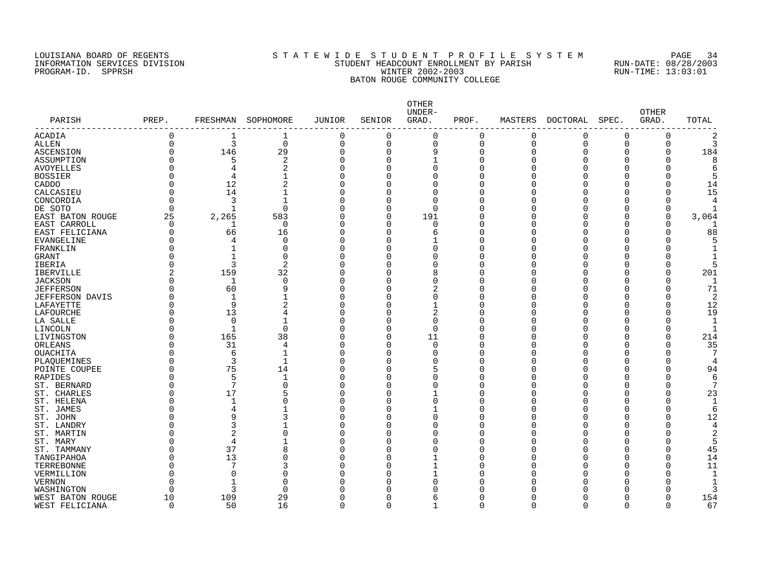LOUISIANA BOARD OF REGENTS
INFORMATION SERVICES DIVISION
PROGRAM-ID. SPPRSH

# S T A T E W I D E  S T U D E N T  P R O F I L E  S Y S T E M
## STUDENT HEADCOUNT ENROLLMENT BY PARISH
## WINTER 2002-2003
## BATON ROUGE COMMUNITY COLLEGE

RUN-DATE: 08/28/2003
RUN-TIME: 13:03:01

| PARISH | PREP. | FRESHMAN | SOPHOMORE | JUNIOR | SENIOR | OTHER UNDER-GRAD. | PROF. | MASTERS | DOCTORAL | SPEC. | OTHER GRAD. | TOTAL |
|---|---|---|---|---|---|---|---|---|---|---|---|---|
| ACADIA | 0 | 1 | 1 | 0 | 0 | 0 | 0 | 0 | 0 | 0 | 0 | 2 |
| ALLEN | 0 | 3 | 0 | 0 | 0 | 0 | 0 | 0 | 0 | 0 | 0 | 3 |
| ASCENSION | 0 | 146 | 29 | 0 | 0 | 9 | 0 | 0 | 0 | 0 | 0 | 184 |
| ASSUMPTION | 0 | 5 | 2 | 0 | 0 | 1 | 0 | 0 | 0 | 0 | 0 | 8 |
| AVOYELLES | 0 | 4 | 2 | 0 | 0 | 0 | 0 | 0 | 0 | 0 | 0 | 6 |
| BOSSIER | 0 | 4 | 1 | 0 | 0 | 0 | 0 | 0 | 0 | 0 | 0 | 5 |
| CADDO | 0 | 12 | 2 | 0 | 0 | 0 | 0 | 0 | 0 | 0 | 0 | 14 |
| CALCASIEU | 0 | 14 | 1 | 0 | 0 | 0 | 0 | 0 | 0 | 0 | 0 | 15 |
| CONCORDIA | 0 | 3 | 1 | 0 | 0 | 0 | 0 | 0 | 0 | 0 | 0 | 4 |
| DE SOTO | 0 | 1 | 0 | 0 | 0 | 0 | 0 | 0 | 0 | 0 | 0 | 1 |
| EAST BATON ROUGE | 25 | 2,265 | 583 | 0 | 0 | 191 | 0 | 0 | 0 | 0 | 0 | 3,064 |
| EAST CARROLL | 0 | 1 | 0 | 0 | 0 | 0 | 0 | 0 | 0 | 0 | 0 | 1 |
| EAST FELICIANA | 0 | 66 | 16 | 0 | 0 | 6 | 0 | 0 | 0 | 0 | 0 | 88 |
| EVANGELINE | 0 | 4 | 0 | 0 | 0 | 1 | 0 | 0 | 0 | 0 | 0 | 5 |
| FRANKLIN | 0 | 1 | 0 | 0 | 0 | 0 | 0 | 0 | 0 | 0 | 0 | 1 |
| GRANT | 0 | 1 | 0 | 0 | 0 | 0 | 0 | 0 | 0 | 0 | 0 | 1 |
| IBERIA | 0 | 3 | 2 | 0 | 0 | 0 | 0 | 0 | 0 | 0 | 0 | 5 |
| IBERVILLE | 2 | 159 | 32 | 0 | 0 | 8 | 0 | 0 | 0 | 0 | 0 | 201 |
| JACKSON | 0 | 1 | 0 | 0 | 0 | 0 | 0 | 0 | 0 | 0 | 0 | 1 |
| JEFFERSON | 0 | 60 | 9 | 0 | 0 | 2 | 0 | 0 | 0 | 0 | 0 | 71 |
| JEFFERSON DAVIS | 0 | 1 | 1 | 0 | 0 | 0 | 0 | 0 | 0 | 0 | 0 | 2 |
| LAFAYETTE | 0 | 9 | 2 | 0 | 0 | 1 | 0 | 0 | 0 | 0 | 0 | 12 |
| LAFOURCHE | 0 | 13 | 4 | 0 | 0 | 2 | 0 | 0 | 0 | 0 | 0 | 19 |
| LA SALLE | 0 | 0 | 1 | 0 | 0 | 0 | 0 | 0 | 0 | 0 | 0 | 1 |
| LINCOLN | 0 | 1 | 0 | 0 | 0 | 0 | 0 | 0 | 0 | 0 | 0 | 1 |
| LIVINGSTON | 0 | 165 | 38 | 0 | 0 | 11 | 0 | 0 | 0 | 0 | 0 | 214 |
| ORLEANS | 0 | 31 | 4 | 0 | 0 | 0 | 0 | 0 | 0 | 0 | 0 | 35 |
| OUACHITA | 0 | 6 | 1 | 0 | 0 | 0 | 0 | 0 | 0 | 0 | 0 | 7 |
| PLAQUEMINES | 0 | 3 | 1 | 0 | 0 | 0 | 0 | 0 | 0 | 0 | 0 | 4 |
| POINTE COUPEE | 0 | 75 | 14 | 0 | 0 | 5 | 0 | 0 | 0 | 0 | 0 | 94 |
| RAPIDES | 0 | 5 | 1 | 0 | 0 | 0 | 0 | 0 | 0 | 0 | 0 | 6 |
| ST. BERNARD | 0 | 7 | 0 | 0 | 0 | 0 | 0 | 0 | 0 | 0 | 0 | 7 |
| ST. CHARLES | 0 | 17 | 5 | 0 | 0 | 1 | 0 | 0 | 0 | 0 | 0 | 23 |
| ST. HELENA | 0 | 1 | 0 | 0 | 0 | 0 | 0 | 0 | 0 | 0 | 0 | 1 |
| ST. JAMES | 0 | 4 | 1 | 0 | 0 | 1 | 0 | 0 | 0 | 0 | 0 | 6 |
| ST. JOHN | 0 | 9 | 3 | 0 | 0 | 0 | 0 | 0 | 0 | 0 | 0 | 12 |
| ST. LANDRY | 0 | 3 | 1 | 0 | 0 | 0 | 0 | 0 | 0 | 0 | 0 | 4 |
| ST. MARTIN | 0 | 2 | 0 | 0 | 0 | 0 | 0 | 0 | 0 | 0 | 0 | 2 |
| ST. MARY | 0 | 4 | 1 | 0 | 0 | 0 | 0 | 0 | 0 | 0 | 0 | 5 |
| ST. TAMMANY | 0 | 37 | 8 | 0 | 0 | 0 | 0 | 0 | 0 | 0 | 0 | 45 |
| TANGIPAHOA | 0 | 13 | 0 | 0 | 0 | 1 | 0 | 0 | 0 | 0 | 0 | 14 |
| TERREBONNE | 0 | 7 | 3 | 0 | 0 | 1 | 0 | 0 | 0 | 0 | 0 | 11 |
| VERMILLION | 0 | 0 | 0 | 0 | 0 | 1 | 0 | 0 | 0 | 0 | 0 | 1 |
| VERNON | 0 | 1 | 0 | 0 | 0 | 0 | 0 | 0 | 0 | 0 | 0 | 1 |
| WASHINGTON | 0 | 3 | 0 | 0 | 0 | 0 | 0 | 0 | 0 | 0 | 0 | 3 |
| WEST BATON ROUGE | 10 | 109 | 29 | 0 | 0 | 6 | 0 | 0 | 0 | 0 | 0 | 154 |
| WEST FELICIANA | 0 | 50 | 16 | 0 | 0 | 1 | 0 | 0 | 0 | 0 | 0 | 67 |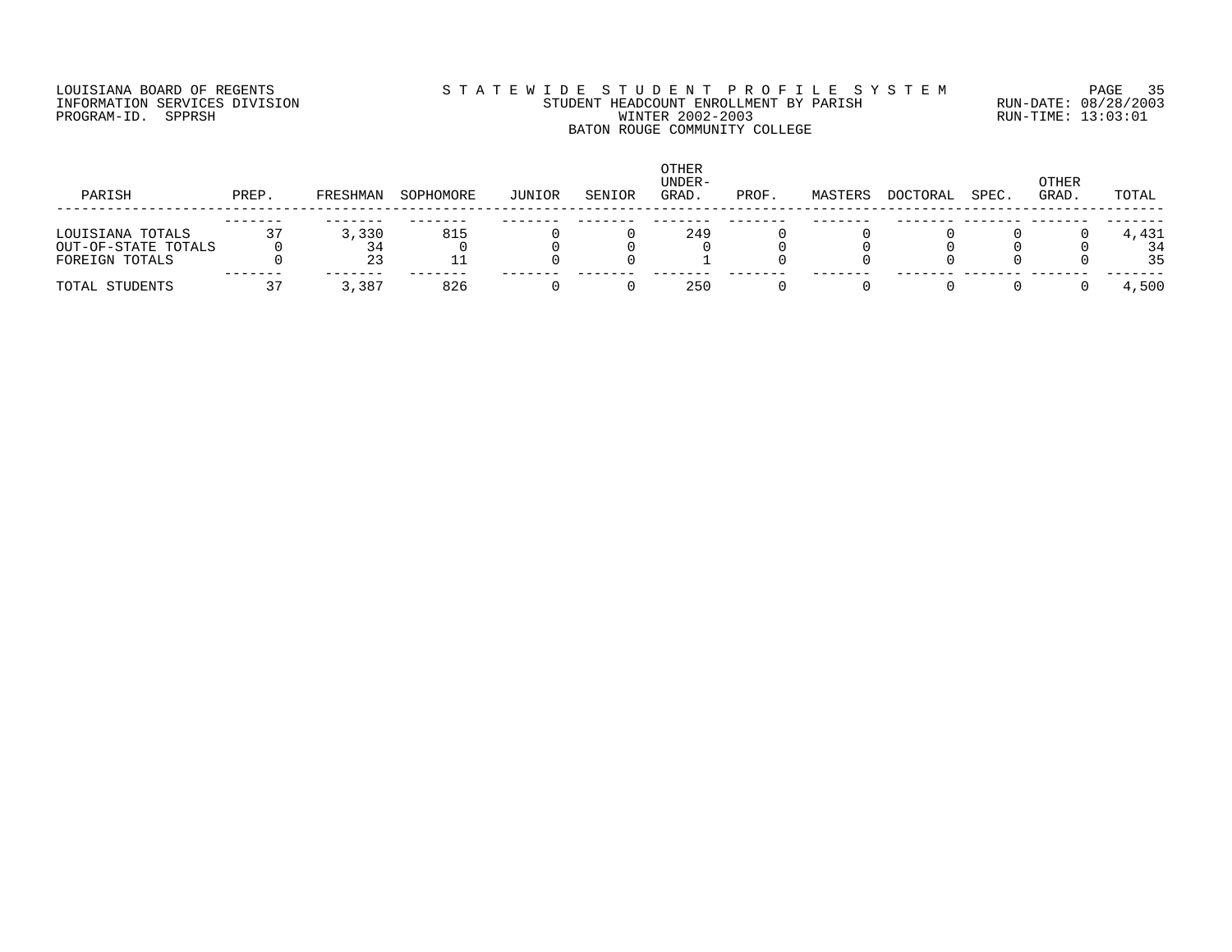LOUISIANA BOARD OF REGENTS
INFORMATION SERVICES DIVISION
PROGRAM-ID. SPPRSH

S T A T E W I D E S T U D E N T P R O F I L E S Y S T E M
STUDENT HEADCOUNT ENROLLMENT BY PARISH
WINTER 2002-2003
BATON ROUGE COMMUNITY COLLEGE

RUN-DATE: 08/28/2003
RUN-TIME: 13:03:01

| PARISH | PREP. | FRESHMAN | SOPHOMORE | JUNIOR | SENIOR | OTHER UNDER-GRAD. | PROF. | MASTERS | DOCTORAL | SPEC. | OTHER GRAD. | TOTAL |
|---|---|---|---|---|---|---|---|---|---|---|---|---|
| LOUISIANA TOTALS | 37 | 3,330 | 815 | 0 | 0 | 249 | 0 | 0 | 0 | 0 | 0 | 4,431 |
| OUT-OF-STATE TOTALS | 0 | 34 | 0 | 0 | 0 | 0 | 0 | 0 | 0 | 0 | 0 | 34 |
| FOREIGN TOTALS | 0 | 23 | 11 | 0 | 0 | 1 | 0 | 0 | 0 | 0 | 0 | 35 |
| TOTAL STUDENTS | 37 | 3,387 | 826 | 0 | 0 | 250 | 0 | 0 | 0 | 0 | 0 | 4,500 |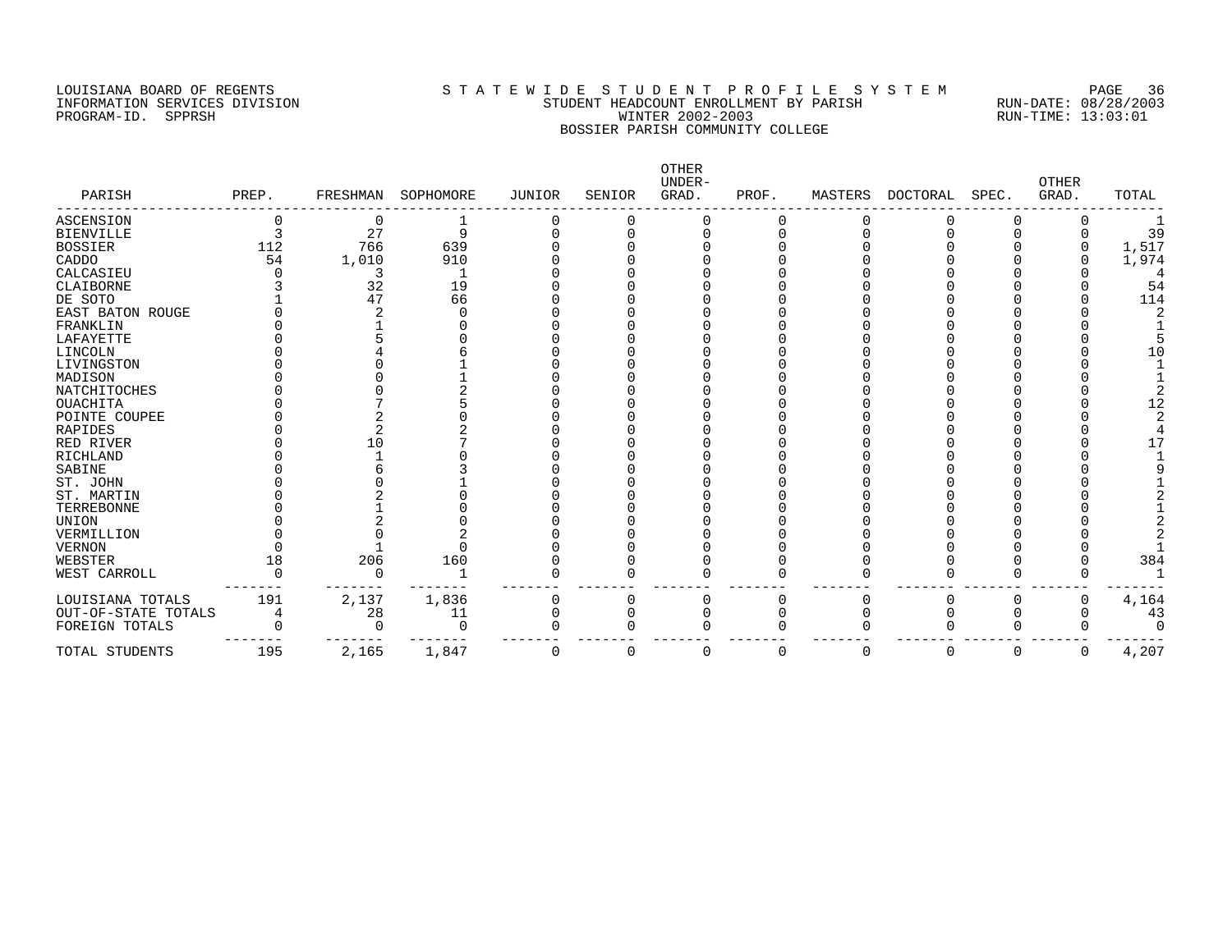LOUISIANA BOARD OF REGENTS
INFORMATION SERVICES DIVISION
PROGRAM-ID. SPPRSH

S T A T E W I D E S T U D E N T P R O F I L E S Y S T E M
STUDENT HEADCOUNT ENROLLMENT BY PARISH
WINTER 2002-2003
BOSSIER PARISH COMMUNITY COLLEGE

RUN-DATE: 08/28/2003
RUN-TIME: 13:03:01

| PARISH | PREP. | FRESHMAN | SOPHOMORE | JUNIOR | SENIOR | OTHER UNDER-GRAD. | PROF. | MASTERS | DOCTORAL | SPEC. | OTHER GRAD. | TOTAL |
|---|---|---|---|---|---|---|---|---|---|---|---|---|
| ASCENSION | 0 | 0 | 1 | 0 | 0 | 0 | 0 | 0 | 0 | 0 | 0 | 1 |
| BIENVILLE | 3 | 27 | 9 | 0 | 0 | 0 | 0 | 0 | 0 | 0 | 0 | 39 |
| BOSSIER | 112 | 766 | 639 | 0 | 0 | 0 | 0 | 0 | 0 | 0 | 0 | 1,517 |
| CADDO | 54 | 1,010 | 910 | 0 | 0 | 0 | 0 | 0 | 0 | 0 | 0 | 1,974 |
| CALCASIEU | 0 | 3 | 1 | 0 | 0 | 0 | 0 | 0 | 0 | 0 | 0 | 4 |
| CLAIBORNE | 3 | 32 | 19 | 0 | 0 | 0 | 0 | 0 | 0 | 0 | 0 | 54 |
| DE SOTO | 1 | 47 | 66 | 0 | 0 | 0 | 0 | 0 | 0 | 0 | 0 | 114 |
| EAST BATON ROUGE | 0 | 2 | 0 | 0 | 0 | 0 | 0 | 0 | 0 | 0 | 0 | 2 |
| FRANKLIN | 0 | 1 | 0 | 0 | 0 | 0 | 0 | 0 | 0 | 0 | 0 | 1 |
| LAFAYETTE | 0 | 5 | 0 | 0 | 0 | 0 | 0 | 0 | 0 | 0 | 0 | 5 |
| LINCOLN | 0 | 4 | 6 | 0 | 0 | 0 | 0 | 0 | 0 | 0 | 0 | 10 |
| LIVINGSTON | 0 | 0 | 1 | 0 | 0 | 0 | 0 | 0 | 0 | 0 | 0 | 1 |
| MADISON | 0 | 0 | 1 | 0 | 0 | 0 | 0 | 0 | 0 | 0 | 0 | 1 |
| NATCHITOCHES | 0 | 0 | 2 | 0 | 0 | 0 | 0 | 0 | 0 | 0 | 0 | 2 |
| OUACHITA | 0 | 7 | 5 | 0 | 0 | 0 | 0 | 0 | 0 | 0 | 0 | 12 |
| POINTE COUPEE | 0 | 2 | 0 | 0 | 0 | 0 | 0 | 0 | 0 | 0 | 0 | 2 |
| RAPIDES | 0 | 2 | 2 | 0 | 0 | 0 | 0 | 0 | 0 | 0 | 0 | 4 |
| RED RIVER | 0 | 10 | 7 | 0 | 0 | 0 | 0 | 0 | 0 | 0 | 0 | 17 |
| RICHLAND | 0 | 1 | 0 | 0 | 0 | 0 | 0 | 0 | 0 | 0 | 0 | 1 |
| SABINE | 0 | 6 | 3 | 0 | 0 | 0 | 0 | 0 | 0 | 0 | 0 | 9 |
| ST. JOHN | 0 | 0 | 1 | 0 | 0 | 0 | 0 | 0 | 0 | 0 | 0 | 1 |
| ST. MARTIN | 0 | 2 | 0 | 0 | 0 | 0 | 0 | 0 | 0 | 0 | 0 | 2 |
| TERREBONNE | 0 | 1 | 0 | 0 | 0 | 0 | 0 | 0 | 0 | 0 | 0 | 1 |
| UNION | 0 | 2 | 0 | 0 | 0 | 0 | 0 | 0 | 0 | 0 | 0 | 2 |
| VERMILLION | 0 | 0 | 2 | 0 | 0 | 0 | 0 | 0 | 0 | 0 | 0 | 2 |
| VERNON | 0 | 1 | 0 | 0 | 0 | 0 | 0 | 0 | 0 | 0 | 0 | 1 |
| WEBSTER | 18 | 206 | 160 | 0 | 0 | 0 | 0 | 0 | 0 | 0 | 0 | 384 |
| WEST CARROLL | 0 | 0 | 1 | 0 | 0 | 0 | 0 | 0 | 0 | 0 | 0 | 1 |
| LOUISIANA TOTALS | 191 | 2,137 | 1,836 | 0 | 0 | 0 | 0 | 0 | 0 | 0 | 0 | 4,164 |
| OUT-OF-STATE TOTALS | 4 | 28 | 11 | 0 | 0 | 0 | 0 | 0 | 0 | 0 | 0 | 43 |
| FOREIGN TOTALS | 0 | 0 | 0 | 0 | 0 | 0 | 0 | 0 | 0 | 0 | 0 | 0 |
| TOTAL STUDENTS | 195 | 2,165 | 1,847 | 0 | 0 | 0 | 0 | 0 | 0 | 0 | 0 | 4,207 |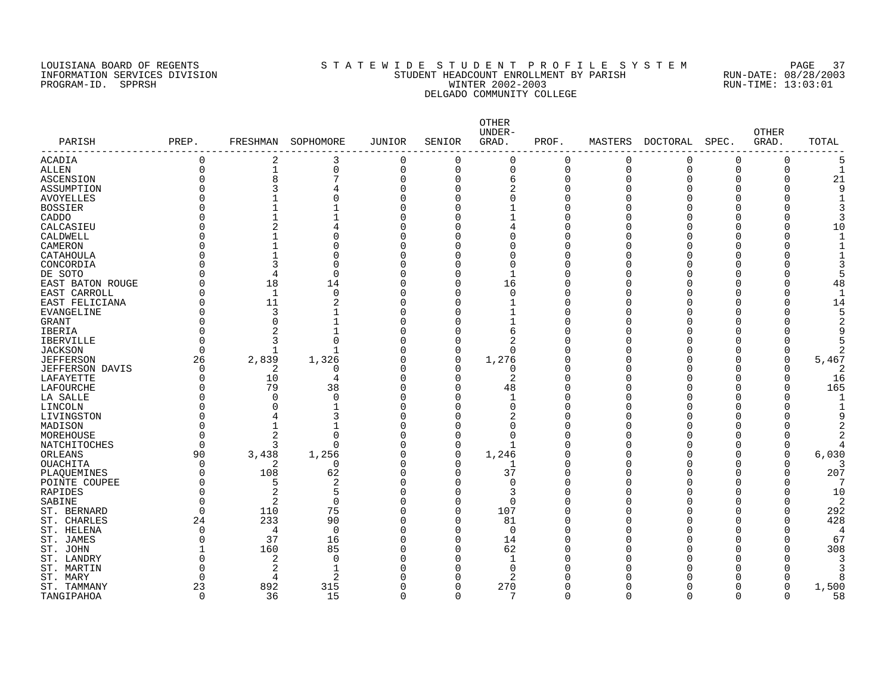LOUISIANA BOARD OF REGENTS
INFORMATION SERVICES DIVISION
PROGRAM-ID. SPPRSH

STATEWIDE STUDENT PROFILE SYSTEM
STUDENT HEADCOUNT ENROLLMENT BY PARISH
WINTER 2002-2003
DELGADO COMMUNITY COLLEGE

RUN-DATE: 08/28/2003
RUN-TIME: 13:03:01

| PARISH | PREP. | FRESHMAN | SOPHOMORE | JUNIOR | SENIOR | OTHER UNDER-GRAD. | PROF. | MASTERS | DOCTORAL | SPEC. | OTHER GRAD. | TOTAL |
|---|---|---|---|---|---|---|---|---|---|---|---|---|
| ACADIA | 0 | 2 | 3 | 0 | 0 | 0 | 0 | 0 | 0 | 0 | 0 | 5 |
| ALLEN | 0 | 1 | 0 | 0 | 0 | 0 | 0 | 0 | 0 | 0 | 0 | 1 |
| ASCENSION | 0 | 8 | 7 | 0 | 0 | 6 | 0 | 0 | 0 | 0 | 0 | 21 |
| ASSUMPTION | 0 | 3 | 4 | 0 | 0 | 2 | 0 | 0 | 0 | 0 | 0 | 9 |
| AVOYELLES | 0 | 1 | 0 | 0 | 0 | 0 | 0 | 0 | 0 | 0 | 0 | 1 |
| BOSSIER | 0 | 1 | 1 | 0 | 0 | 1 | 0 | 0 | 0 | 0 | 0 | 3 |
| CADDO | 0 | 1 | 1 | 0 | 0 | 1 | 0 | 0 | 0 | 0 | 0 | 3 |
| CALCASIEU | 0 | 2 | 4 | 0 | 0 | 4 | 0 | 0 | 0 | 0 | 0 | 10 |
| CALDWELL | 0 | 1 | 0 | 0 | 0 | 0 | 0 | 0 | 0 | 0 | 0 | 1 |
| CAMERON | 0 | 1 | 0 | 0 | 0 | 0 | 0 | 0 | 0 | 0 | 0 | 1 |
| CATAHOULA | 0 | 1 | 0 | 0 | 0 | 0 | 0 | 0 | 0 | 0 | 0 | 1 |
| CONCORDIA | 0 | 3 | 0 | 0 | 0 | 0 | 0 | 0 | 0 | 0 | 0 | 3 |
| DE SOTO | 0 | 4 | 0 | 0 | 0 | 1 | 0 | 0 | 0 | 0 | 0 | 5 |
| EAST BATON ROUGE | 0 | 18 | 14 | 0 | 0 | 16 | 0 | 0 | 0 | 0 | 0 | 48 |
| EAST CARROLL | 0 | 1 | 0 | 0 | 0 | 0 | 0 | 0 | 0 | 0 | 0 | 1 |
| EAST FELICIANA | 0 | 11 | 2 | 0 | 0 | 1 | 0 | 0 | 0 | 0 | 0 | 14 |
| EVANGELINE | 0 | 3 | 1 | 0 | 0 | 1 | 0 | 0 | 0 | 0 | 0 | 5 |
| GRANT | 0 | 0 | 1 | 0 | 0 | 1 | 0 | 0 | 0 | 0 | 0 | 2 |
| IBERIA | 0 | 2 | 1 | 0 | 0 | 6 | 0 | 0 | 0 | 0 | 0 | 9 |
| IBERVILLE | 0 | 3 | 0 | 0 | 0 | 2 | 0 | 0 | 0 | 0 | 0 | 5 |
| JACKSON | 0 | 1 | 1 | 0 | 0 | 0 | 0 | 0 | 0 | 0 | 0 | 2 |
| JEFFERSON | 26 | 2,839 | 1,326 | 0 | 0 | 1,276 | 0 | 0 | 0 | 0 | 0 | 5,467 |
| JEFFERSON DAVIS | 0 | 2 | 0 | 0 | 0 | 0 | 0 | 0 | 0 | 0 | 0 | 2 |
| LAFAYETTE | 0 | 10 | 4 | 0 | 0 | 2 | 0 | 0 | 0 | 0 | 0 | 16 |
| LAFOURCHE | 0 | 79 | 38 | 0 | 0 | 48 | 0 | 0 | 0 | 0 | 0 | 165 |
| LA SALLE | 0 | 0 | 0 | 0 | 0 | 1 | 0 | 0 | 0 | 0 | 0 | 1 |
| LINCOLN | 0 | 0 | 1 | 0 | 0 | 0 | 0 | 0 | 0 | 0 | 0 | 1 |
| LIVINGSTON | 0 | 4 | 3 | 0 | 0 | 2 | 0 | 0 | 0 | 0 | 0 | 9 |
| MADISON | 0 | 1 | 1 | 0 | 0 | 0 | 0 | 0 | 0 | 0 | 0 | 2 |
| MOREHOUSE | 0 | 2 | 0 | 0 | 0 | 0 | 0 | 0 | 0 | 0 | 0 | 2 |
| NATCHITOCHES | 0 | 3 | 0 | 0 | 0 | 1 | 0 | 0 | 0 | 0 | 0 | 4 |
| ORLEANS | 90 | 3,438 | 1,256 | 0 | 0 | 1,246 | 0 | 0 | 0 | 0 | 0 | 6,030 |
| OUACHITA | 0 | 2 | 0 | 0 | 0 | 1 | 0 | 0 | 0 | 0 | 0 | 3 |
| PLAQUEMINES | 0 | 108 | 62 | 0 | 0 | 37 | 0 | 0 | 0 | 0 | 0 | 207 |
| POINTE COUPEE | 0 | 5 | 2 | 0 | 0 | 0 | 0 | 0 | 0 | 0 | 0 | 7 |
| RAPIDES | 0 | 2 | 5 | 0 | 0 | 3 | 0 | 0 | 0 | 0 | 0 | 10 |
| SABINE | 0 | 2 | 0 | 0 | 0 | 0 | 0 | 0 | 0 | 0 | 0 | 2 |
| ST. BERNARD | 0 | 110 | 75 | 0 | 0 | 107 | 0 | 0 | 0 | 0 | 0 | 292 |
| ST. CHARLES | 24 | 233 | 90 | 0 | 0 | 81 | 0 | 0 | 0 | 0 | 0 | 428 |
| ST. HELENA | 0 | 4 | 0 | 0 | 0 | 0 | 0 | 0 | 0 | 0 | 0 | 4 |
| ST. JAMES | 0 | 37 | 16 | 0 | 0 | 14 | 0 | 0 | 0 | 0 | 0 | 67 |
| ST. JOHN | 1 | 160 | 85 | 0 | 0 | 62 | 0 | 0 | 0 | 0 | 0 | 308 |
| ST. LANDRY | 0 | 2 | 0 | 0 | 0 | 1 | 0 | 0 | 0 | 0 | 0 | 3 |
| ST. MARTIN | 0 | 2 | 1 | 0 | 0 | 0 | 0 | 0 | 0 | 0 | 0 | 3 |
| ST. MARY | 0 | 4 | 2 | 0 | 0 | 2 | 0 | 0 | 0 | 0 | 0 | 8 |
| ST. TAMMANY | 23 | 892 | 315 | 0 | 0 | 270 | 0 | 0 | 0 | 0 | 0 | 1,500 |
| TANGIPAHOA | 0 | 36 | 15 | 0 | 0 | 7 | 0 | 0 | 0 | 0 | 0 | 58 |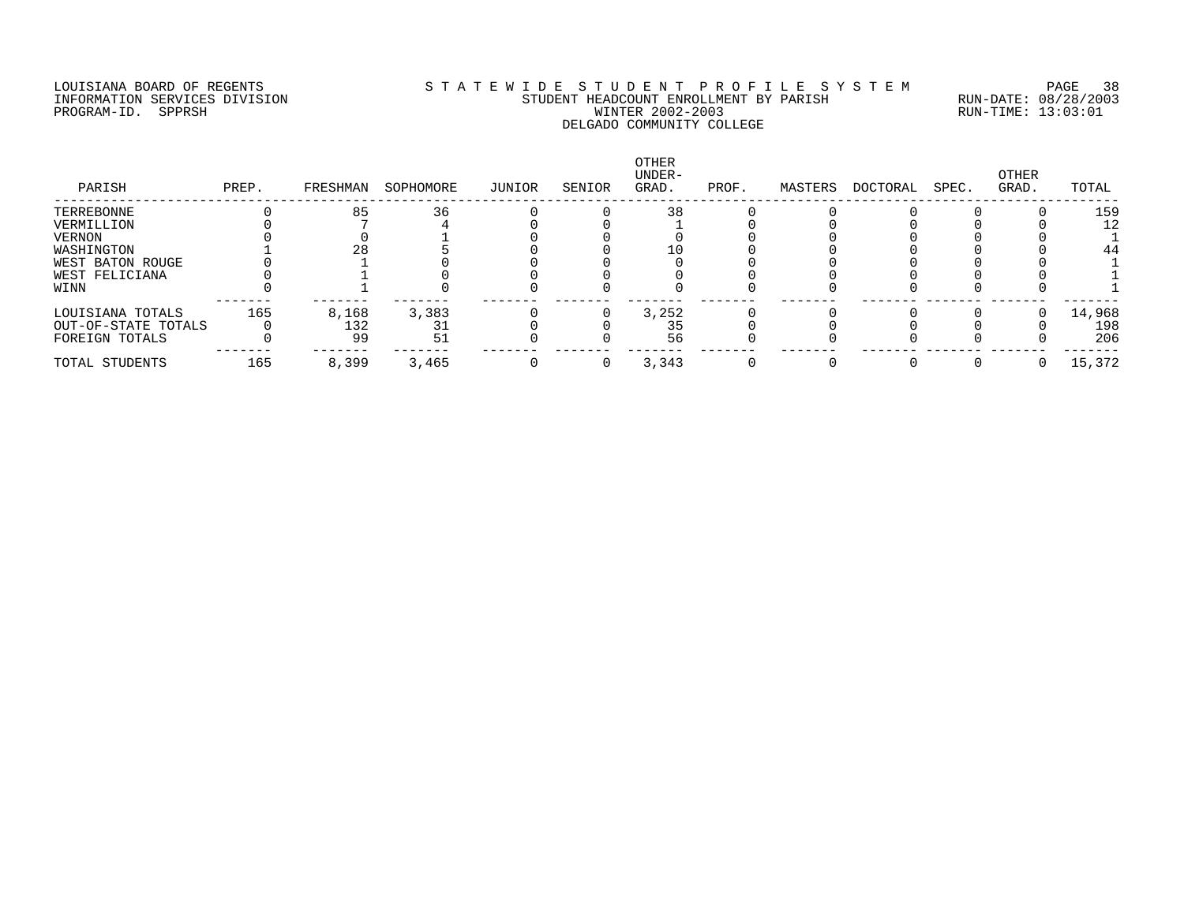LOUISIANA BOARD OF REGENTS
INFORMATION SERVICES DIVISION
PROGRAM-ID. SPPRSH

STATEWIDE STUDENT PROFILE SYSTEM
STUDENT HEADCOUNT ENROLLMENT BY PARISH
WINTER 2002-2003
DELGADO COMMUNITY COLLEGE

RUN-DATE: 08/28/2003
RUN-TIME: 13:03:01

| PARISH | PREP. | FRESHMAN | SOPHOMORE | JUNIOR | SENIOR | OTHER UNDER-GRAD. | PROF. | MASTERS | DOCTORAL | SPEC. | OTHER GRAD. | TOTAL |
|---|---|---|---|---|---|---|---|---|---|---|---|---|
| TERREBONNE | 0 | 85 | 36 | 0 | 0 | 38 | 0 | 0 | 0 | 0 | 0 | 159 |
| VERMILLION | 0 | 7 | 4 | 0 | 0 | 1 | 0 | 0 | 0 | 0 | 0 | 12 |
| VERNON | 0 | 0 | 1 | 0 | 0 | 0 | 0 | 0 | 0 | 0 | 0 | 1 |
| WASHINGTON | 1 | 28 | 5 | 0 | 0 | 10 | 0 | 0 | 0 | 0 | 0 | 44 |
| WEST BATON ROUGE | 0 | 1 | 0 | 0 | 0 | 0 | 0 | 0 | 0 | 0 | 0 | 1 |
| WEST FELICIANA | 0 | 1 | 0 | 0 | 0 | 0 | 0 | 0 | 0 | 0 | 0 | 1 |
| WINN | 0 | 1 | 0 | 0 | 0 | 0 | 0 | 0 | 0 | 0 | 0 | 1 |
| LOUISIANA TOTALS | 165 | 8,168 | 3,383 | 0 | 0 | 3,252 | 0 | 0 | 0 | 0 | 0 | 14,968 |
| OUT-OF-STATE TOTALS | 0 | 132 | 31 | 0 | 0 | 35 | 0 | 0 | 0 | 0 | 0 | 198 |
| FOREIGN TOTALS | 0 | 99 | 51 | 0 | 0 | 56 | 0 | 0 | 0 | 0 | 0 | 206 |
| TOTAL STUDENTS | 165 | 8,399 | 3,465 | 0 | 0 | 3,343 | 0 | 0 | 0 | 0 | 0 | 15,372 |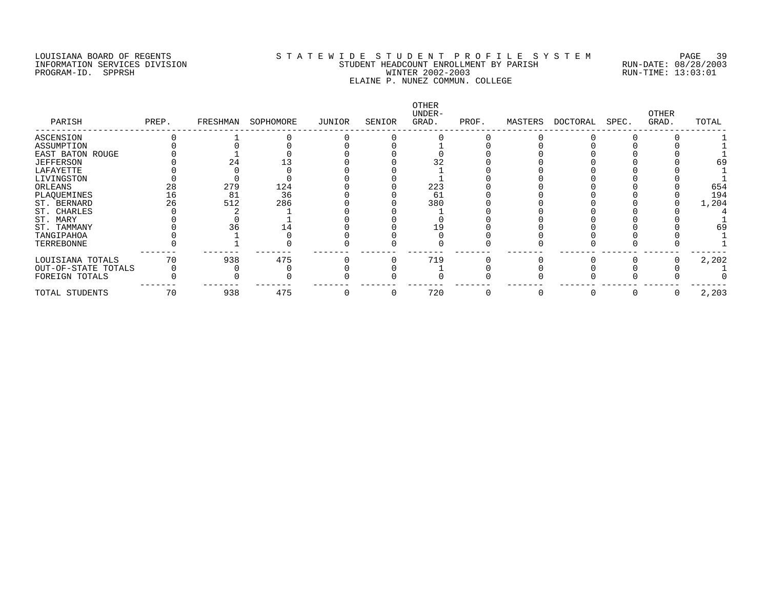LOUISIANA BOARD OF REGENTS
INFORMATION SERVICES DIVISION
PROGRAM-ID. SPPRSH

# STATEWIDE STUDENT PROFILE SYSTEM

STUDENT HEADCOUNT ENROLLMENT BY PARISH
WINTER 2002-2003
ELAINE P. NUNEZ COMMUN. COLLEGE

RUN-DATE: 08/28/2003
RUN-TIME: 13:03:01

| PARISH | PREP. | FRESHMAN | SOPHOMORE | JUNIOR | SENIOR | OTHER UNDER-GRAD. | PROF. | MASTERS | DOCTORAL | SPEC. | OTHER GRAD. | TOTAL |
|---|---|---|---|---|---|---|---|---|---|---|---|---|
| ASCENSION | 0 | 1 | 0 | 0 | 0 | 0 | 0 | 0 | 0 | 0 | 0 | 1 |
| ASSUMPTION | 0 | 0 | 0 | 0 | 0 | 1 | 0 | 0 | 0 | 0 | 0 | 1 |
| EAST BATON ROUGE | 0 | 1 | 0 | 0 | 0 | 0 | 0 | 0 | 0 | 0 | 0 | 1 |
| JEFFERSON | 0 | 24 | 13 | 0 | 0 | 32 | 0 | 0 | 0 | 0 | 0 | 69 |
| LAFAYETTE | 0 | 0 | 0 | 0 | 0 | 1 | 0 | 0 | 0 | 0 | 0 | 1 |
| LIVINGSTON | 0 | 0 | 0 | 0 | 0 | 1 | 0 | 0 | 0 | 0 | 0 | 1 |
| ORLEANS | 28 | 279 | 124 | 0 | 0 | 223 | 0 | 0 | 0 | 0 | 0 | 654 |
| PLAQUEMINES | 16 | 81 | 36 | 0 | 0 | 61 | 0 | 0 | 0 | 0 | 0 | 194 |
| ST. BERNARD | 26 | 512 | 286 | 0 | 0 | 380 | 0 | 0 | 0 | 0 | 0 | 1,204 |
| ST. CHARLES | 0 | 2 | 1 | 0 | 0 | 1 | 0 | 0 | 0 | 0 | 0 | 4 |
| ST. MARY | 0 | 0 | 1 | 0 | 0 | 0 | 0 | 0 | 0 | 0 | 0 | 1 |
| ST. TAMMANY | 0 | 36 | 14 | 0 | 0 | 19 | 0 | 0 | 0 | 0 | 0 | 69 |
| TANGIPAHOA | 0 | 1 | 0 | 0 | 0 | 0 | 0 | 0 | 0 | 0 | 0 | 1 |
| TERREBONNE | 0 | 1 | 0 | 0 | 0 | 0 | 0 | 0 | 0 | 0 | 0 | 1 |
| LOUISIANA TOTALS | 70 | 938 | 475 | 0 | 0 | 719 | 0 | 0 | 0 | 0 | 0 | 2,202 |
| OUT-OF-STATE TOTALS | 0 | 0 | 0 | 0 | 0 | 1 | 0 | 0 | 0 | 0 | 0 | 1 |
| FOREIGN TOTALS | 0 | 0 | 0 | 0 | 0 | 0 | 0 | 0 | 0 | 0 | 0 | 0 |
| TOTAL STUDENTS | 70 | 938 | 475 | 0 | 0 | 720 | 0 | 0 | 0 | 0 | 0 | 2,203 |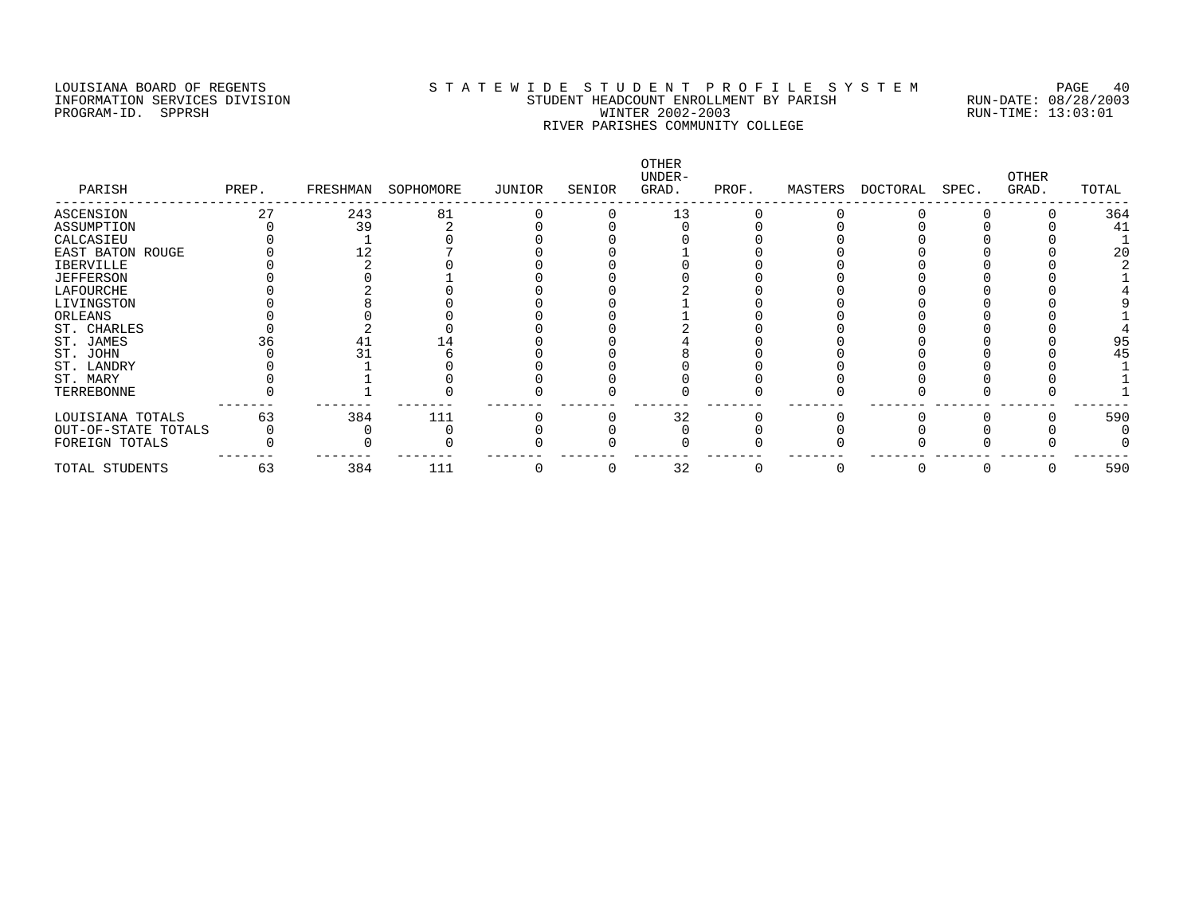LOUISIANA BOARD OF REGENTS
INFORMATION SERVICES DIVISION
PROGRAM-ID. SPPRSH

# S T A T E W I D E S T U D E N T P R O F I L E S Y S T E M

## STUDENT HEADCOUNT ENROLLMENT BY PARISH
## WINTER 2002-2003
## RIVER PARISHES COMMUNITY COLLEGE

RUN-DATE: 08/28/2003
RUN-TIME: 13:03:01

| PARISH | PREP. | FRESHMAN | SOPHOMORE | JUNIOR | SENIOR | OTHER UNDER-GRAD. | PROF. | MASTERS | DOCTORAL | SPEC. | OTHER GRAD. | TOTAL |
|---|---|---|---|---|---|---|---|---|---|---|---|---|
| ASCENSION | 27 | 243 | 81 | 0 | 0 | 13 | 0 | 0 | 0 | 0 | 0 | 364 |
| ASSUMPTION | 0 | 39 | 2 | 0 | 0 | 0 | 0 | 0 | 0 | 0 | 0 | 41 |
| CALCASIEU | 0 | 1 | 0 | 0 | 0 | 0 | 0 | 0 | 0 | 0 | 0 | 1 |
| EAST BATON ROUGE | 0 | 12 | 7 | 0 | 0 | 1 | 0 | 0 | 0 | 0 | 0 | 20 |
| IBERVILLE | 0 | 2 | 0 | 0 | 0 | 0 | 0 | 0 | 0 | 0 | 0 | 2 |
| JEFFERSON | 0 | 0 | 1 | 0 | 0 | 0 | 0 | 0 | 0 | 0 | 0 | 1 |
| LAFOURCHE | 0 | 2 | 0 | 0 | 0 | 2 | 0 | 0 | 0 | 0 | 0 | 4 |
| LIVINGSTON | 0 | 8 | 0 | 0 | 0 | 1 | 0 | 0 | 0 | 0 | 0 | 9 |
| ORLEANS | 0 | 0 | 0 | 0 | 0 | 1 | 0 | 0 | 0 | 0 | 0 | 1 |
| ST. CHARLES | 0 | 2 | 0 | 0 | 0 | 2 | 0 | 0 | 0 | 0 | 0 | 4 |
| ST. JAMES | 36 | 41 | 14 | 0 | 0 | 4 | 0 | 0 | 0 | 0 | 0 | 95 |
| ST. JOHN | 0 | 31 | 6 | 0 | 0 | 8 | 0 | 0 | 0 | 0 | 0 | 45 |
| ST. LANDRY | 0 | 1 | 0 | 0 | 0 | 0 | 0 | 0 | 0 | 0 | 0 | 1 |
| ST. MARY | 0 | 1 | 0 | 0 | 0 | 0 | 0 | 0 | 0 | 0 | 0 | 1 |
| TERREBONNE | 0 | 1 | 0 | 0 | 0 | 0 | 0 | 0 | 0 | 0 | 0 | 1 |
| LOUISIANA TOTALS | 63 | 384 | 111 | 0 | 0 | 32 | 0 | 0 | 0 | 0 | 0 | 590 |
| OUT-OF-STATE TOTALS | 0 | 0 | 0 | 0 | 0 | 0 | 0 | 0 | 0 | 0 | 0 | 0 |
| FOREIGN TOTALS | 0 | 0 | 0 | 0 | 0 | 0 | 0 | 0 | 0 | 0 | 0 | 0 |
| TOTAL STUDENTS | 63 | 384 | 111 | 0 | 0 | 32 | 0 | 0 | 0 | 0 | 0 | 590 |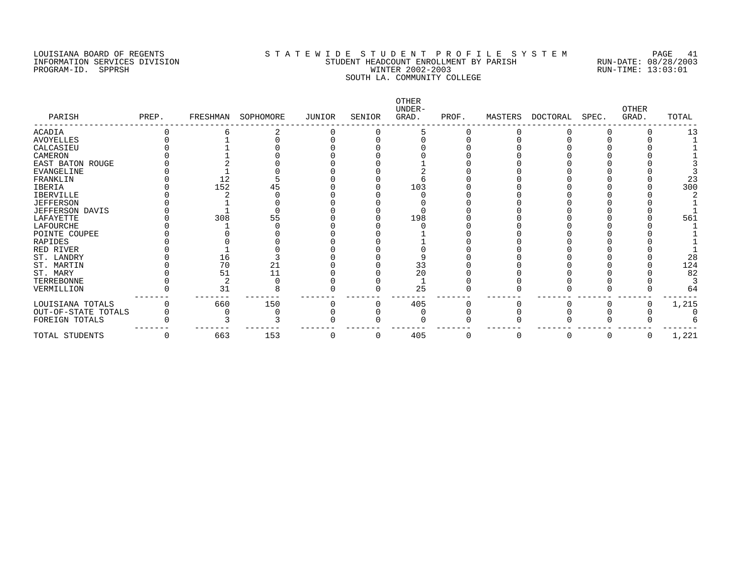LOUISIANA BOARD OF REGENTS
INFORMATION SERVICES DIVISION
PROGRAM-ID. SPPRSH

S T A T E W I D E S T U D E N T P R O F I L E S Y S T E M
STUDENT HEADCOUNT ENROLLMENT BY PARISH
WINTER 2002-2003
SOUTH LA. COMMUNITY COLLEGE

RUN-DATE: 08/28/2003
RUN-TIME: 13:03:01

| PARISH | PREP. | FRESHMAN | SOPHOMORE | JUNIOR | SENIOR | OTHER UNDER-GRAD. | PROF. | MASTERS | DOCTORAL | SPEC. | OTHER GRAD. | TOTAL |
|---|---|---|---|---|---|---|---|---|---|---|---|---|
| ACADIA | 0 | 6 | 2 | 0 | 0 | 5 | 0 | 0 | 0 | 0 | 0 | 13 |
| AVOYELLES | 0 | 1 | 0 | 0 | 0 | 0 | 0 | 0 | 0 | 0 | 0 | 1 |
| CALCASIEU | 0 | 1 | 0 | 0 | 0 | 0 | 0 | 0 | 0 | 0 | 0 | 1 |
| CAMERON | 0 | 1 | 0 | 0 | 0 | 0 | 0 | 0 | 0 | 0 | 0 | 1 |
| EAST BATON ROUGE | 0 | 2 | 0 | 0 | 0 | 1 | 0 | 0 | 0 | 0 | 0 | 3 |
| EVANGELINE | 0 | 1 | 0 | 0 | 0 | 2 | 0 | 0 | 0 | 0 | 0 | 3 |
| FRANKLIN | 0 | 12 | 5 | 0 | 0 | 6 | 0 | 0 | 0 | 0 | 0 | 23 |
| IBERIA | 0 | 152 | 45 | 0 | 0 | 103 | 0 | 0 | 0 | 0 | 0 | 300 |
| IBERVILLE | 0 | 2 | 0 | 0 | 0 | 0 | 0 | 0 | 0 | 0 | 0 | 2 |
| JEFFERSON | 0 | 1 | 0 | 0 | 0 | 0 | 0 | 0 | 0 | 0 | 0 | 1 |
| JEFFERSON DAVIS | 0 | 1 | 0 | 0 | 0 | 0 | 0 | 0 | 0 | 0 | 0 | 1 |
| LAFAYETTE | 0 | 308 | 55 | 0 | 0 | 198 | 0 | 0 | 0 | 0 | 0 | 561 |
| LAFOURCHE | 0 | 1 | 0 | 0 | 0 | 0 | 0 | 0 | 0 | 0 | 0 | 1 |
| POINTE COUPEE | 0 | 0 | 0 | 0 | 0 | 1 | 0 | 0 | 0 | 0 | 0 | 1 |
| RAPIDES | 0 | 0 | 0 | 0 | 0 | 1 | 0 | 0 | 0 | 0 | 0 | 1 |
| RED RIVER | 0 | 1 | 0 | 0 | 0 | 0 | 0 | 0 | 0 | 0 | 0 | 1 |
| ST. LANDRY | 0 | 16 | 3 | 0 | 0 | 9 | 0 | 0 | 0 | 0 | 0 | 28 |
| ST. MARTIN | 0 | 70 | 21 | 0 | 0 | 33 | 0 | 0 | 0 | 0 | 0 | 124 |
| ST. MARY | 0 | 51 | 11 | 0 | 0 | 20 | 0 | 0 | 0 | 0 | 0 | 82 |
| TERREBONNE | 0 | 2 | 0 | 0 | 0 | 1 | 0 | 0 | 0 | 0 | 0 | 3 |
| VERMILLION | 0 | 31 | 8 | 0 | 0 | 25 | 0 | 0 | 0 | 0 | 0 | 64 |
| LOUISIANA TOTALS | 0 | 660 | 150 | 0 | 0 | 405 | 0 | 0 | 0 | 0 | 0 | 1,215 |
| OUT-OF-STATE TOTALS | 0 | 0 | 0 | 0 | 0 | 0 | 0 | 0 | 0 | 0 | 0 | 0 |
| FOREIGN TOTALS | 0 | 3 | 3 | 0 | 0 | 0 | 0 | 0 | 0 | 0 | 0 | 6 |
| TOTAL STUDENTS | 0 | 663 | 153 | 0 | 0 | 405 | 0 | 0 | 0 | 0 | 0 | 1,221 |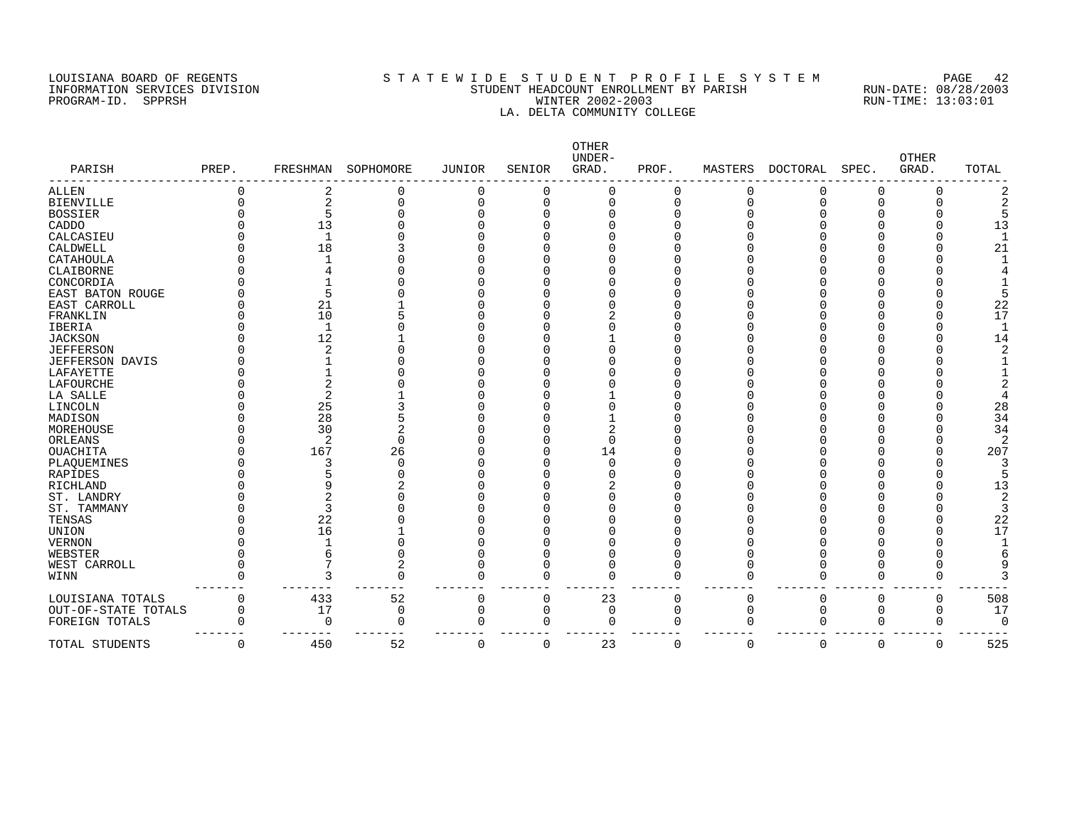LOUISIANA BOARD OF REGENTS
INFORMATION SERVICES DIVISION
PROGRAM-ID. SPPRSH

# S T A T E W I D E  S T U D E N T  P R O F I L E  S Y S T E M
## STUDENT HEADCOUNT ENROLLMENT BY PARISH
### WINTER 2002-2003
### LA. DELTA COMMUNITY COLLEGE

RUN-DATE: 08/28/2003
RUN-TIME: 13:03:01

| PARISH | PREP. | FRESHMAN | SOPHOMORE | JUNIOR | SENIOR | OTHER UNDER-GRAD. | PROF. | MASTERS | DOCTORAL | SPEC. | OTHER GRAD. | TOTAL |
|---|---|---|---|---|---|---|---|---|---|---|---|---|
| ALLEN | 0 | 2 | 0 | 0 | 0 | 0 | 0 | 0 | 0 | 0 | 0 | 2 |
| BIENVILLE | 0 | 2 | 0 | 0 | 0 | 0 | 0 | 0 | 0 | 0 | 0 | 2 |
| BOSSIER | 0 | 5 | 0 | 0 | 0 | 0 | 0 | 0 | 0 | 0 | 0 | 5 |
| CADDO | 0 | 13 | 0 | 0 | 0 | 0 | 0 | 0 | 0 | 0 | 0 | 13 |
| CALCASIEU | 0 | 1 | 0 | 0 | 0 | 0 | 0 | 0 | 0 | 0 | 0 | 1 |
| CALDWELL | 0 | 18 | 3 | 0 | 0 | 0 | 0 | 0 | 0 | 0 | 0 | 21 |
| CATAHOULA | 0 | 1 | 0 | 0 | 0 | 0 | 0 | 0 | 0 | 0 | 0 | 1 |
| CLAIBORNE | 0 | 4 | 0 | 0 | 0 | 0 | 0 | 0 | 0 | 0 | 0 | 4 |
| CONCORDIA | 0 | 1 | 0 | 0 | 0 | 0 | 0 | 0 | 0 | 0 | 0 | 1 |
| EAST BATON ROUGE | 0 | 5 | 0 | 0 | 0 | 0 | 0 | 0 | 0 | 0 | 0 | 5 |
| EAST CARROLL | 0 | 21 | 1 | 0 | 0 | 0 | 0 | 0 | 0 | 0 | 0 | 22 |
| FRANKLIN | 0 | 10 | 5 | 0 | 0 | 2 | 0 | 0 | 0 | 0 | 0 | 17 |
| IBERIA | 0 | 1 | 0 | 0 | 0 | 0 | 0 | 0 | 0 | 0 | 0 | 1 |
| JACKSON | 0 | 12 | 1 | 0 | 0 | 1 | 0 | 0 | 0 | 0 | 0 | 14 |
| JEFFERSON | 0 | 2 | 0 | 0 | 0 | 0 | 0 | 0 | 0 | 0 | 0 | 2 |
| JEFFERSON DAVIS | 0 | 1 | 0 | 0 | 0 | 0 | 0 | 0 | 0 | 0 | 0 | 1 |
| LAFAYETTE | 0 | 1 | 0 | 0 | 0 | 0 | 0 | 0 | 0 | 0 | 0 | 1 |
| LAFOURCHE | 0 | 2 | 0 | 0 | 0 | 0 | 0 | 0 | 0 | 0 | 0 | 2 |
| LA SALLE | 0 | 2 | 1 | 0 | 0 | 1 | 0 | 0 | 0 | 0 | 0 | 4 |
| LINCOLN | 0 | 25 | 3 | 0 | 0 | 0 | 0 | 0 | 0 | 0 | 0 | 28 |
| MADISON | 0 | 28 | 5 | 0 | 0 | 1 | 0 | 0 | 0 | 0 | 0 | 34 |
| MOREHOUSE | 0 | 30 | 2 | 0 | 0 | 2 | 0 | 0 | 0 | 0 | 0 | 34 |
| ORLEANS | 0 | 2 | 0 | 0 | 0 | 0 | 0 | 0 | 0 | 0 | 0 | 2 |
| OUACHITA | 0 | 167 | 26 | 0 | 0 | 14 | 0 | 0 | 0 | 0 | 0 | 207 |
| PLAQUEMINES | 0 | 3 | 0 | 0 | 0 | 0 | 0 | 0 | 0 | 0 | 0 | 3 |
| RAPIDES | 0 | 5 | 0 | 0 | 0 | 0 | 0 | 0 | 0 | 0 | 0 | 5 |
| RICHLAND | 0 | 9 | 2 | 0 | 0 | 2 | 0 | 0 | 0 | 0 | 0 | 13 |
| ST. LANDRY | 0 | 2 | 0 | 0 | 0 | 0 | 0 | 0 | 0 | 0 | 0 | 2 |
| ST. TAMMANY | 0 | 3 | 0 | 0 | 0 | 0 | 0 | 0 | 0 | 0 | 0 | 3 |
| TENSAS | 0 | 22 | 0 | 0 | 0 | 0 | 0 | 0 | 0 | 0 | 0 | 22 |
| UNION | 0 | 16 | 1 | 0 | 0 | 0 | 0 | 0 | 0 | 0 | 0 | 17 |
| VERNON | 0 | 1 | 0 | 0 | 0 | 0 | 0 | 0 | 0 | 0 | 0 | 1 |
| WEBSTER | 0 | 6 | 0 | 0 | 0 | 0 | 0 | 0 | 0 | 0 | 0 | 6 |
| WEST CARROLL | 0 | 7 | 2 | 0 | 0 | 0 | 0 | 0 | 0 | 0 | 0 | 9 |
| WINN | 0 | 3 | 0 | 0 | 0 | 0 | 0 | 0 | 0 | 0 | 0 | 3 |
| LOUISIANA TOTALS | 0 | 433 | 52 | 0 | 0 | 23 | 0 | 0 | 0 | 0 | 0 | 508 |
| OUT-OF-STATE TOTALS | 0 | 17 | 0 | 0 | 0 | 0 | 0 | 0 | 0 | 0 | 0 | 17 |
| FOREIGN TOTALS | 0 | 0 | 0 | 0 | 0 | 0 | 0 | 0 | 0 | 0 | 0 | 0 |
| TOTAL STUDENTS | 0 | 450 | 52 | 0 | 0 | 23 | 0 | 0 | 0 | 0 | 0 | 525 |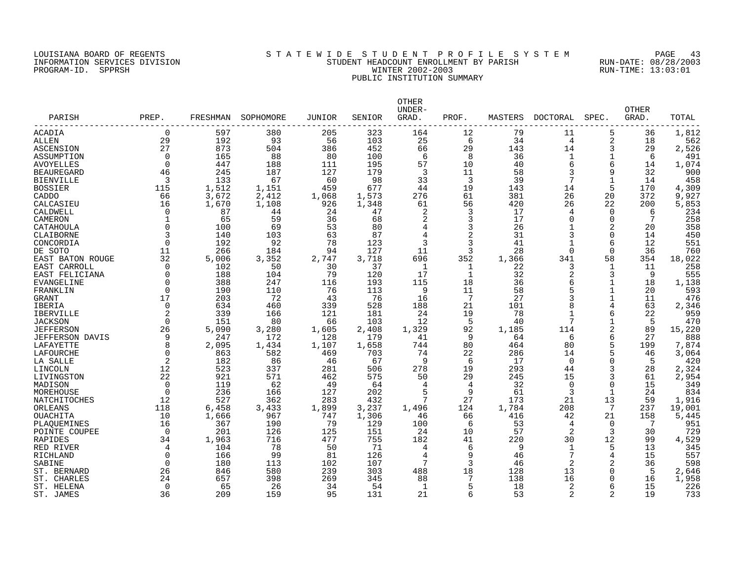LOUISIANA BOARD OF REGENTS
INFORMATION SERVICES DIVISION
PROGRAM-ID. SPPRSH

# STATEWIDE STUDENT PROFILE SYSTEM
## STUDENT HEADCOUNT ENROLLMENT BY PARISH
### WINTER 2002-2003
### PUBLIC INSTITUTION SUMMARY

RUN-DATE: 08/28/2003
RUN-TIME: 13:03:01

| PARISH | PREP. | FRESHMAN | SOPHOMORE | JUNIOR | SENIOR | OTHER UNDER-GRAD. | PROF. | MASTERS | DOCTORAL | SPEC. | OTHER GRAD. | TOTAL |
|---|---|---|---|---|---|---|---|---|---|---|---|---|
| ACADIA | 0 | 597 | 380 | 205 | 323 | 164 | 12 | 79 | 11 | 5 | 36 | 1,812 |
| ALLEN | 29 | 192 | 93 | 56 | 103 | 25 | 6 | 34 | 4 | 2 | 18 | 562 |
| ASCENSION | 27 | 873 | 504 | 386 | 452 | 66 | 29 | 143 | 14 | 3 | 29 | 2,526 |
| ASSUMPTION | 0 | 165 | 88 | 80 | 100 | 6 | 8 | 36 | 1 | 1 | 6 | 491 |
| AVOYELLES | 0 | 447 | 188 | 111 | 195 | 57 | 10 | 40 | 6 | 6 | 14 | 1,074 |
| BEAUREGARD | 46 | 245 | 187 | 127 | 179 | 3 | 11 | 58 | 3 | 9 | 32 | 900 |
| BIENVILLE | 3 | 133 | 67 | 60 | 98 | 33 | 3 | 39 | 7 | 1 | 14 | 458 |
| BOSSIER | 115 | 1,512 | 1,151 | 459 | 677 | 44 | 19 | 143 | 14 | 5 | 170 | 4,309 |
| CADDO | 66 | 3,672 | 2,412 | 1,068 | 1,573 | 276 | 61 | 381 | 26 | 20 | 372 | 9,927 |
| CALCASIEU | 16 | 1,670 | 1,108 | 926 | 1,348 | 61 | 56 | 420 | 26 | 22 | 200 | 5,853 |
| CALDWELL | 0 | 87 | 44 | 24 | 47 | 2 | 3 | 17 | 4 | 0 | 6 | 234 |
| CAMERON | 1 | 65 | 59 | 36 | 68 | 2 | 3 | 17 | 0 | 0 | 7 | 258 |
| CATAHOULA | 0 | 100 | 69 | 53 | 80 | 4 | 3 | 26 | 1 | 2 | 20 | 358 |
| CLAIBORNE | 3 | 140 | 103 | 63 | 87 | 4 | 2 | 31 | 3 | 0 | 14 | 450 |
| CONCORDIA | 0 | 192 | 92 | 78 | 123 | 3 | 3 | 41 | 1 | 6 | 12 | 551 |
| DE SOTO | 11 | 266 | 184 | 94 | 127 | 11 | 3 | 28 | 0 | 0 | 36 | 760 |
| EAST BATON ROUGE | 32 | 5,006 | 3,352 | 2,747 | 3,718 | 696 | 352 | 1,366 | 341 | 58 | 354 | 18,022 |
| EAST CARROLL | 0 | 102 | 50 | 30 | 37 | 1 | 1 | 22 | 3 | 1 | 11 | 258 |
| EAST FELICIANA | 0 | 188 | 104 | 79 | 120 | 17 | 1 | 32 | 2 | 3 | 9 | 555 |
| EVANGELINE | 0 | 388 | 247 | 116 | 193 | 115 | 18 | 36 | 6 | 1 | 18 | 1,138 |
| FRANKLIN | 0 | 190 | 110 | 76 | 113 | 9 | 11 | 58 | 5 | 1 | 20 | 593 |
| GRANT | 17 | 203 | 72 | 43 | 76 | 16 | 7 | 27 | 3 | 1 | 11 | 476 |
| IBERIA | 0 | 634 | 460 | 339 | 528 | 188 | 21 | 101 | 8 | 4 | 63 | 2,346 |
| IBERVILLE | 2 | 339 | 166 | 121 | 181 | 24 | 19 | 78 | 1 | 6 | 22 | 959 |
| JACKSON | 0 | 151 | 80 | 66 | 103 | 12 | 5 | 40 | 7 | 1 | 5 | 470 |
| JEFFERSON | 26 | 5,090 | 3,280 | 1,605 | 2,408 | 1,329 | 92 | 1,185 | 114 | 2 | 89 | 15,220 |
| JEFFERSON DAVIS | 9 | 247 | 172 | 128 | 179 | 41 | 9 | 64 | 6 | 6 | 27 | 888 |
| LAFAYETTE | 8 | 2,095 | 1,434 | 1,107 | 1,658 | 744 | 80 | 464 | 80 | 5 | 199 | 7,874 |
| LAFOURCHE | 0 | 863 | 582 | 469 | 703 | 74 | 22 | 286 | 14 | 5 | 46 | 3,064 |
| LA SALLE | 2 | 182 | 86 | 46 | 67 | 9 | 6 | 17 | 0 | 0 | 5 | 420 |
| LINCOLN | 12 | 523 | 337 | 281 | 506 | 278 | 19 | 293 | 44 | 3 | 28 | 2,324 |
| LIVINGSTON | 22 | 921 | 571 | 462 | 575 | 50 | 29 | 245 | 15 | 3 | 61 | 2,954 |
| MADISON | 0 | 119 | 62 | 49 | 64 | 4 | 4 | 32 | 0 | 0 | 15 | 349 |
| MOREHOUSE | 0 | 236 | 166 | 127 | 202 | 5 | 9 | 61 | 3 | 1 | 24 | 834 |
| NATCHITOCHES | 12 | 527 | 362 | 283 | 432 | 7 | 27 | 173 | 21 | 13 | 59 | 1,916 |
| ORLEANS | 118 | 6,458 | 3,433 | 1,899 | 3,237 | 1,496 | 124 | 1,784 | 208 | 7 | 237 | 19,001 |
| OUACHITA | 10 | 1,666 | 967 | 747 | 1,306 | 46 | 66 | 416 | 42 | 21 | 158 | 5,445 |
| PLAQUEMINES | 16 | 367 | 190 | 79 | 129 | 100 | 6 | 53 | 4 | 0 | 7 | 951 |
| POINTE COUPEE | 0 | 201 | 126 | 125 | 151 | 24 | 10 | 57 | 2 | 3 | 30 | 729 |
| RAPIDES | 34 | 1,963 | 716 | 477 | 755 | 182 | 41 | 220 | 30 | 12 | 99 | 4,529 |
| RED RIVER | 4 | 104 | 78 | 50 | 71 | 4 | 6 | 9 | 1 | 5 | 13 | 345 |
| RICHLAND | 0 | 166 | 99 | 81 | 126 | 4 | 9 | 46 | 7 | 4 | 15 | 557 |
| SABINE | 0 | 180 | 113 | 102 | 107 | 7 | 3 | 46 | 2 | 2 | 36 | 598 |
| ST. BERNARD | 26 | 846 | 580 | 239 | 303 | 488 | 18 | 128 | 13 | 0 | 5 | 2,646 |
| ST. CHARLES | 24 | 657 | 398 | 269 | 345 | 88 | 7 | 138 | 16 | 0 | 16 | 1,958 |
| ST. HELENA | 0 | 65 | 26 | 34 | 54 | 1 | 5 | 18 | 2 | 6 | 15 | 226 |
| ST. JAMES | 36 | 209 | 159 | 95 | 131 | 21 | 6 | 53 | 2 | 2 | 19 | 733 |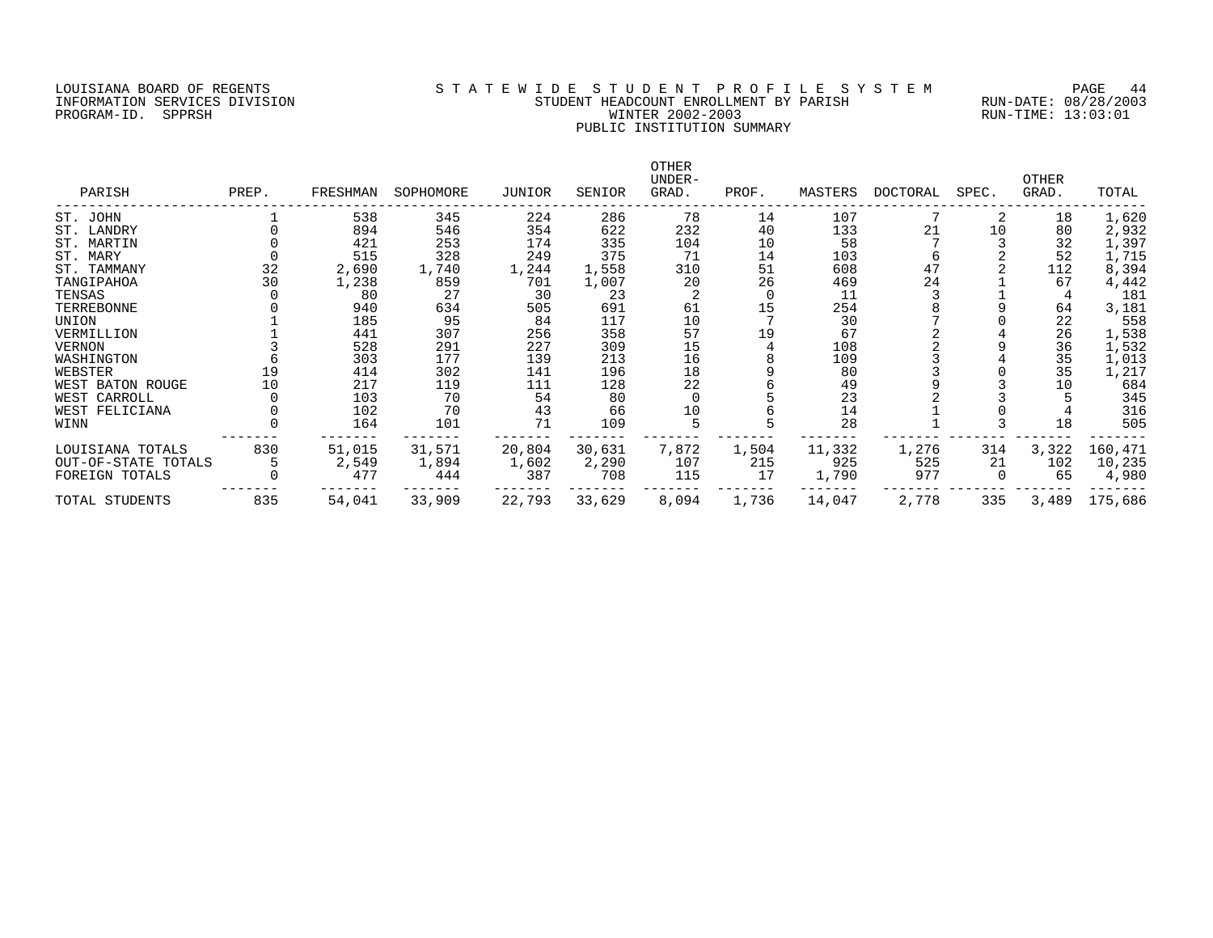LOUISIANA BOARD OF REGENTS
INFORMATION SERVICES DIVISION
PROGRAM-ID. SPPRSH

# S T A T E W I D E S T U D E N T P R O F I L E S Y S T E M

## STUDENT HEADCOUNT ENROLLMENT BY PARISH

WINTER 2002-2003

PUBLIC INSTITUTION SUMMARY

RUN-DATE: 08/28/2003
RUN-TIME: 13:03:01

| PARISH | PREP. | FRESHMAN | SOPHOMORE | JUNIOR | SENIOR | OTHER UNDER-GRAD. | PROF. | MASTERS | DOCTORAL | SPEC. | OTHER GRAD. | TOTAL |
|---|---|---|---|---|---|---|---|---|---|---|---|---|
| ST. JOHN | 1 | 538 | 345 | 224 | 286 | 78 | 14 | 107 | 7 | 2 | 18 | 1,620 |
| ST. LANDRY | 0 | 894 | 546 | 354 | 622 | 232 | 40 | 133 | 21 | 10 | 80 | 2,932 |
| ST. MARTIN | 0 | 421 | 253 | 174 | 335 | 104 | 10 | 58 | 7 | 3 | 32 | 1,397 |
| ST. MARY | 0 | 515 | 328 | 249 | 375 | 71 | 14 | 103 | 6 | 2 | 52 | 1,715 |
| ST. TAMMANY | 32 | 2,690 | 1,740 | 1,244 | 1,558 | 310 | 51 | 608 | 47 | 2 | 112 | 8,394 |
| TANGIPAHOA | 30 | 1,238 | 859 | 701 | 1,007 | 20 | 26 | 469 | 24 | 1 | 67 | 4,442 |
| TENSAS | 0 | 80 | 27 | 30 | 23 | 2 | 0 | 11 | 3 | 1 | 4 | 181 |
| TERREBONNE | 0 | 940 | 634 | 505 | 691 | 61 | 15 | 254 | 8 | 9 | 64 | 3,181 |
| UNION | 1 | 185 | 95 | 84 | 117 | 10 | 7 | 30 | 7 | 0 | 22 | 558 |
| VERMILLION | 1 | 441 | 307 | 256 | 358 | 57 | 19 | 67 | 2 | 4 | 26 | 1,538 |
| VERNON | 3 | 528 | 291 | 227 | 309 | 15 | 4 | 108 | 2 | 9 | 36 | 1,532 |
| WASHINGTON | 6 | 303 | 177 | 139 | 213 | 16 | 8 | 109 | 3 | 4 | 35 | 1,013 |
| WEBSTER | 19 | 414 | 302 | 141 | 196 | 18 | 9 | 80 | 3 | 0 | 35 | 1,217 |
| WEST BATON ROUGE | 10 | 217 | 119 | 111 | 128 | 22 | 6 | 49 | 9 | 3 | 10 | 684 |
| WEST CARROLL | 0 | 103 | 70 | 54 | 80 | 0 | 5 | 23 | 2 | 3 | 5 | 345 |
| WEST FELICIANA | 0 | 102 | 70 | 43 | 66 | 10 | 6 | 14 | 1 | 0 | 4 | 316 |
| WINN | 0 | 164 | 101 | 71 | 109 | 5 | 5 | 28 | 1 | 3 | 18 | 505 |
| LOUISIANA TOTALS | 830 | 51,015 | 31,571 | 20,804 | 30,631 | 7,872 | 1,504 | 11,332 | 1,276 | 314 | 3,322 | 160,471 |
| OUT-OF-STATE TOTALS | 5 | 2,549 | 1,894 | 1,602 | 2,290 | 107 | 215 | 925 | 525 | 21 | 102 | 10,235 |
| FOREIGN TOTALS | 0 | 477 | 444 | 387 | 708 | 115 | 17 | 1,790 | 977 | 0 | 65 | 4,980 |
| TOTAL STUDENTS | 835 | 54,041 | 33,909 | 22,793 | 33,629 | 8,094 | 1,736 | 14,047 | 2,778 | 335 | 3,489 | 175,686 |